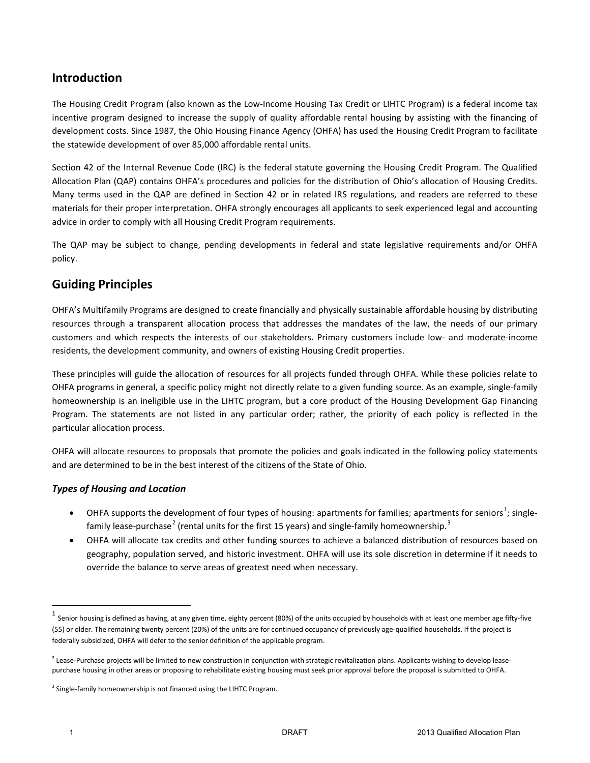## Introduction

The Housing Credit Program (also known as the Low-Income Housing Tax Credit or LIHTC Program) is a federal income tax incentive program designed to increase the supply of quality affordable rental housing by assisting with the financing of development costs. Since 1987, the Ohio Housing Finance Agency (OHFA) has used the Housing Credit Program to facilitate the statewide development of over 85,000 affordable rental units.

Section 42 of the Internal Revenue Code (IRC) is the federal statute governing the Housing Credit Program. The Qualified Allocation Plan (QAP) contains OHFA's procedures and policies for the distribution of Ohio's allocation of Housing Credits. Many terms used in the QAP are defined in Section 42 or in related IRS regulations, and readers are referred to these materials for their proper interpretation. OHFA strongly encourages all applicants to seek experienced legal and accounting advice in order to comply with all Housing Credit Program requirements.

The QAP may be subject to change, pending developments in federal and state legislative requirements and/or OHFA policy.

## Guiding Principles

OHFA's Multifamily Programs are designed to create financially and physically sustainable affordable housing by distributing resources through a transparent allocation process that addresses the mandates of the law, the needs of our primary customers and which respects the interests of our stakeholders. Primary customers include low- and moderate-income residents, the development community, and owners of existing Housing Credit properties.

These principles will guide the allocation of resources for all projects funded through OHFA. While these policies relate to OHFA programs in general, a specific policy might not directly relate to a given funding source. As an example, single-family homeownership is an ineligible use in the LIHTC program, but a core product of the Housing Development Gap Financing Program. The statements are not listed in any particular order; rather, the priority of each policy is reflected in the particular allocation process.

OHFA will allocate resources to proposals that promote the policies and goals indicated in the following policy statements and are determined to be in the best interest of the citizens of the State of Ohio.

### *Types of Housing and Location*

- OHFA supports the development of four types of housing: apartments for families; apartments for seniors[1]; single-family lease-purchase[2] (rental units for the first 15 years) and single-family homeownership.[3]
- OHFA will allocate tax credits and other funding sources to achieve a balanced distribution of resources based on geography, population served, and historic investment. OHFA will use its sole discretion in determine if it needs to override the balance to serve areas of greatest need when necessary.

---

[1] Senior housing is defined as having, at any given time, eighty percent (80%) of the units occupied by households with at least one member age fifty-five (55) or older. The remaining twenty percent (20%) of the units are for continued occupancy of previously age-qualified households. If the project is federally subsidized, OHFA will defer to the senior definition of the applicable program.

[2] Lease-Purchase projects will be limited to new construction in conjunction with strategic revitalization plans. Applicants wishing to develop lease-purchase housing in other areas or proposing to rehabilitate existing housing must seek prior approval before the proposal is submitted to OHFA.

[3] Single-family homeownership is not financed using the LIHTC Program.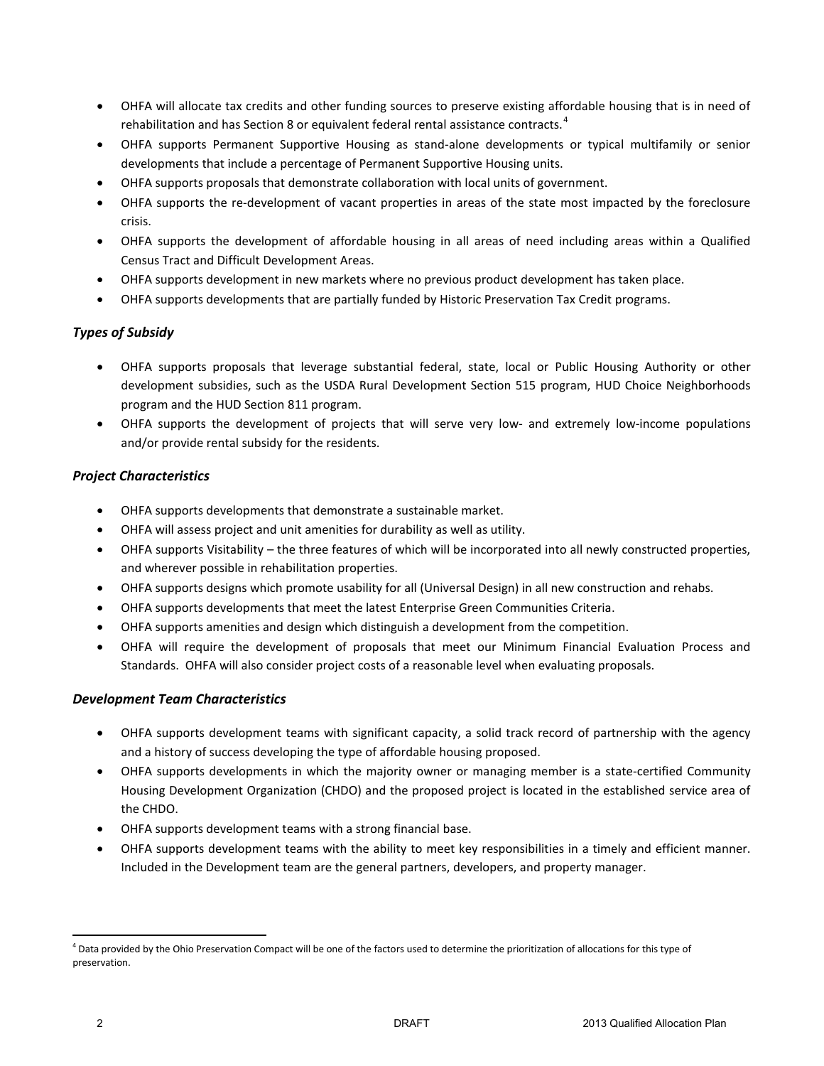- OHFA will allocate tax credits and other funding sources to preserve existing affordable housing that is in need of rehabilitation and has Section 8 or equivalent federal rental assistance contracts.[4]
- OHFA supports Permanent Supportive Housing as stand-alone developments or typical multifamily or senior developments that include a percentage of Permanent Supportive Housing units.
- OHFA supports proposals that demonstrate collaboration with local units of government.
- OHFA supports the re-development of vacant properties in areas of the state most impacted by the foreclosure crisis.
- OHFA supports the development of affordable housing in all areas of need including areas within a Qualified Census Tract and Difficult Development Areas.
- OHFA supports development in new markets where no previous product development has taken place.
- OHFA supports developments that are partially funded by Historic Preservation Tax Credit programs.

### *Types of Subsidy*

- OHFA supports proposals that leverage substantial federal, state, local or Public Housing Authority or other development subsidies, such as the USDA Rural Development Section 515 program, HUD Choice Neighborhoods program and the HUD Section 811 program.
- OHFA supports the development of projects that will serve very low- and extremely low-income populations and/or provide rental subsidy for the residents.

### *Project Characteristics*

- OHFA supports developments that demonstrate a sustainable market.
- OHFA will assess project and unit amenities for durability as well as utility.
- OHFA supports Visitability – the three features of which will be incorporated into all newly constructed properties, and wherever possible in rehabilitation properties.
- OHFA supports designs which promote usability for all (Universal Design) in all new construction and rehabs.
- OHFA supports developments that meet the latest Enterprise Green Communities Criteria.
- OHFA supports amenities and design which distinguish a development from the competition.
- OHFA will require the development of proposals that meet our Minimum Financial Evaluation Process and Standards. OHFA will also consider project costs of a reasonable level when evaluating proposals.

### *Development Team Characteristics*

- OHFA supports development teams with significant capacity, a solid track record of partnership with the agency and a history of success developing the type of affordable housing proposed.
- OHFA supports developments in which the majority owner or managing member is a state-certified Community Housing Development Organization (CHDO) and the proposed project is located in the established service area of the CHDO.
- OHFA supports development teams with a strong financial base.
- OHFA supports development teams with the ability to meet key responsibilities in a timely and efficient manner. Included in the Development team are the general partners, developers, and property manager.

---

[4] Data provided by the Ohio Preservation Compact will be one of the factors used to determine the prioritization of allocations for this type of preservation.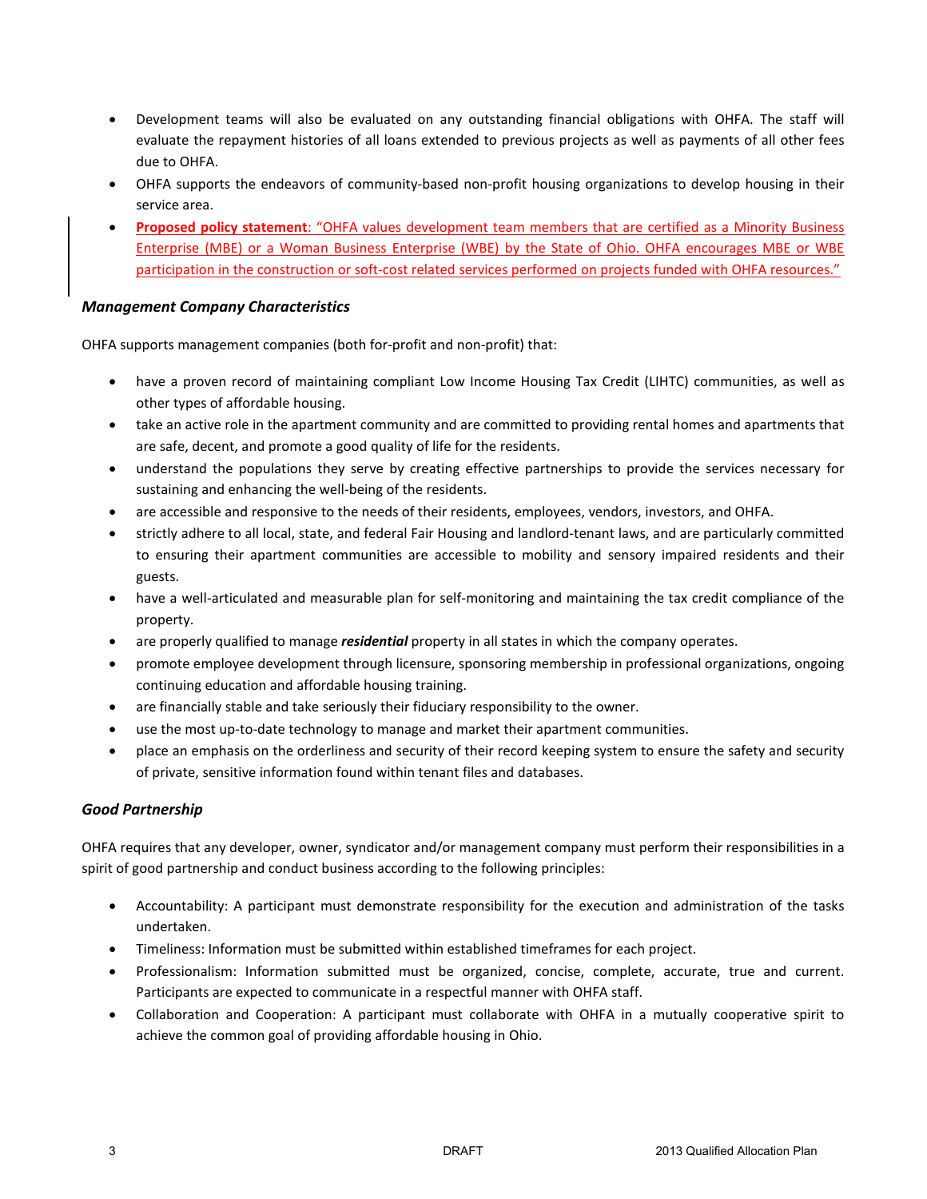- Development teams will also be evaluated on any outstanding financial obligations with OHFA. The staff will evaluate the repayment histories of all loans extended to previous projects as well as payments of all other fees due to OHFA.
- OHFA supports the endeavors of community-based non-profit housing organizations to develop housing in their service area.
- **Proposed policy statement**: "OHFA values development team members that are certified as a Minority Business Enterprise (MBE) or a Woman Business Enterprise (WBE) by the State of Ohio. OHFA encourages MBE or WBE participation in the construction or soft-cost related services performed on projects funded with OHFA resources."

### *Management Company Characteristics*

OHFA supports management companies (both for-profit and non-profit) that:

- have a proven record of maintaining compliant Low Income Housing Tax Credit (LIHTC) communities, as well as other types of affordable housing.
- take an active role in the apartment community and are committed to providing rental homes and apartments that are safe, decent, and promote a good quality of life for the residents.
- understand the populations they serve by creating effective partnerships to provide the services necessary for sustaining and enhancing the well-being of the residents.
- are accessible and responsive to the needs of their residents, employees, vendors, investors, and OHFA.
- strictly adhere to all local, state, and federal Fair Housing and landlord-tenant laws, and are particularly committed to ensuring their apartment communities are accessible to mobility and sensory impaired residents and their guests.
- have a well-articulated and measurable plan for self-monitoring and maintaining the tax credit compliance of the property.
- are properly qualified to manage ***residential*** property in all states in which the company operates.
- promote employee development through licensure, sponsoring membership in professional organizations, ongoing continuing education and affordable housing training.
- are financially stable and take seriously their fiduciary responsibility to the owner.
- use the most up-to-date technology to manage and market their apartment communities.
- place an emphasis on the orderliness and security of their record keeping system to ensure the safety and security of private, sensitive information found within tenant files and databases.

### *Good Partnership*

OHFA requires that any developer, owner, syndicator and/or management company must perform their responsibilities in a spirit of good partnership and conduct business according to the following principles:

- Accountability: A participant must demonstrate responsibility for the execution and administration of the tasks undertaken.
- Timeliness: Information must be submitted within established timeframes for each project.
- Professionalism: Information submitted must be organized, concise, complete, accurate, true and current. Participants are expected to communicate in a respectful manner with OHFA staff.
- Collaboration and Cooperation: A participant must collaborate with OHFA in a mutually cooperative spirit to achieve the common goal of providing affordable housing in Ohio.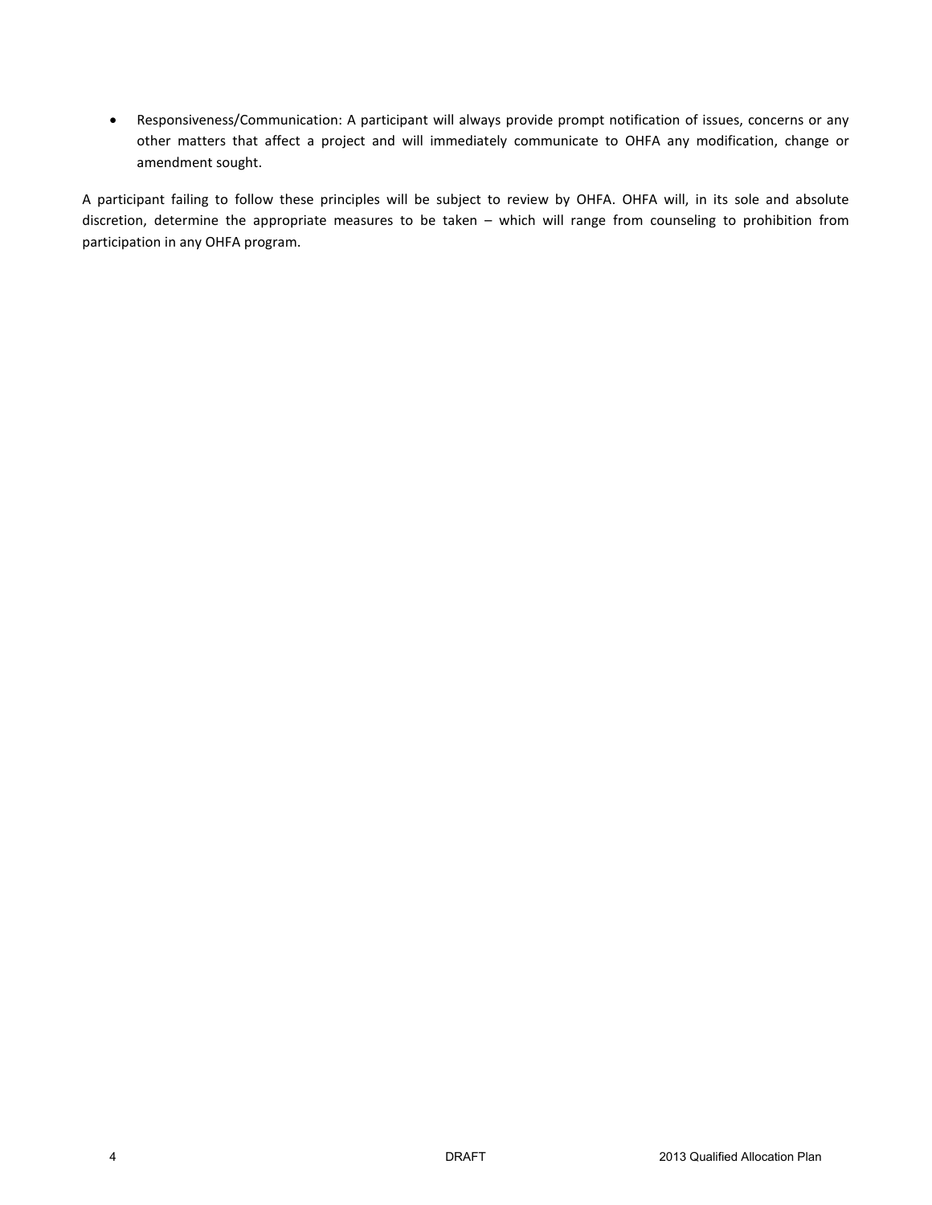- Responsiveness/Communication: A participant will always provide prompt notification of issues, concerns or any other matters that affect a project and will immediately communicate to OHFA any modification, change or amendment sought.

A participant failing to follow these principles will be subject to review by OHFA. OHFA will, in its sole and absolute discretion, determine the appropriate measures to be taken – which will range from counseling to prohibition from participation in any OHFA program.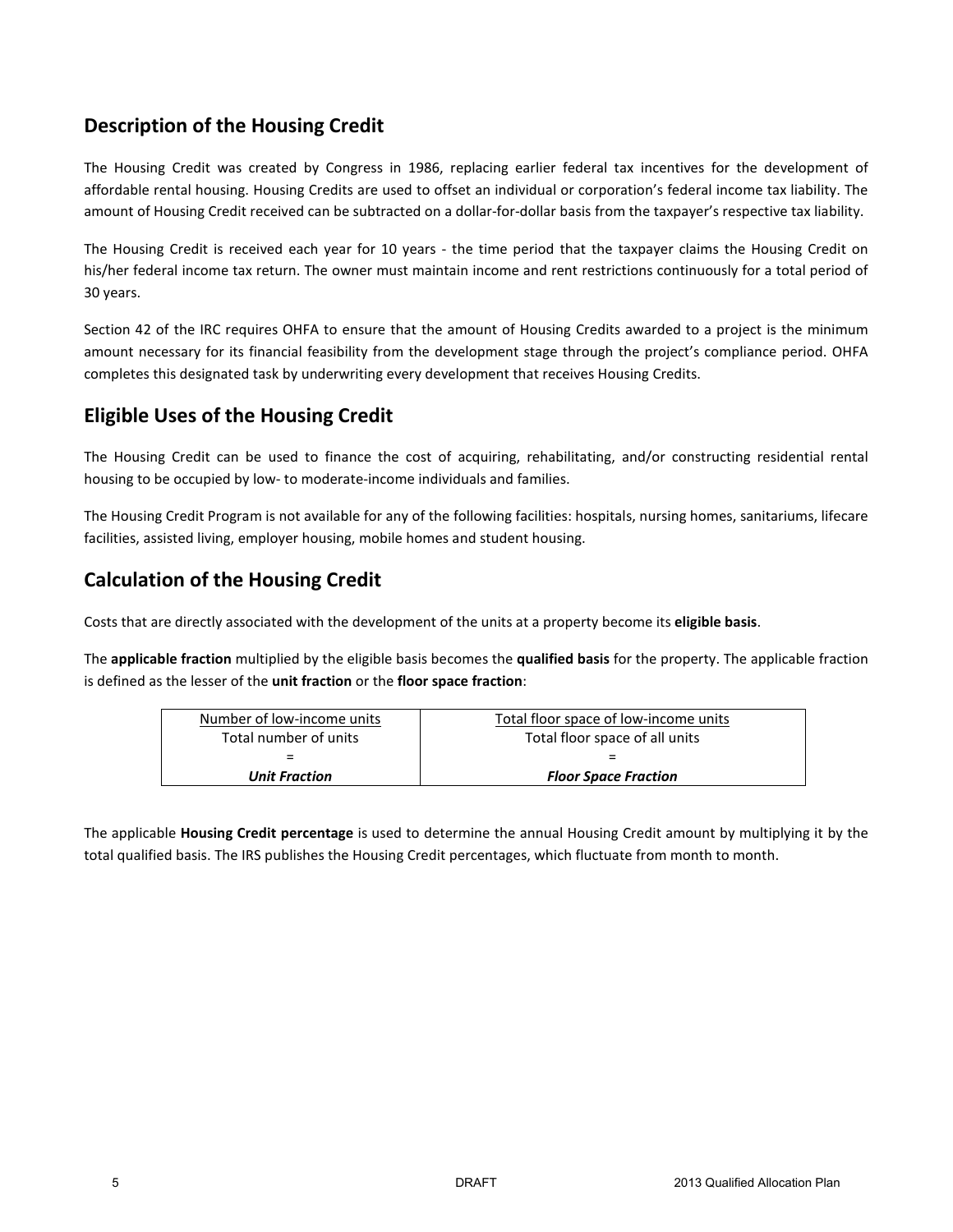## Description of the Housing Credit

The Housing Credit was created by Congress in 1986, replacing earlier federal tax incentives for the development of affordable rental housing. Housing Credits are used to offset an individual or corporation's federal income tax liability. The amount of Housing Credit received can be subtracted on a dollar-for-dollar basis from the taxpayer's respective tax liability.

The Housing Credit is received each year for 10 years - the time period that the taxpayer claims the Housing Credit on his/her federal income tax return. The owner must maintain income and rent restrictions continuously for a total period of 30 years.

Section 42 of the IRC requires OHFA to ensure that the amount of Housing Credits awarded to a project is the minimum amount necessary for its financial feasibility from the development stage through the project's compliance period. OHFA completes this designated task by underwriting every development that receives Housing Credits.

## Eligible Uses of the Housing Credit

The Housing Credit can be used to finance the cost of acquiring, rehabilitating, and/or constructing residential rental housing to be occupied by low- to moderate-income individuals and families.

The Housing Credit Program is not available for any of the following facilities: hospitals, nursing homes, sanitariums, lifecare facilities, assisted living, employer housing, mobile homes and student housing.

## Calculation of the Housing Credit

Costs that are directly associated with the development of the units at a property become its **eligible basis**.

The **applicable fraction** multiplied by the eligible basis becomes the **qualified basis** for the property. The applicable fraction is defined as the lesser of the **unit fraction** or the **floor space fraction**:

| Number of low-income units | Total floor space of low-income units |
|---|---|
| Total number of units | Total floor space of all units |
| = | = |
| ***Unit Fraction*** | ***Floor Space Fraction*** |

The applicable **Housing Credit percentage** is used to determine the annual Housing Credit amount by multiplying it by the total qualified basis. The IRS publishes the Housing Credit percentages, which fluctuate from month to month.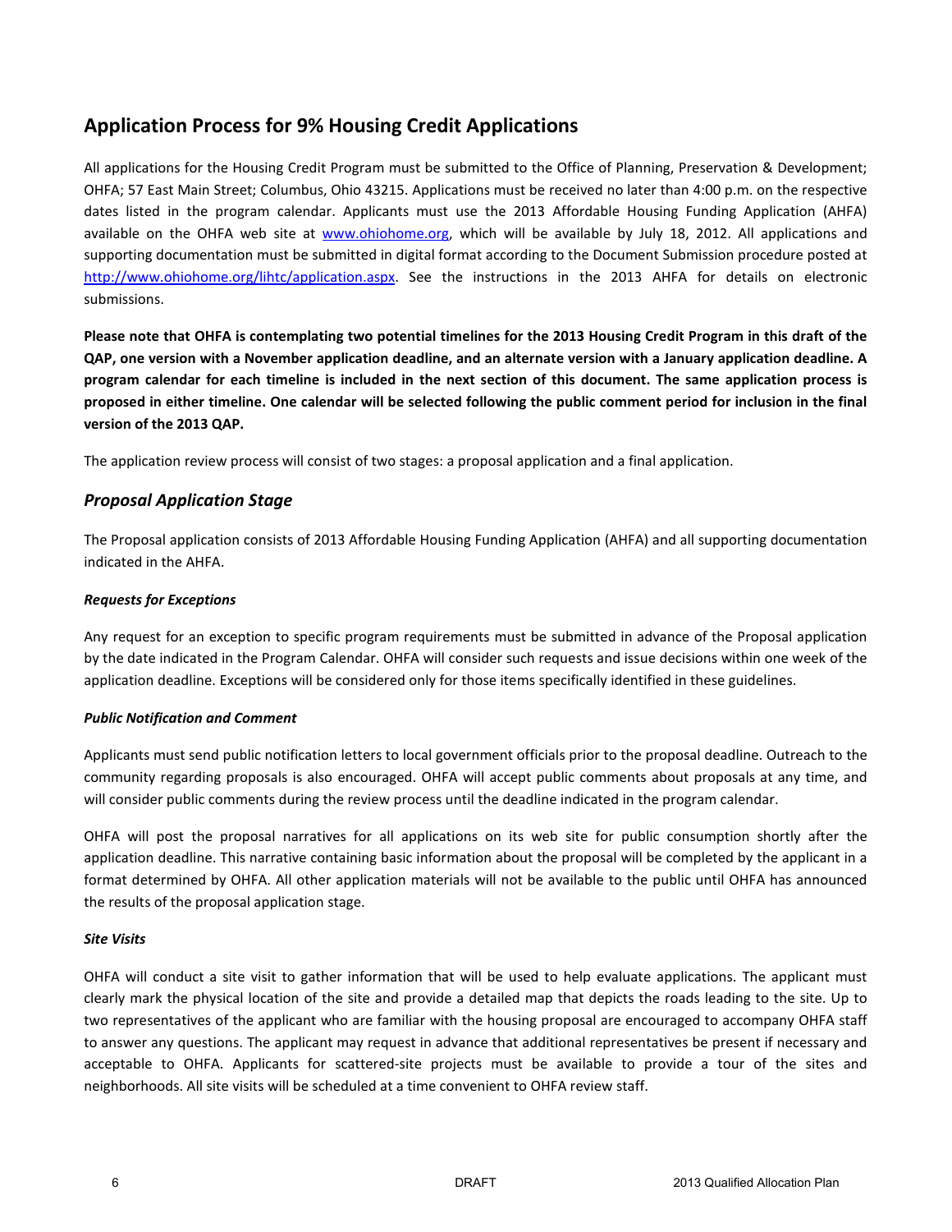## Application Process for 9% Housing Credit Applications

All applications for the Housing Credit Program must be submitted to the Office of Planning, Preservation & Development; OHFA; 57 East Main Street; Columbus, Ohio 43215. Applications must be received no later than 4:00 p.m. on the respective dates listed in the program calendar. Applicants must use the 2013 Affordable Housing Funding Application (AHFA) available on the OHFA web site at www.ohiohome.org, which will be available by July 18, 2012. All applications and supporting documentation must be submitted in digital format according to the Document Submission procedure posted at http://www.ohiohome.org/lihtc/application.aspx. See the instructions in the 2013 AHFA for details on electronic submissions.

**Please note that OHFA is contemplating two potential timelines for the 2013 Housing Credit Program in this draft of the QAP, one version with a November application deadline, and an alternate version with a January application deadline. A program calendar for each timeline is included in the next section of this document. The same application process is proposed in either timeline. One calendar will be selected following the public comment period for inclusion in the final version of the 2013 QAP.**

The application review process will consist of two stages: a proposal application and a final application.

### *Proposal Application Stage*

The Proposal application consists of 2013 Affordable Housing Funding Application (AHFA) and all supporting documentation indicated in the AHFA.

#### *Requests for Exceptions*

Any request for an exception to specific program requirements must be submitted in advance of the Proposal application by the date indicated in the Program Calendar. OHFA will consider such requests and issue decisions within one week of the application deadline. Exceptions will be considered only for those items specifically identified in these guidelines.

#### *Public Notification and Comment*

Applicants must send public notification letters to local government officials prior to the proposal deadline. Outreach to the community regarding proposals is also encouraged. OHFA will accept public comments about proposals at any time, and will consider public comments during the review process until the deadline indicated in the program calendar.

OHFA will post the proposal narratives for all applications on its web site for public consumption shortly after the application deadline. This narrative containing basic information about the proposal will be completed by the applicant in a format determined by OHFA. All other application materials will not be available to the public until OHFA has announced the results of the proposal application stage.

#### *Site Visits*

OHFA will conduct a site visit to gather information that will be used to help evaluate applications. The applicant must clearly mark the physical location of the site and provide a detailed map that depicts the roads leading to the site. Up to two representatives of the applicant who are familiar with the housing proposal are encouraged to accompany OHFA staff to answer any questions. The applicant may request in advance that additional representatives be present if necessary and acceptable to OHFA. Applicants for scattered-site projects must be available to provide a tour of the sites and neighborhoods. All site visits will be scheduled at a time convenient to OHFA review staff.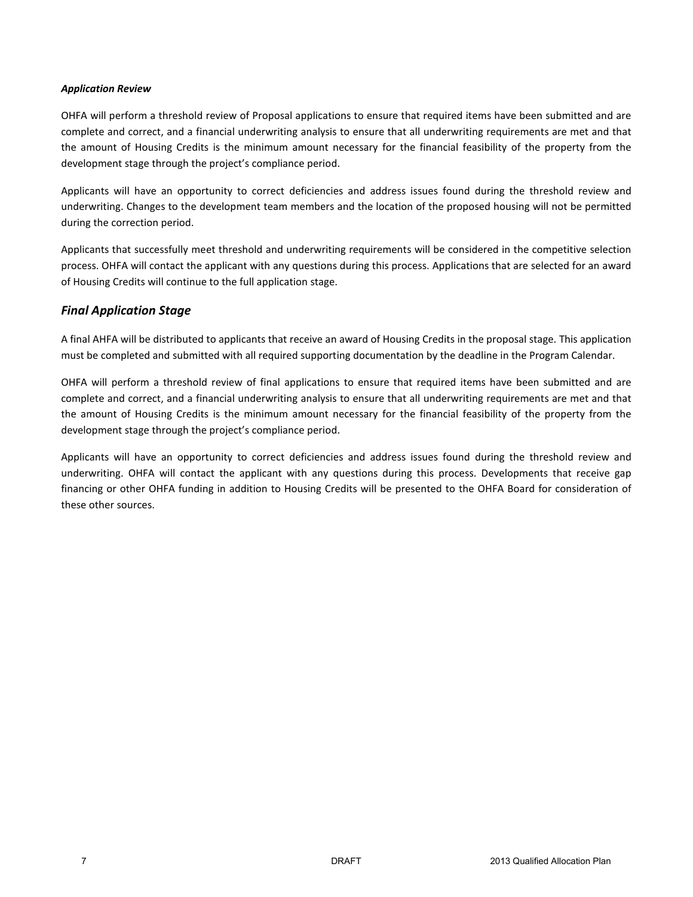#### *Application Review*

OHFA will perform a threshold review of Proposal applications to ensure that required items have been submitted and are complete and correct, and a financial underwriting analysis to ensure that all underwriting requirements are met and that the amount of Housing Credits is the minimum amount necessary for the financial feasibility of the property from the development stage through the project's compliance period.

Applicants will have an opportunity to correct deficiencies and address issues found during the threshold review and underwriting. Changes to the development team members and the location of the proposed housing will not be permitted during the correction period.

Applicants that successfully meet threshold and underwriting requirements will be considered in the competitive selection process. OHFA will contact the applicant with any questions during this process. Applications that are selected for an award of Housing Credits will continue to the full application stage.

### *Final Application Stage*

A final AHFA will be distributed to applicants that receive an award of Housing Credits in the proposal stage. This application must be completed and submitted with all required supporting documentation by the deadline in the Program Calendar.

OHFA will perform a threshold review of final applications to ensure that required items have been submitted and are complete and correct, and a financial underwriting analysis to ensure that all underwriting requirements are met and that the amount of Housing Credits is the minimum amount necessary for the financial feasibility of the property from the development stage through the project's compliance period.

Applicants will have an opportunity to correct deficiencies and address issues found during the threshold review and underwriting. OHFA will contact the applicant with any questions during this process. Developments that receive gap financing or other OHFA funding in addition to Housing Credits will be presented to the OHFA Board for consideration of these other sources.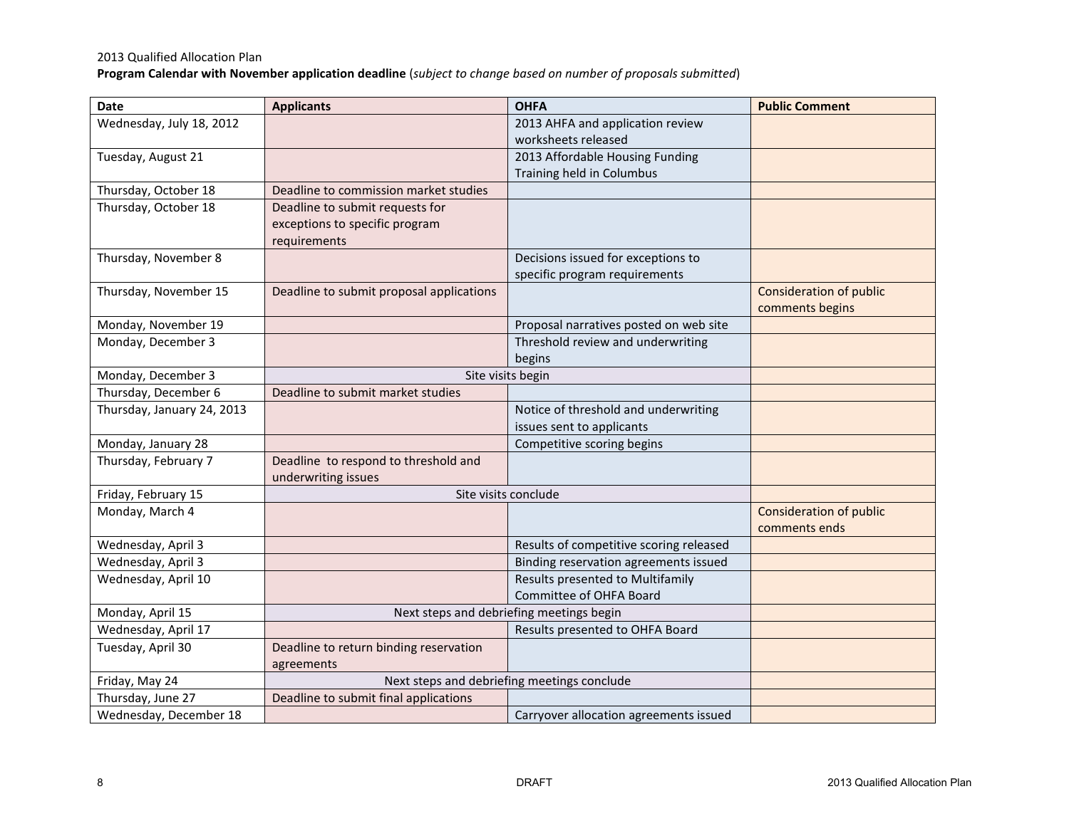2013 Qualified Allocation Plan

**Program Calendar with November application deadline** (*subject to change based on number of proposals submitted*)

| Date | Applicants | OHFA | Public Comment |
|---|---|---|---|
| Wednesday, July 18, 2012 | | 2013 AHFA and application review worksheets released | |
| Tuesday, August 21 | | 2013 Affordable Housing Funding Training held in Columbus | |
| Thursday, October 18 | Deadline to commission market studies | | |
| Thursday, October 18 | Deadline to submit requests for exceptions to specific program requirements | | |
| Thursday, November 8 | | Decisions issued for exceptions to specific program requirements | |
| Thursday, November 15 | Deadline to submit proposal applications | | Consideration of public comments begins |
| Monday, November 19 | | Proposal narratives posted on web site | |
| Monday, December 3 | | Threshold review and underwriting begins | |
| Monday, December 3 | Site visits begin | | |
| Thursday, December 6 | Deadline to submit market studies | | |
| Thursday, January 24, 2013 | | Notice of threshold and underwriting issues sent to applicants | |
| Monday, January 28 | | Competitive scoring begins | |
| Thursday, February 7 | Deadline to respond to threshold and underwriting issues | | |
| Friday, February 15 | Site visits conclude | | |
| Monday, March 4 | | | Consideration of public comments ends |
| Wednesday, April 3 | | Results of competitive scoring released | |
| Wednesday, April 3 | | Binding reservation agreements issued | |
| Wednesday, April 10 | | Results presented to Multifamily Committee of OHFA Board | |
| Monday, April 15 | Next steps and debriefing meetings begin | | |
| Wednesday, April 17 | | Results presented to OHFA Board | |
| Tuesday, April 30 | Deadline to return binding reservation agreements | | |
| Friday, May 24 | Next steps and debriefing meetings conclude | | |
| Thursday, June 27 | Deadline to submit final applications | | |
| Wednesday, December 18 | | Carryover allocation agreements issued | |

DRAFT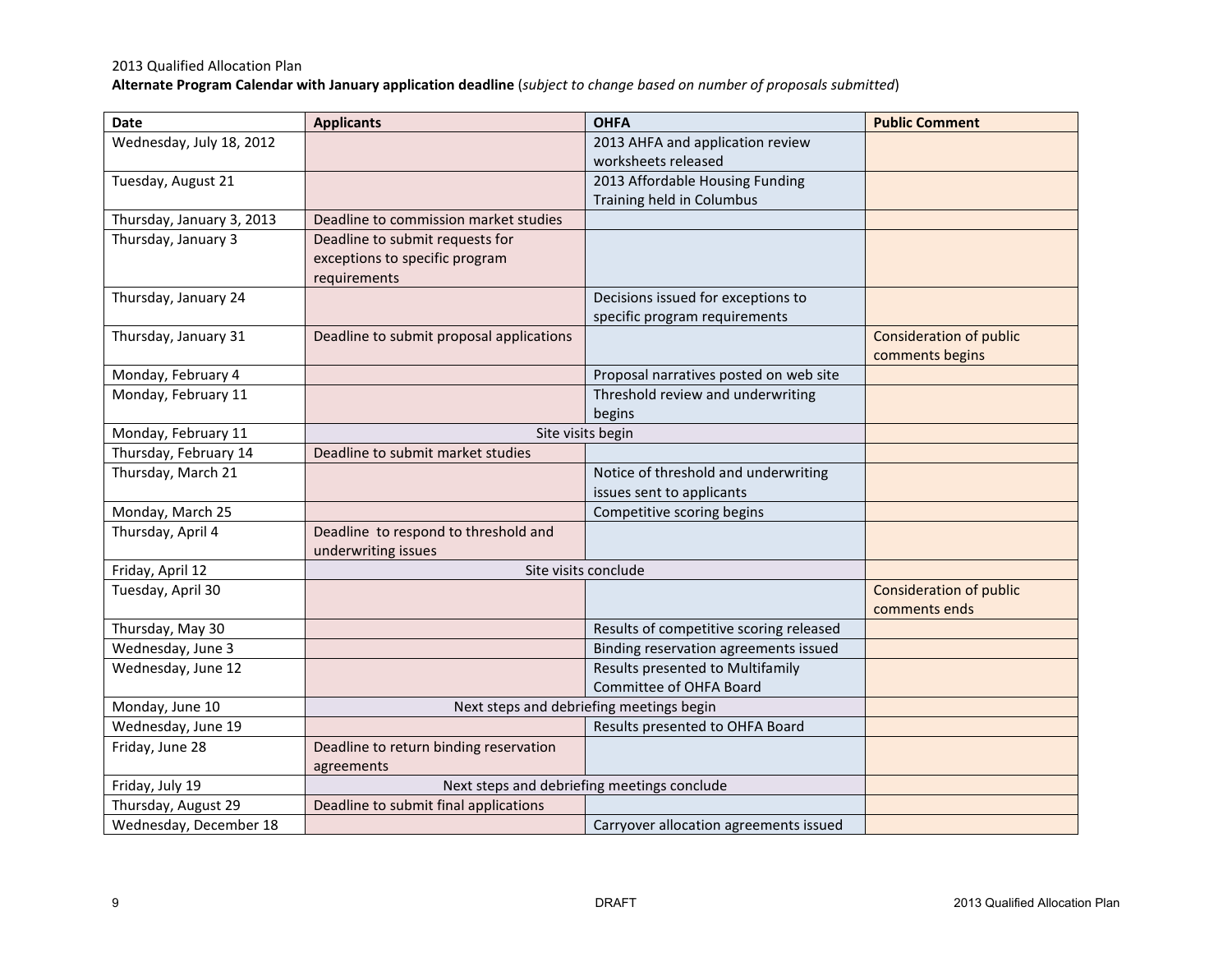2013 Qualified Allocation Plan

**Alternate Program Calendar with January application deadline** (*subject to change based on number of proposals submitted*)

| Date | Applicants | OHFA | Public Comment |
|---|---|---|---|
| Wednesday, July 18, 2012 | | 2013 AHFA and application review worksheets released | |
| Tuesday, August 21 | | 2013 Affordable Housing Funding Training held in Columbus | |
| Thursday, January 3, 2013 | Deadline to commission market studies | | |
| Thursday, January 3 | Deadline to submit requests for exceptions to specific program requirements | | |
| Thursday, January 24 | | Decisions issued for exceptions to specific program requirements | |
| Thursday, January 31 | Deadline to submit proposal applications | | Consideration of public comments begins |
| Monday, February 4 | | Proposal narratives posted on web site | |
| Monday, February 11 | | Threshold review and underwriting begins | |
| Monday, February 11 | Site visits begin | | |
| Thursday, February 14 | Deadline to submit market studies | | |
| Thursday, March 21 | | Notice of threshold and underwriting issues sent to applicants | |
| Monday, March 25 | | Competitive scoring begins | |
| Thursday, April 4 | Deadline to respond to threshold and underwriting issues | | |
| Friday, April 12 | Site visits conclude | | |
| Tuesday, April 30 | | | Consideration of public comments ends |
| Thursday, May 30 | | Results of competitive scoring released | |
| Wednesday, June 3 | | Binding reservation agreements issued | |
| Wednesday, June 12 | | Results presented to Multifamily Committee of OHFA Board | |
| Monday, June 10 | Next steps and debriefing meetings begin | | |
| Wednesday, June 19 | | Results presented to OHFA Board | |
| Friday, June 28 | Deadline to return binding reservation agreements | | |
| Friday, July 19 | Next steps and debriefing meetings conclude | | |
| Thursday, August 29 | Deadline to submit final applications | | |
| Wednesday, December 18 | | Carryover allocation agreements issued | |

DRAFT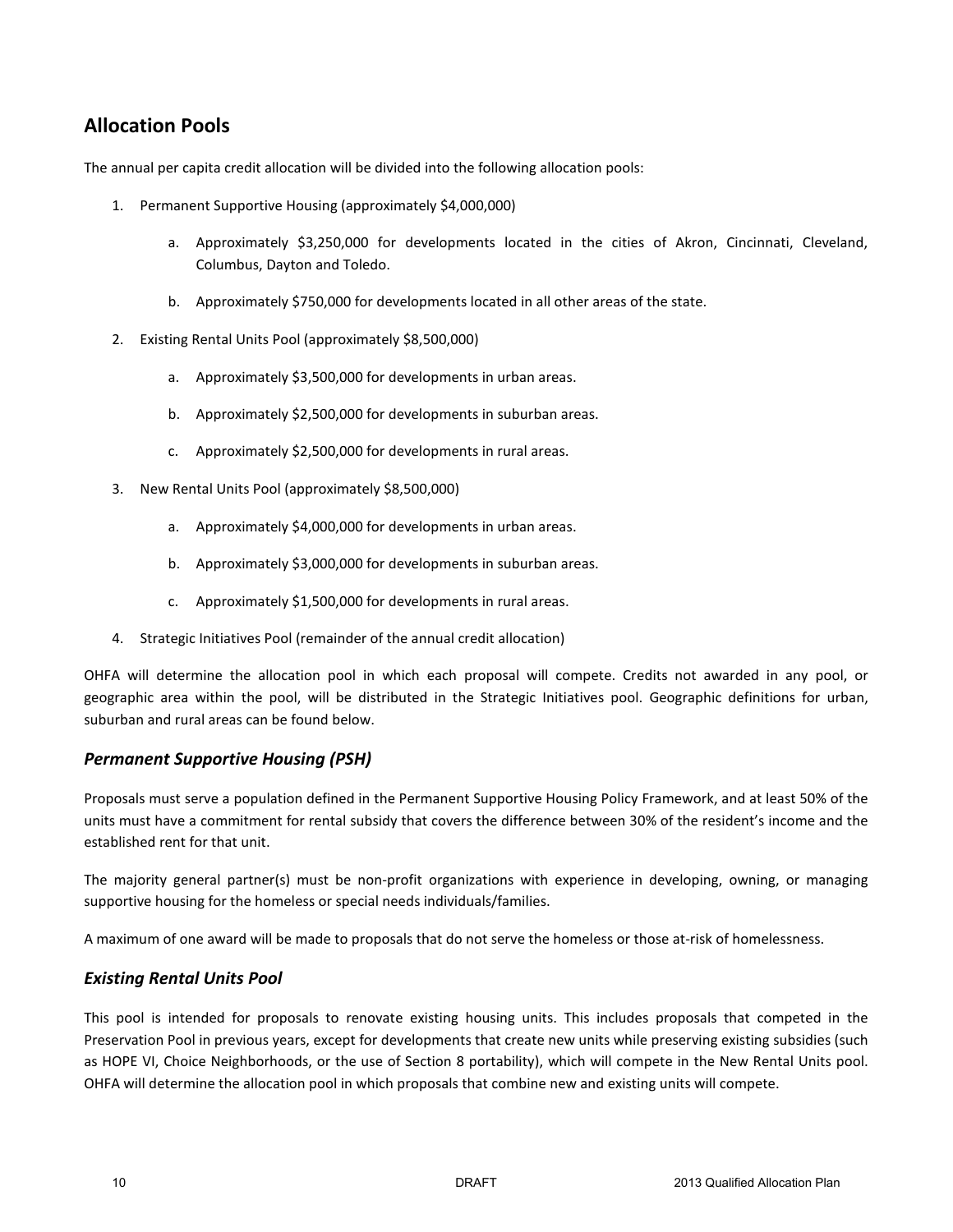## Allocation Pools

The annual per capita credit allocation will be divided into the following allocation pools:

1. Permanent Supportive Housing (approximately $4,000,000)

    a. Approximately $3,250,000 for developments located in the cities of Akron, Cincinnati, Cleveland, Columbus, Dayton and Toledo.

    b. Approximately $750,000 for developments located in all other areas of the state.

2. Existing Rental Units Pool (approximately $8,500,000)

    a. Approximately $3,500,000 for developments in urban areas.

    b. Approximately $2,500,000 for developments in suburban areas.

    c. Approximately $2,500,000 for developments in rural areas.

3. New Rental Units Pool (approximately $8,500,000)

    a. Approximately $4,000,000 for developments in urban areas.

    b. Approximately $3,000,000 for developments in suburban areas.

    c. Approximately $1,500,000 for developments in rural areas.

4. Strategic Initiatives Pool (remainder of the annual credit allocation)

OHFA will determine the allocation pool in which each proposal will compete. Credits not awarded in any pool, or geographic area within the pool, will be distributed in the Strategic Initiatives pool. Geographic definitions for urban, suburban and rural areas can be found below.

### *Permanent Supportive Housing (PSH)*

Proposals must serve a population defined in the Permanent Supportive Housing Policy Framework, and at least 50% of the units must have a commitment for rental subsidy that covers the difference between 30% of the resident's income and the established rent for that unit.

The majority general partner(s) must be non-profit organizations with experience in developing, owning, or managing supportive housing for the homeless or special needs individuals/families.

A maximum of one award will be made to proposals that do not serve the homeless or those at-risk of homelessness.

### *Existing Rental Units Pool*

This pool is intended for proposals to renovate existing housing units. This includes proposals that competed in the Preservation Pool in previous years, except for developments that create new units while preserving existing subsidies (such as HOPE VI, Choice Neighborhoods, or the use of Section 8 portability), which will compete in the New Rental Units pool. OHFA will determine the allocation pool in which proposals that combine new and existing units will compete.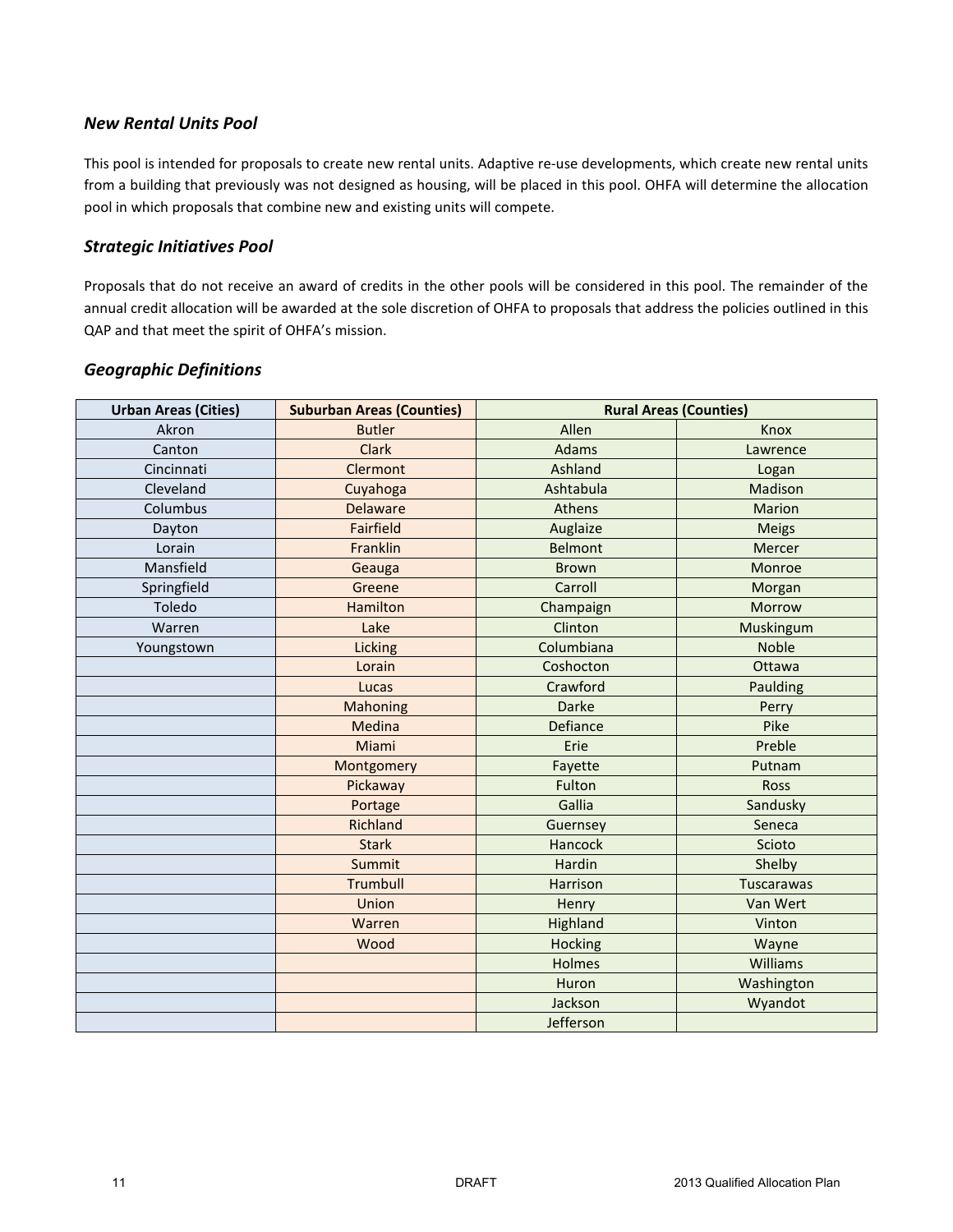### *New Rental Units Pool*

This pool is intended for proposals to create new rental units. Adaptive re-use developments, which create new rental units from a building that previously was not designed as housing, will be placed in this pool. OHFA will determine the allocation pool in which proposals that combine new and existing units will compete.

### *Strategic Initiatives Pool*

Proposals that do not receive an award of credits in the other pools will be considered in this pool. The remainder of the annual credit allocation will be awarded at the sole discretion of OHFA to proposals that address the policies outlined in this QAP and that meet the spirit of OHFA's mission.

### *Geographic Definitions*

| Urban Areas (Cities) | Suburban Areas (Counties) | Rural Areas (Counties) | |
|---|---|---|---|
| Akron | Butler | Allen | Knox |
| Canton | Clark | Adams | Lawrence |
| Cincinnati | Clermont | Ashland | Logan |
| Cleveland | Cuyahoga | Ashtabula | Madison |
| Columbus | Delaware | Athens | Marion |
| Dayton | Fairfield | Auglaize | Meigs |
| Lorain | Franklin | Belmont | Mercer |
| Mansfield | Geauga | Brown | Monroe |
| Springfield | Greene | Carroll | Morgan |
| Toledo | Hamilton | Champaign | Morrow |
| Warren | Lake | Clinton | Muskingum |
| Youngstown | Licking | Columbiana | Noble |
| | Lorain | Coshocton | Ottawa |
| | Lucas | Crawford | Paulding |
| | Mahoning | Darke | Perry |
| | Medina | Defiance | Pike |
| | Miami | Erie | Preble |
| | Montgomery | Fayette | Putnam |
| | Pickaway | Fulton | Ross |
| | Portage | Gallia | Sandusky |
| | Richland | Guernsey | Seneca |
| | Stark | Hancock | Scioto |
| | Summit | Hardin | Shelby |
| | Trumbull | Harrison | Tuscarawas |
| | Union | Henry | Van Wert |
| | Warren | Highland | Vinton |
| | Wood | Hocking | Wayne |
| | | Holmes | Williams |
| | | Huron | Washington |
| | | Jackson | Wyandot |
| | | Jefferson | |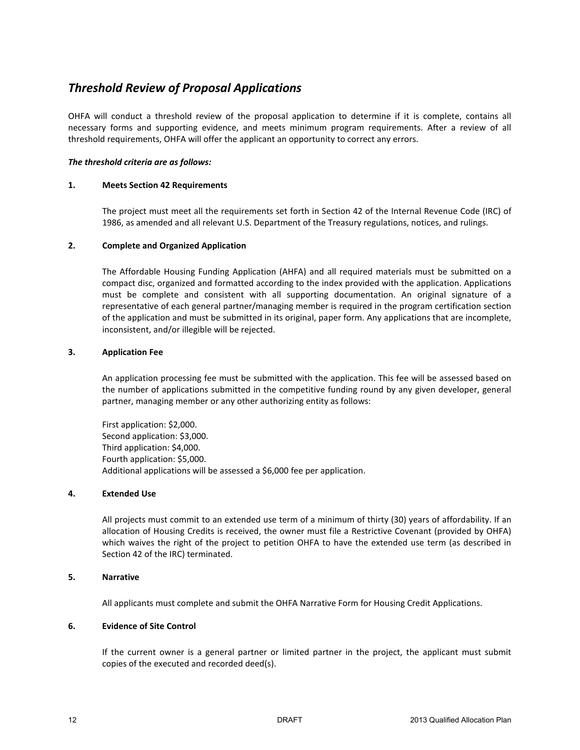## *Threshold Review of Proposal Applications*

OHFA will conduct a threshold review of the proposal application to determine if it is complete, contains all necessary forms and supporting evidence, and meets minimum program requirements. After a review of all threshold requirements, OHFA will offer the applicant an opportunity to correct any errors.

***The threshold criteria are as follows:***

**1. Meets Section 42 Requirements**

The project must meet all the requirements set forth in Section 42 of the Internal Revenue Code (IRC) of 1986, as amended and all relevant U.S. Department of the Treasury regulations, notices, and rulings.

**2. Complete and Organized Application**

The Affordable Housing Funding Application (AHFA) and all required materials must be submitted on a compact disc, organized and formatted according to the index provided with the application. Applications must be complete and consistent with all supporting documentation. An original signature of a representative of each general partner/managing member is required in the program certification section of the application and must be submitted in its original, paper form. Any applications that are incomplete, inconsistent, and/or illegible will be rejected.

**3. Application Fee**

An application processing fee must be submitted with the application. This fee will be assessed based on the number of applications submitted in the competitive funding round by any given developer, general partner, managing member or any other authorizing entity as follows:

First application: $2,000.
Second application: $3,000.
Third application: $4,000.
Fourth application: $5,000.
Additional applications will be assessed a $6,000 fee per application.

**4. Extended Use**

All projects must commit to an extended use term of a minimum of thirty (30) years of affordability. If an allocation of Housing Credits is received, the owner must file a Restrictive Covenant (provided by OHFA) which waives the right of the project to petition OHFA to have the extended use term (as described in Section 42 of the IRC) terminated.

**5. Narrative**

All applicants must complete and submit the OHFA Narrative Form for Housing Credit Applications.

**6. Evidence of Site Control**

If the current owner is a general partner or limited partner in the project, the applicant must submit copies of the executed and recorded deed(s).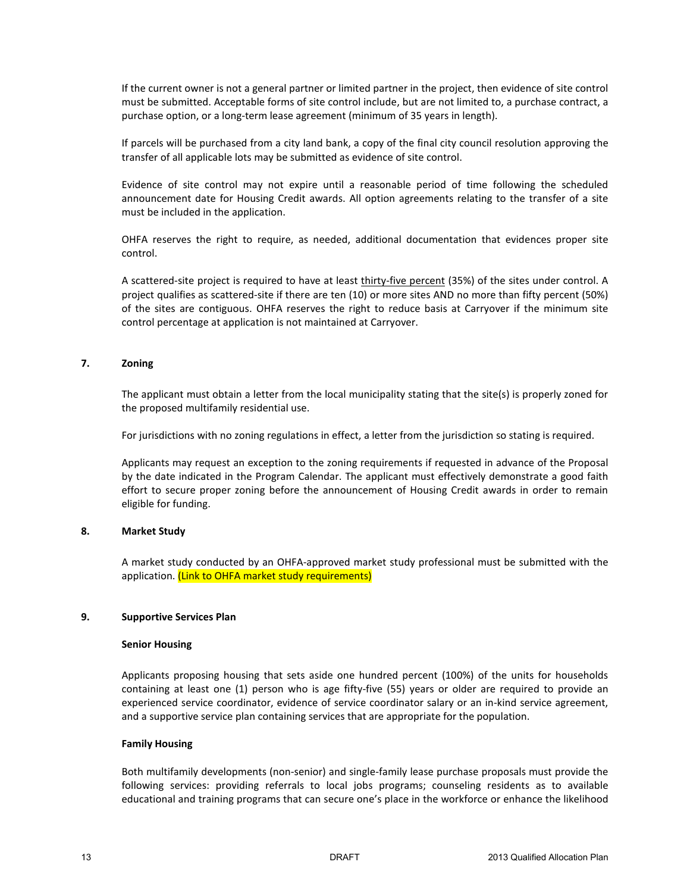If the current owner is not a general partner or limited partner in the project, then evidence of site control must be submitted. Acceptable forms of site control include, but are not limited to, a purchase contract, a purchase option, or a long-term lease agreement (minimum of 35 years in length).

If parcels will be purchased from a city land bank, a copy of the final city council resolution approving the transfer of all applicable lots may be submitted as evidence of site control.

Evidence of site control may not expire until a reasonable period of time following the scheduled announcement date for Housing Credit awards. All option agreements relating to the transfer of a site must be included in the application.

OHFA reserves the right to require, as needed, additional documentation that evidences proper site control.

A scattered-site project is required to have at least thirty-five percent (35%) of the sites under control. A project qualifies as scattered-site if there are ten (10) or more sites AND no more than fifty percent (50%) of the sites are contiguous. OHFA reserves the right to reduce basis at Carryover if the minimum site control percentage at application is not maintained at Carryover.

### 7. Zoning

The applicant must obtain a letter from the local municipality stating that the site(s) is properly zoned for the proposed multifamily residential use.

For jurisdictions with no zoning regulations in effect, a letter from the jurisdiction so stating is required.

Applicants may request an exception to the zoning requirements if requested in advance of the Proposal by the date indicated in the Program Calendar. The applicant must effectively demonstrate a good faith effort to secure proper zoning before the announcement of Housing Credit awards in order to remain eligible for funding.

### 8. Market Study

A market study conducted by an OHFA-approved market study professional must be submitted with the application. (Link to OHFA market study requirements)

### 9. Supportive Services Plan

**Senior Housing**

Applicants proposing housing that sets aside one hundred percent (100%) of the units for households containing at least one (1) person who is age fifty-five (55) years or older are required to provide an experienced service coordinator, evidence of service coordinator salary or an in-kind service agreement, and a supportive service plan containing services that are appropriate for the population.

**Family Housing**

Both multifamily developments (non-senior) and single-family lease purchase proposals must provide the following services: providing referrals to local jobs programs; counseling residents as to available educational and training programs that can secure one's place in the workforce or enhance the likelihood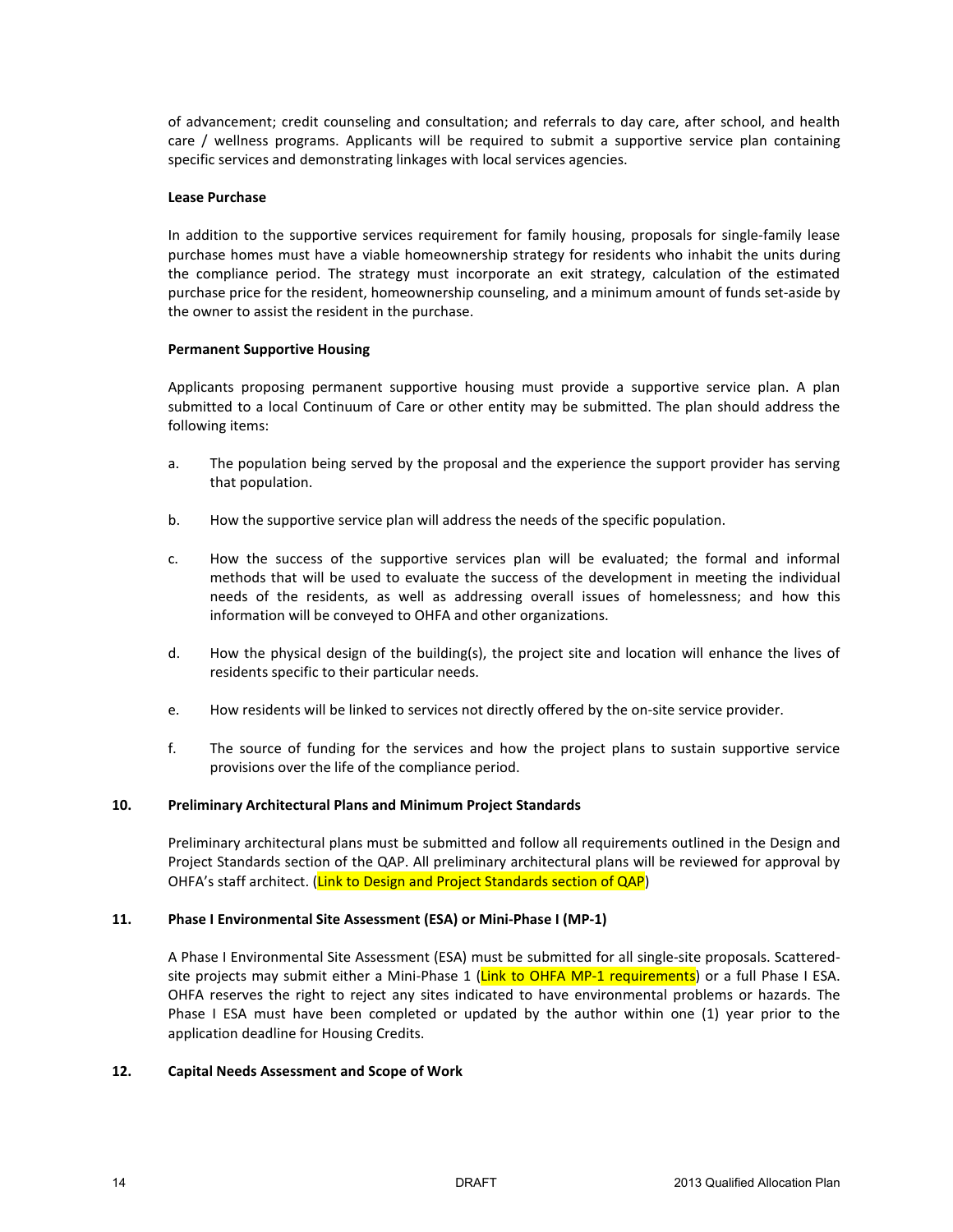of advancement; credit counseling and consultation; and referrals to day care, after school, and health care / wellness programs. Applicants will be required to submit a supportive service plan containing specific services and demonstrating linkages with local services agencies.

**Lease Purchase**

In addition to the supportive services requirement for family housing, proposals for single-family lease purchase homes must have a viable homeownership strategy for residents who inhabit the units during the compliance period. The strategy must incorporate an exit strategy, calculation of the estimated purchase price for the resident, homeownership counseling, and a minimum amount of funds set-aside by the owner to assist the resident in the purchase.

**Permanent Supportive Housing**

Applicants proposing permanent supportive housing must provide a supportive service plan. A plan submitted to a local Continuum of Care or other entity may be submitted. The plan should address the following items:

a. The population being served by the proposal and the experience the support provider has serving that population.

b. How the supportive service plan will address the needs of the specific population.

c. How the success of the supportive services plan will be evaluated; the formal and informal methods that will be used to evaluate the success of the development in meeting the individual needs of the residents, as well as addressing overall issues of homelessness; and how this information will be conveyed to OHFA and other organizations.

d. How the physical design of the building(s), the project site and location will enhance the lives of residents specific to their particular needs.

e. How residents will be linked to services not directly offered by the on-site service provider.

f. The source of funding for the services and how the project plans to sustain supportive service provisions over the life of the compliance period.

**10. Preliminary Architectural Plans and Minimum Project Standards**

Preliminary architectural plans must be submitted and follow all requirements outlined in the Design and Project Standards section of the QAP. All preliminary architectural plans will be reviewed for approval by OHFA's staff architect. (Link to Design and Project Standards section of QAP)

**11. Phase I Environmental Site Assessment (ESA) or Mini-Phase I (MP-1)**

A Phase I Environmental Site Assessment (ESA) must be submitted for all single-site proposals. Scattered-site projects may submit either a Mini-Phase 1 (Link to OHFA MP-1 requirements) or a full Phase I ESA. OHFA reserves the right to reject any sites indicated to have environmental problems or hazards. The Phase I ESA must have been completed or updated by the author within one (1) year prior to the application deadline for Housing Credits.

**12. Capital Needs Assessment and Scope of Work**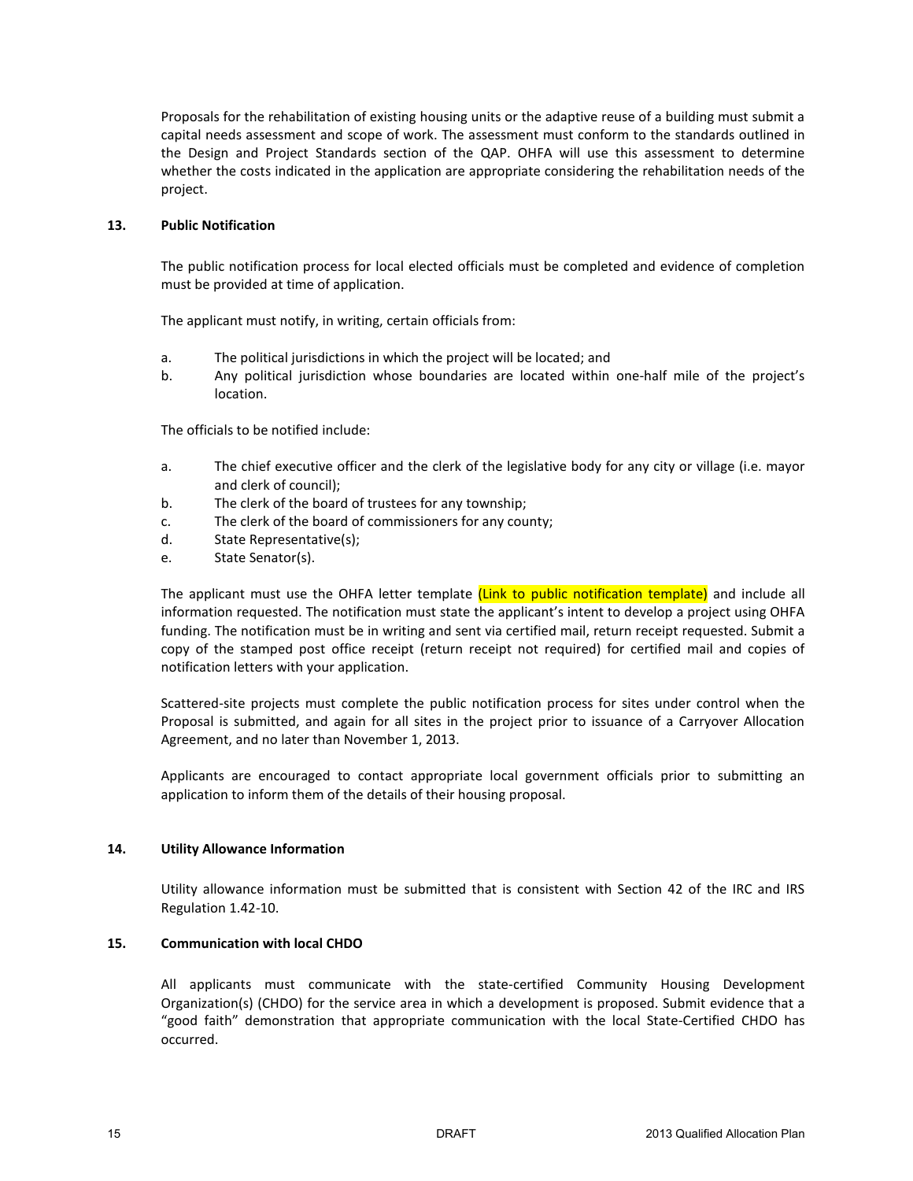Proposals for the rehabilitation of existing housing units or the adaptive reuse of a building must submit a capital needs assessment and scope of work. The assessment must conform to the standards outlined in the Design and Project Standards section of the QAP. OHFA will use this assessment to determine whether the costs indicated in the application are appropriate considering the rehabilitation needs of the project.

**13. Public Notification**

The public notification process for local elected officials must be completed and evidence of completion must be provided at time of application.

The applicant must notify, in writing, certain officials from:

a. The political jurisdictions in which the project will be located; and
b. Any political jurisdiction whose boundaries are located within one-half mile of the project's location.

The officials to be notified include:

a. The chief executive officer and the clerk of the legislative body for any city or village (i.e. mayor and clerk of council);
b. The clerk of the board of trustees for any township;
c. The clerk of the board of commissioners for any county;
d. State Representative(s);
e. State Senator(s).

The applicant must use the OHFA letter template (Link to public notification template) and include all information requested. The notification must state the applicant's intent to develop a project using OHFA funding. The notification must be in writing and sent via certified mail, return receipt requested. Submit a copy of the stamped post office receipt (return receipt not required) for certified mail and copies of notification letters with your application.

Scattered-site projects must complete the public notification process for sites under control when the Proposal is submitted, and again for all sites in the project prior to issuance of a Carryover Allocation Agreement, and no later than November 1, 2013.

Applicants are encouraged to contact appropriate local government officials prior to submitting an application to inform them of the details of their housing proposal.

**14. Utility Allowance Information**

Utility allowance information must be submitted that is consistent with Section 42 of the IRC and IRS Regulation 1.42-10.

**15. Communication with local CHDO**

All applicants must communicate with the state-certified Community Housing Development Organization(s) (CHDO) for the service area in which a development is proposed. Submit evidence that a "good faith" demonstration that appropriate communication with the local State-Certified CHDO has occurred.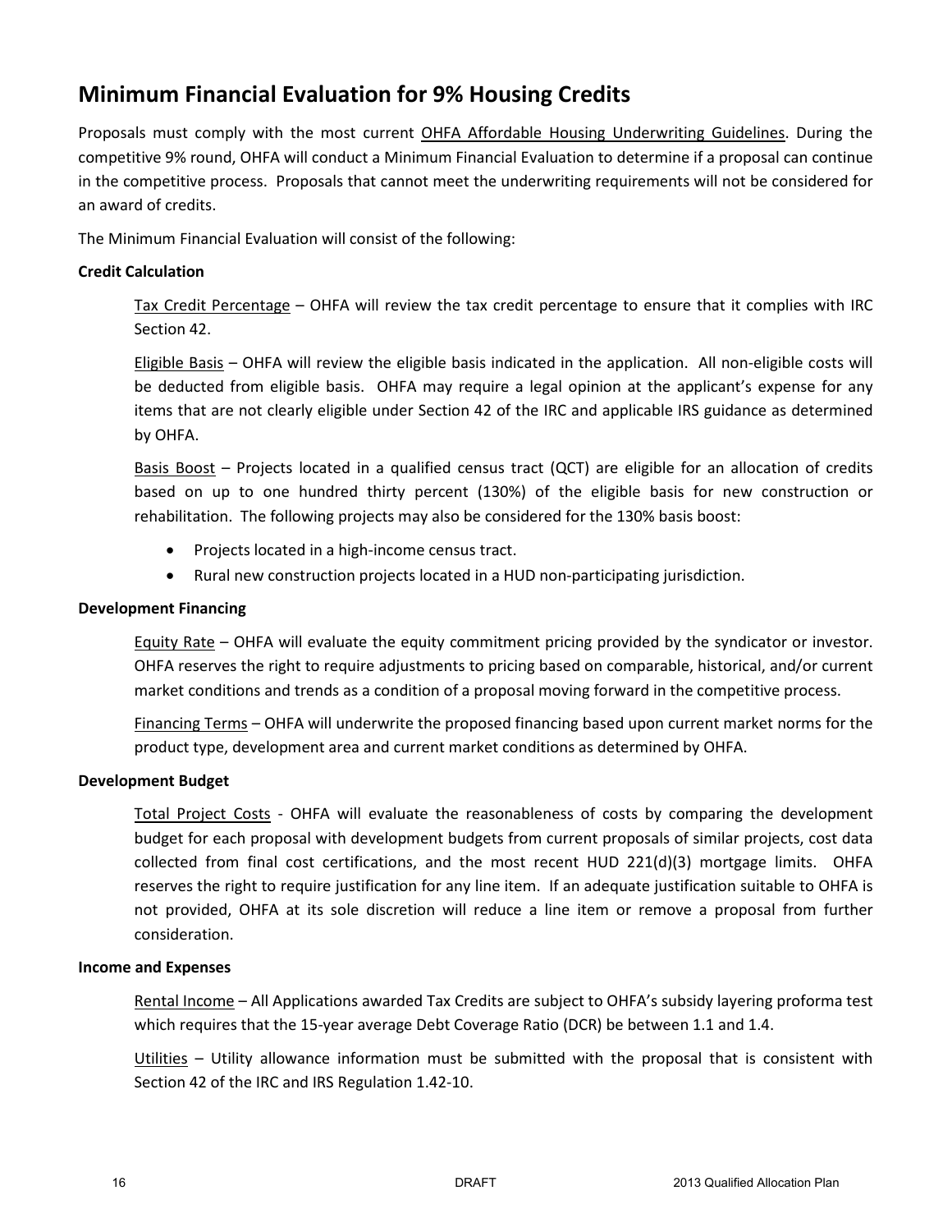## Minimum Financial Evaluation for 9% Housing Credits

Proposals must comply with the most current OHFA Affordable Housing Underwriting Guidelines. During the competitive 9% round, OHFA will conduct a Minimum Financial Evaluation to determine if a proposal can continue in the competitive process. Proposals that cannot meet the underwriting requirements will not be considered for an award of credits.

The Minimum Financial Evaluation will consist of the following:

**Credit Calculation**

Tax Credit Percentage – OHFA will review the tax credit percentage to ensure that it complies with IRC Section 42.

Eligible Basis – OHFA will review the eligible basis indicated in the application. All non-eligible costs will be deducted from eligible basis. OHFA may require a legal opinion at the applicant's expense for any items that are not clearly eligible under Section 42 of the IRC and applicable IRS guidance as determined by OHFA.

Basis Boost – Projects located in a qualified census tract (QCT) are eligible for an allocation of credits based on up to one hundred thirty percent (130%) of the eligible basis for new construction or rehabilitation. The following projects may also be considered for the 130% basis boost:

- Projects located in a high-income census tract.
- Rural new construction projects located in a HUD non-participating jurisdiction.

**Development Financing**

Equity Rate – OHFA will evaluate the equity commitment pricing provided by the syndicator or investor. OHFA reserves the right to require adjustments to pricing based on comparable, historical, and/or current market conditions and trends as a condition of a proposal moving forward in the competitive process.

Financing Terms – OHFA will underwrite the proposed financing based upon current market norms for the product type, development area and current market conditions as determined by OHFA.

**Development Budget**

Total Project Costs - OHFA will evaluate the reasonableness of costs by comparing the development budget for each proposal with development budgets from current proposals of similar projects, cost data collected from final cost certifications, and the most recent HUD 221(d)(3) mortgage limits. OHFA reserves the right to require justification for any line item. If an adequate justification suitable to OHFA is not provided, OHFA at its sole discretion will reduce a line item or remove a proposal from further consideration.

**Income and Expenses**

Rental Income – All Applications awarded Tax Credits are subject to OHFA's subsidy layering proforma test which requires that the 15-year average Debt Coverage Ratio (DCR) be between 1.1 and 1.4.

Utilities – Utility allowance information must be submitted with the proposal that is consistent with Section 42 of the IRC and IRS Regulation 1.42-10.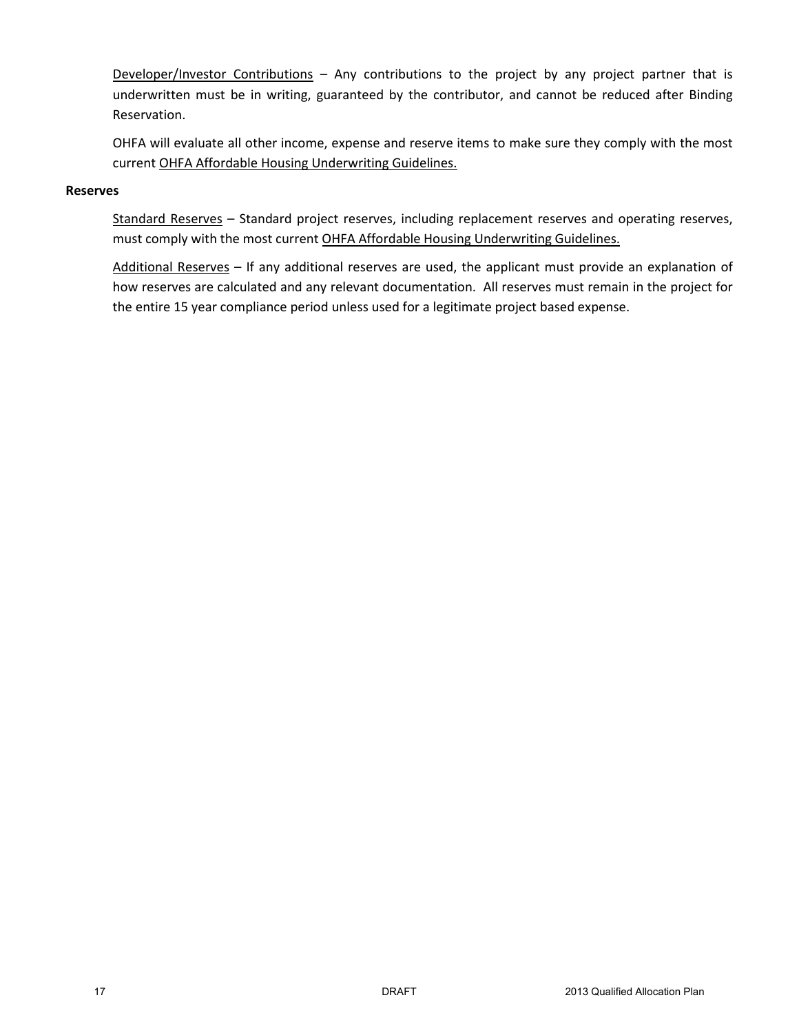Developer/Investor Contributions – Any contributions to the project by any project partner that is underwritten must be in writing, guaranteed by the contributor, and cannot be reduced after Binding Reservation.

OHFA will evaluate all other income, expense and reserve items to make sure they comply with the most current OHFA Affordable Housing Underwriting Guidelines.

**Reserves**

Standard Reserves – Standard project reserves, including replacement reserves and operating reserves, must comply with the most current OHFA Affordable Housing Underwriting Guidelines.

Additional Reserves – If any additional reserves are used, the applicant must provide an explanation of how reserves are calculated and any relevant documentation. All reserves must remain in the project for the entire 15 year compliance period unless used for a legitimate project based expense.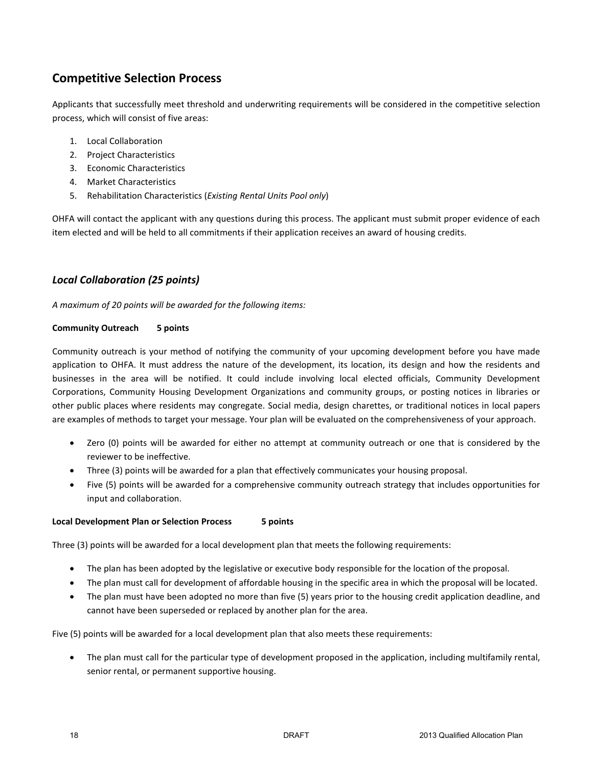## Competitive Selection Process

Applicants that successfully meet threshold and underwriting requirements will be considered in the competitive selection process, which will consist of five areas:

1. Local Collaboration
2. Project Characteristics
3. Economic Characteristics
4. Market Characteristics
5. Rehabilitation Characteristics (*Existing Rental Units Pool only*)

OHFA will contact the applicant with any questions during this process. The applicant must submit proper evidence of each item elected and will be held to all commitments if their application receives an award of housing credits.

### *Local Collaboration (25 points)*

*A maximum of 20 points will be awarded for the following items:*

**Community Outreach 5 points**

Community outreach is your method of notifying the community of your upcoming development before you have made application to OHFA. It must address the nature of the development, its location, its design and how the residents and businesses in the area will be notified. It could include involving local elected officials, Community Development Corporations, Community Housing Development Organizations and community groups, or posting notices in libraries or other public places where residents may congregate. Social media, design charettes, or traditional notices in local papers are examples of methods to target your message. Your plan will be evaluated on the comprehensiveness of your approach.

- Zero (0) points will be awarded for either no attempt at community outreach or one that is considered by the reviewer to be ineffective.
- Three (3) points will be awarded for a plan that effectively communicates your housing proposal.
- Five (5) points will be awarded for a comprehensive community outreach strategy that includes opportunities for input and collaboration.

**Local Development Plan or Selection Process 5 points**

Three (3) points will be awarded for a local development plan that meets the following requirements:

- The plan has been adopted by the legislative or executive body responsible for the location of the proposal.
- The plan must call for development of affordable housing in the specific area in which the proposal will be located.
- The plan must have been adopted no more than five (5) years prior to the housing credit application deadline, and cannot have been superseded or replaced by another plan for the area.

Five (5) points will be awarded for a local development plan that also meets these requirements:

- The plan must call for the particular type of development proposed in the application, including multifamily rental, senior rental, or permanent supportive housing.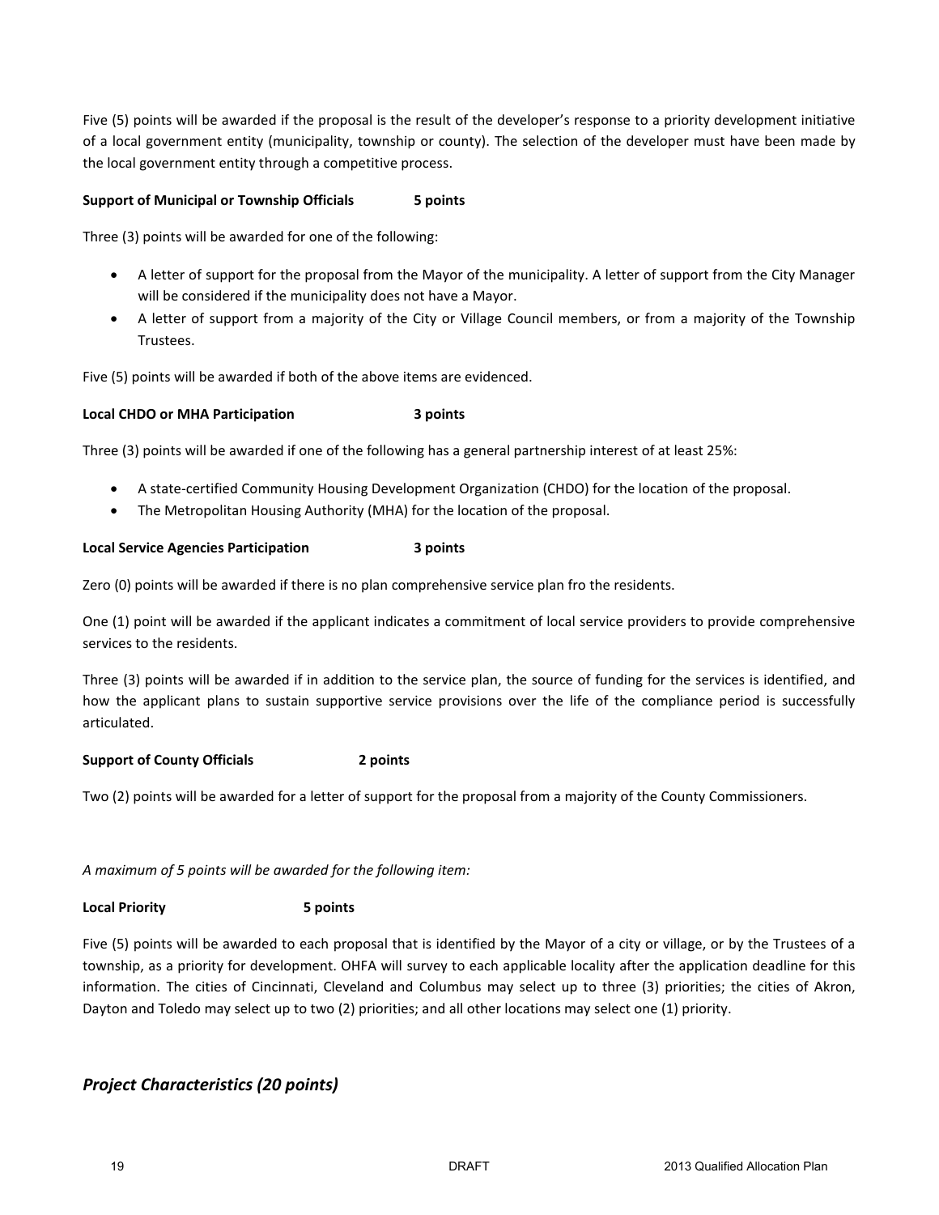Five (5) points will be awarded if the proposal is the result of the developer's response to a priority development initiative of a local government entity (municipality, township or county). The selection of the developer must have been made by the local government entity through a competitive process.

**Support of Municipal or Township Officials 5 points**

Three (3) points will be awarded for one of the following:

- A letter of support for the proposal from the Mayor of the municipality. A letter of support from the City Manager will be considered if the municipality does not have a Mayor.
- A letter of support from a majority of the City or Village Council members, or from a majority of the Township Trustees.

Five (5) points will be awarded if both of the above items are evidenced.

**Local CHDO or MHA Participation 3 points**

Three (3) points will be awarded if one of the following has a general partnership interest of at least 25%:

- A state-certified Community Housing Development Organization (CHDO) for the location of the proposal.
- The Metropolitan Housing Authority (MHA) for the location of the proposal.

**Local Service Agencies Participation 3 points**

Zero (0) points will be awarded if there is no plan comprehensive service plan fro the residents.

One (1) point will be awarded if the applicant indicates a commitment of local service providers to provide comprehensive services to the residents.

Three (3) points will be awarded if in addition to the service plan, the source of funding for the services is identified, and how the applicant plans to sustain supportive service provisions over the life of the compliance period is successfully articulated.

**Support of County Officials 2 points**

Two (2) points will be awarded for a letter of support for the proposal from a majority of the County Commissioners.

*A maximum of 5 points will be awarded for the following item:*

**Local Priority 5 points**

Five (5) points will be awarded to each proposal that is identified by the Mayor of a city or village, or by the Trustees of a township, as a priority for development. OHFA will survey to each applicable locality after the application deadline for this information. The cities of Cincinnati, Cleveland and Columbus may select up to three (3) priorities; the cities of Akron, Dayton and Toledo may select up to two (2) priorities; and all other locations may select one (1) priority.

## *Project Characteristics (20 points)*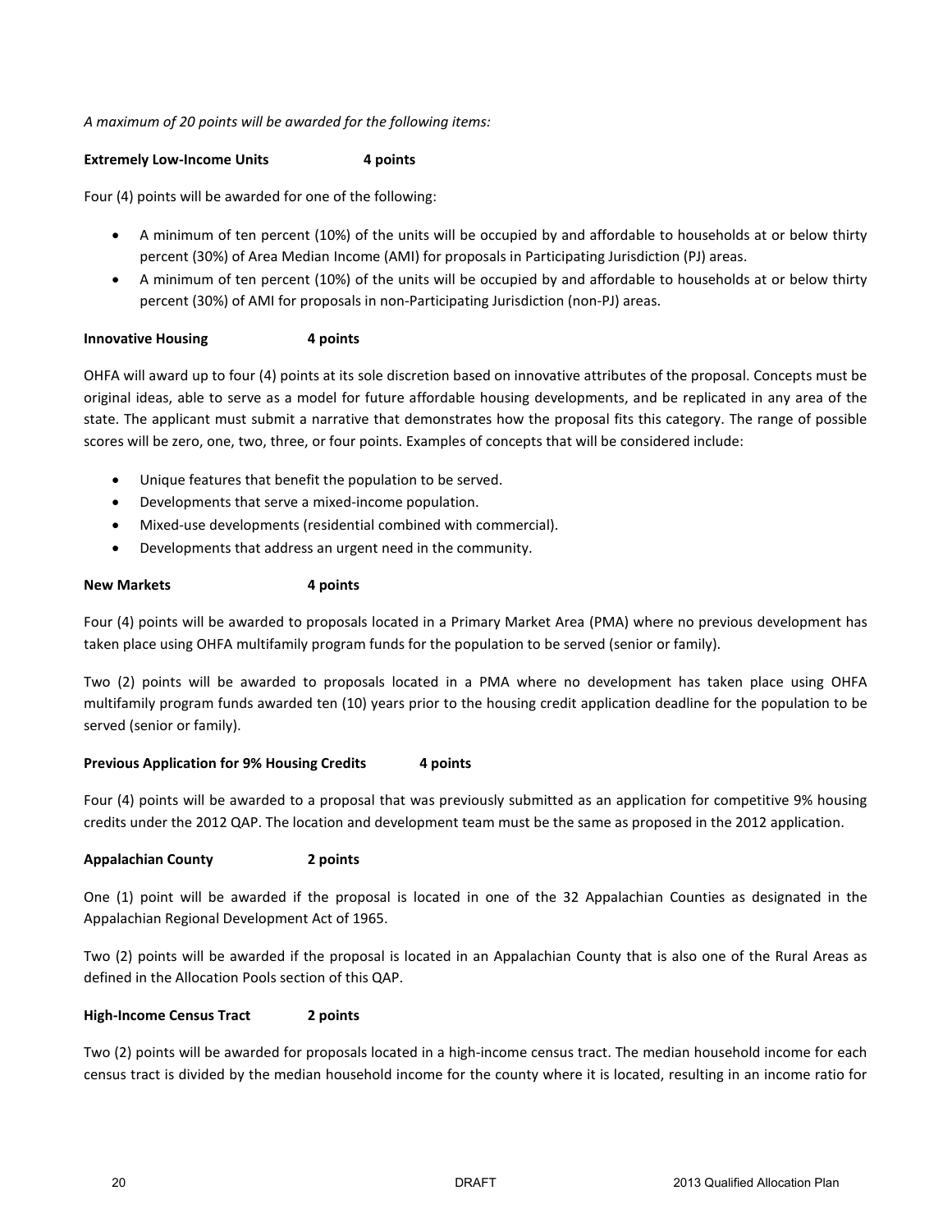*A maximum of 20 points will be awarded for the following items:*

**Extremely Low-Income Units 4 points**

Four (4) points will be awarded for one of the following:

- A minimum of ten percent (10%) of the units will be occupied by and affordable to households at or below thirty percent (30%) of Area Median Income (AMI) for proposals in Participating Jurisdiction (PJ) areas.
- A minimum of ten percent (10%) of the units will be occupied by and affordable to households at or below thirty percent (30%) of AMI for proposals in non-Participating Jurisdiction (non-PJ) areas.

**Innovative Housing 4 points**

OHFA will award up to four (4) points at its sole discretion based on innovative attributes of the proposal. Concepts must be original ideas, able to serve as a model for future affordable housing developments, and be replicated in any area of the state. The applicant must submit a narrative that demonstrates how the proposal fits this category. The range of possible scores will be zero, one, two, three, or four points. Examples of concepts that will be considered include:

- Unique features that benefit the population to be served.
- Developments that serve a mixed-income population.
- Mixed-use developments (residential combined with commercial).
- Developments that address an urgent need in the community.

**New Markets 4 points**

Four (4) points will be awarded to proposals located in a Primary Market Area (PMA) where no previous development has taken place using OHFA multifamily program funds for the population to be served (senior or family).

Two (2) points will be awarded to proposals located in a PMA where no development has taken place using OHFA multifamily program funds awarded ten (10) years prior to the housing credit application deadline for the population to be served (senior or family).

**Previous Application for 9% Housing Credits 4 points**

Four (4) points will be awarded to a proposal that was previously submitted as an application for competitive 9% housing credits under the 2012 QAP. The location and development team must be the same as proposed in the 2012 application.

**Appalachian County 2 points**

One (1) point will be awarded if the proposal is located in one of the 32 Appalachian Counties as designated in the Appalachian Regional Development Act of 1965.

Two (2) points will be awarded if the proposal is located in an Appalachian County that is also one of the Rural Areas as defined in the Allocation Pools section of this QAP.

**High-Income Census Tract 2 points**

Two (2) points will be awarded for proposals located in a high-income census tract. The median household income for each census tract is divided by the median household income for the county where it is located, resulting in an income ratio for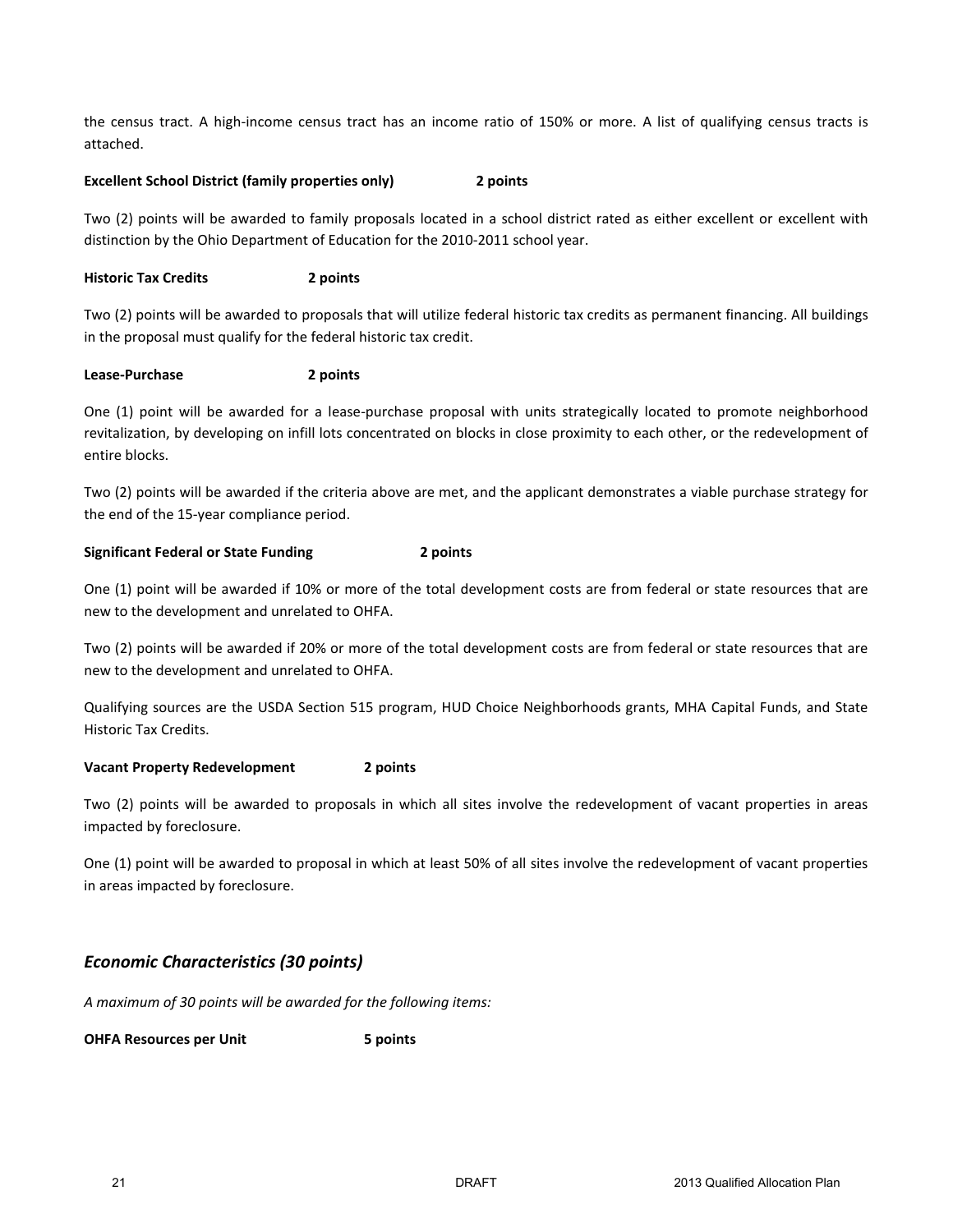the census tract. A high-income census tract has an income ratio of 150% or more. A list of qualifying census tracts is attached.

**Excellent School District (family properties only) 2 points**

Two (2) points will be awarded to family proposals located in a school district rated as either excellent or excellent with distinction by the Ohio Department of Education for the 2010-2011 school year.

**Historic Tax Credits 2 points**

Two (2) points will be awarded to proposals that will utilize federal historic tax credits as permanent financing. All buildings in the proposal must qualify for the federal historic tax credit.

**Lease-Purchase 2 points**

One (1) point will be awarded for a lease-purchase proposal with units strategically located to promote neighborhood revitalization, by developing on infill lots concentrated on blocks in close proximity to each other, or the redevelopment of entire blocks.

Two (2) points will be awarded if the criteria above are met, and the applicant demonstrates a viable purchase strategy for the end of the 15-year compliance period.

**Significant Federal or State Funding 2 points**

One (1) point will be awarded if 10% or more of the total development costs are from federal or state resources that are new to the development and unrelated to OHFA.

Two (2) points will be awarded if 20% or more of the total development costs are from federal or state resources that are new to the development and unrelated to OHFA.

Qualifying sources are the USDA Section 515 program, HUD Choice Neighborhoods grants, MHA Capital Funds, and State Historic Tax Credits.

**Vacant Property Redevelopment 2 points**

Two (2) points will be awarded to proposals in which all sites involve the redevelopment of vacant properties in areas impacted by foreclosure.

One (1) point will be awarded to proposal in which at least 50% of all sites involve the redevelopment of vacant properties in areas impacted by foreclosure.

## *Economic Characteristics (30 points)*

*A maximum of 30 points will be awarded for the following items:*

**OHFA Resources per Unit 5 points**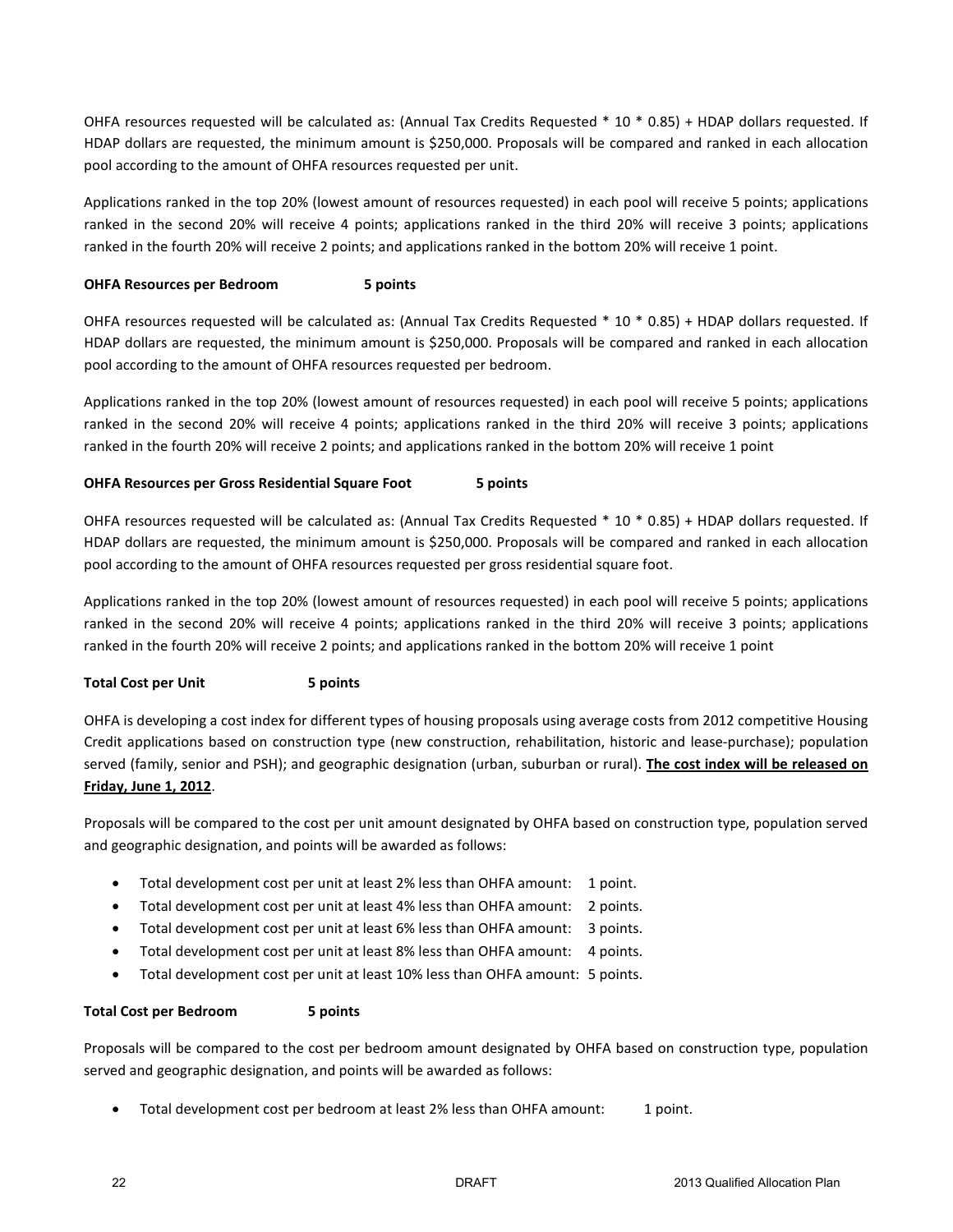OHFA resources requested will be calculated as: (Annual Tax Credits Requested * 10 * 0.85) + HDAP dollars requested. If HDAP dollars are requested, the minimum amount is $250,000. Proposals will be compared and ranked in each allocation pool according to the amount of OHFA resources requested per unit.

Applications ranked in the top 20% (lowest amount of resources requested) in each pool will receive 5 points; applications ranked in the second 20% will receive 4 points; applications ranked in the third 20% will receive 3 points; applications ranked in the fourth 20% will receive 2 points; and applications ranked in the bottom 20% will receive 1 point.

**OHFA Resources per Bedroom 5 points**

OHFA resources requested will be calculated as: (Annual Tax Credits Requested * 10 * 0.85) + HDAP dollars requested. If HDAP dollars are requested, the minimum amount is $250,000. Proposals will be compared and ranked in each allocation pool according to the amount of OHFA resources requested per bedroom.

Applications ranked in the top 20% (lowest amount of resources requested) in each pool will receive 5 points; applications ranked in the second 20% will receive 4 points; applications ranked in the third 20% will receive 3 points; applications ranked in the fourth 20% will receive 2 points; and applications ranked in the bottom 20% will receive 1 point

**OHFA Resources per Gross Residential Square Foot 5 points**

OHFA resources requested will be calculated as: (Annual Tax Credits Requested * 10 * 0.85) + HDAP dollars requested. If HDAP dollars are requested, the minimum amount is $250,000. Proposals will be compared and ranked in each allocation pool according to the amount of OHFA resources requested per gross residential square foot.

Applications ranked in the top 20% (lowest amount of resources requested) in each pool will receive 5 points; applications ranked in the second 20% will receive 4 points; applications ranked in the third 20% will receive 3 points; applications ranked in the fourth 20% will receive 2 points; and applications ranked in the bottom 20% will receive 1 point

**Total Cost per Unit 5 points**

OHFA is developing a cost index for different types of housing proposals using average costs from 2012 competitive Housing Credit applications based on construction type (new construction, rehabilitation, historic and lease-purchase); population served (family, senior and PSH); and geographic designation (urban, suburban or rural). **The cost index will be released on Friday, June 1, 2012**.

Proposals will be compared to the cost per unit amount designated by OHFA based on construction type, population served and geographic designation, and points will be awarded as follows:

- Total development cost per unit at least 2% less than OHFA amount: 1 point.
- Total development cost per unit at least 4% less than OHFA amount: 2 points.
- Total development cost per unit at least 6% less than OHFA amount: 3 points.
- Total development cost per unit at least 8% less than OHFA amount: 4 points.
- Total development cost per unit at least 10% less than OHFA amount: 5 points.

**Total Cost per Bedroom 5 points**

Proposals will be compared to the cost per bedroom amount designated by OHFA based on construction type, population served and geographic designation, and points will be awarded as follows:

- Total development cost per bedroom at least 2% less than OHFA amount: 1 point.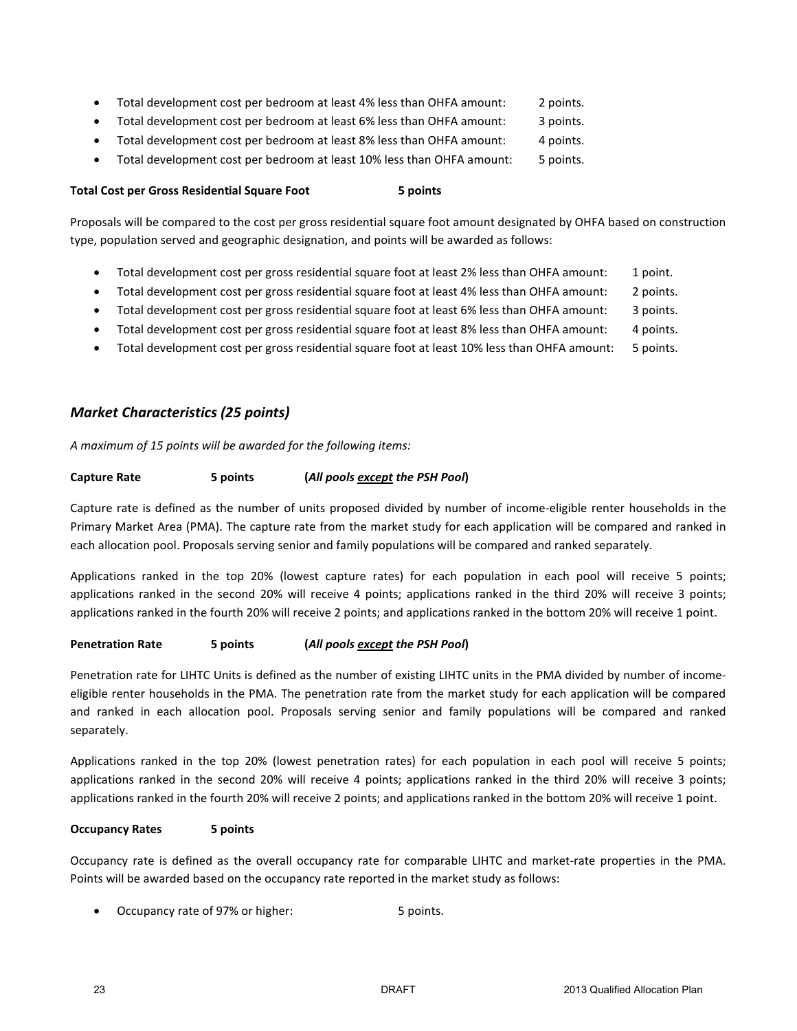- Total development cost per bedroom at least 4% less than OHFA amount: 2 points.
- Total development cost per bedroom at least 6% less than OHFA amount: 3 points.
- Total development cost per bedroom at least 8% less than OHFA amount: 4 points.
- Total development cost per bedroom at least 10% less than OHFA amount: 5 points.

**Total Cost per Gross Residential Square Foot** **5 points**

Proposals will be compared to the cost per gross residential square foot amount designated by OHFA based on construction type, population served and geographic designation, and points will be awarded as follows:

- Total development cost per gross residential square foot at least 2% less than OHFA amount: 1 point.
- Total development cost per gross residential square foot at least 4% less than OHFA amount: 2 points.
- Total development cost per gross residential square foot at least 6% less than OHFA amount: 3 points.
- Total development cost per gross residential square foot at least 8% less than OHFA amount: 4 points.
- Total development cost per gross residential square foot at least 10% less than OHFA amount: 5 points.

## *Market Characteristics (25 points)*

*A maximum of 15 points will be awarded for the following items:*

**Capture Rate** **5 points** **(*All pools except the PSH Pool*)**

Capture rate is defined as the number of units proposed divided by number of income-eligible renter households in the Primary Market Area (PMA). The capture rate from the market study for each application will be compared and ranked in each allocation pool. Proposals serving senior and family populations will be compared and ranked separately.

Applications ranked in the top 20% (lowest capture rates) for each population in each pool will receive 5 points; applications ranked in the second 20% will receive 4 points; applications ranked in the third 20% will receive 3 points; applications ranked in the fourth 20% will receive 2 points; and applications ranked in the bottom 20% will receive 1 point.

**Penetration Rate** **5 points** **(*All pools except the PSH Pool*)**

Penetration rate for LIHTC Units is defined as the number of existing LIHTC units in the PMA divided by number of income-eligible renter households in the PMA. The penetration rate from the market study for each application will be compared and ranked in each allocation pool. Proposals serving senior and family populations will be compared and ranked separately.

Applications ranked in the top 20% (lowest penetration rates) for each population in each pool will receive 5 points; applications ranked in the second 20% will receive 4 points; applications ranked in the third 20% will receive 3 points; applications ranked in the fourth 20% will receive 2 points; and applications ranked in the bottom 20% will receive 1 point.

**Occupancy Rates** **5 points**

Occupancy rate is defined as the overall occupancy rate for comparable LIHTC and market-rate properties in the PMA. Points will be awarded based on the occupancy rate reported in the market study as follows:

- Occupancy rate of 97% or higher: 5 points.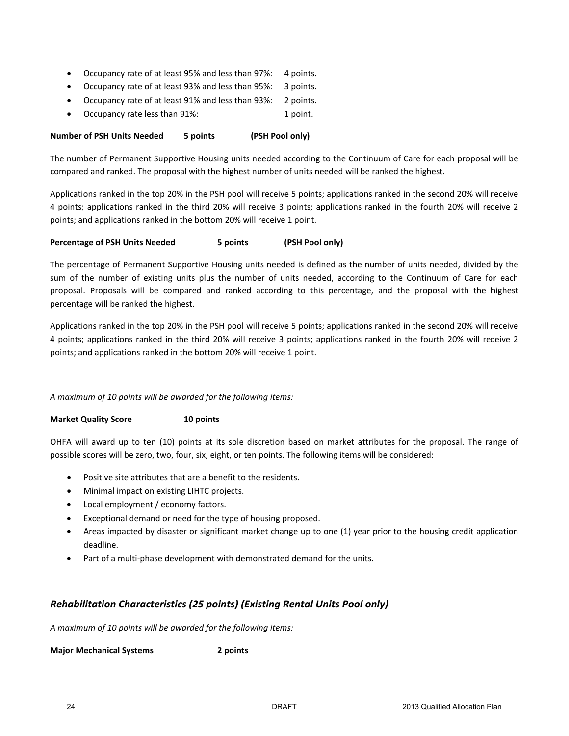- Occupancy rate of at least 95% and less than 97%: 4 points.
- Occupancy rate of at least 93% and less than 95%: 3 points.
- Occupancy rate of at least 91% and less than 93%: 2 points.
- Occupancy rate less than 91%: 1 point.

**Number of PSH Units Needed 5 points (PSH Pool only)**

The number of Permanent Supportive Housing units needed according to the Continuum of Care for each proposal will be compared and ranked. The proposal with the highest number of units needed will be ranked the highest.

Applications ranked in the top 20% in the PSH pool will receive 5 points; applications ranked in the second 20% will receive 4 points; applications ranked in the third 20% will receive 3 points; applications ranked in the fourth 20% will receive 2 points; and applications ranked in the bottom 20% will receive 1 point.

**Percentage of PSH Units Needed 5 points (PSH Pool only)**

The percentage of Permanent Supportive Housing units needed is defined as the number of units needed, divided by the sum of the number of existing units plus the number of units needed, according to the Continuum of Care for each proposal. Proposals will be compared and ranked according to this percentage, and the proposal with the highest percentage will be ranked the highest.

Applications ranked in the top 20% in the PSH pool will receive 5 points; applications ranked in the second 20% will receive 4 points; applications ranked in the third 20% will receive 3 points; applications ranked in the fourth 20% will receive 2 points; and applications ranked in the bottom 20% will receive 1 point.

*A maximum of 10 points will be awarded for the following items:*

**Market Quality Score 10 points**

OHFA will award up to ten (10) points at its sole discretion based on market attributes for the proposal. The range of possible scores will be zero, two, four, six, eight, or ten points. The following items will be considered:

- Positive site attributes that are a benefit to the residents.
- Minimal impact on existing LIHTC projects.
- Local employment / economy factors.
- Exceptional demand or need for the type of housing proposed.
- Areas impacted by disaster or significant market change up to one (1) year prior to the housing credit application deadline.
- Part of a multi-phase development with demonstrated demand for the units.

## *Rehabilitation Characteristics (25 points) (Existing Rental Units Pool only)*

*A maximum of 10 points will be awarded for the following items:*

**Major Mechanical Systems 2 points**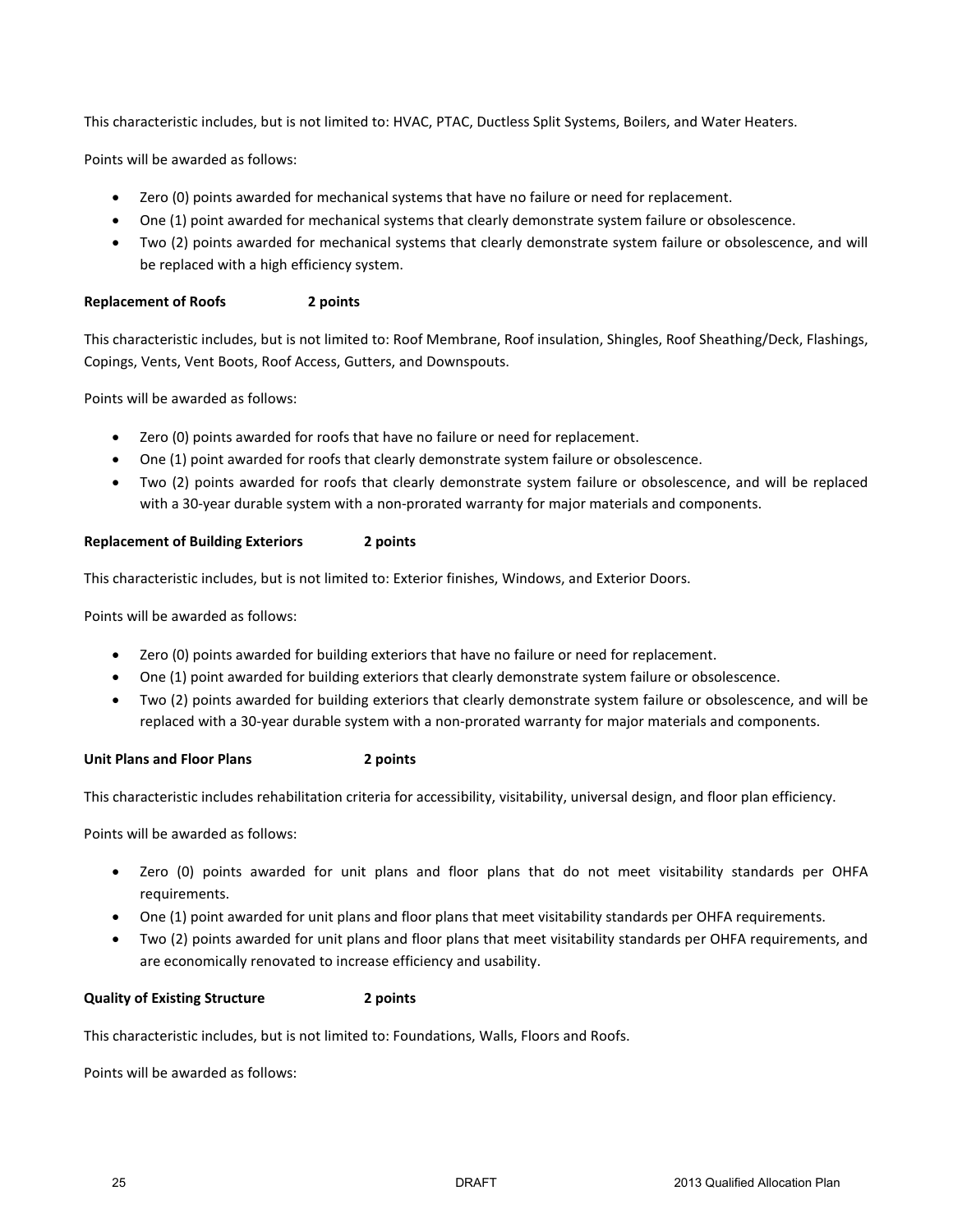This characteristic includes, but is not limited to: HVAC, PTAC, Ductless Split Systems, Boilers, and Water Heaters.

Points will be awarded as follows:

- Zero (0) points awarded for mechanical systems that have no failure or need for replacement.
- One (1) point awarded for mechanical systems that clearly demonstrate system failure or obsolescence.
- Two (2) points awarded for mechanical systems that clearly demonstrate system failure or obsolescence, and will be replaced with a high efficiency system.

**Replacement of Roofs 2 points**

This characteristic includes, but is not limited to: Roof Membrane, Roof insulation, Shingles, Roof Sheathing/Deck, Flashings, Copings, Vents, Vent Boots, Roof Access, Gutters, and Downspouts.

Points will be awarded as follows:

- Zero (0) points awarded for roofs that have no failure or need for replacement.
- One (1) point awarded for roofs that clearly demonstrate system failure or obsolescence.
- Two (2) points awarded for roofs that clearly demonstrate system failure or obsolescence, and will be replaced with a 30-year durable system with a non-prorated warranty for major materials and components.

**Replacement of Building Exteriors 2 points**

This characteristic includes, but is not limited to: Exterior finishes, Windows, and Exterior Doors.

Points will be awarded as follows:

- Zero (0) points awarded for building exteriors that have no failure or need for replacement.
- One (1) point awarded for building exteriors that clearly demonstrate system failure or obsolescence.
- Two (2) points awarded for building exteriors that clearly demonstrate system failure or obsolescence, and will be replaced with a 30-year durable system with a non-prorated warranty for major materials and components.

**Unit Plans and Floor Plans 2 points**

This characteristic includes rehabilitation criteria for accessibility, visitability, universal design, and floor plan efficiency.

Points will be awarded as follows:

- Zero (0) points awarded for unit plans and floor plans that do not meet visitability standards per OHFA requirements.
- One (1) point awarded for unit plans and floor plans that meet visitability standards per OHFA requirements.
- Two (2) points awarded for unit plans and floor plans that meet visitability standards per OHFA requirements, and are economically renovated to increase efficiency and usability.

**Quality of Existing Structure 2 points**

This characteristic includes, but is not limited to: Foundations, Walls, Floors and Roofs.

Points will be awarded as follows: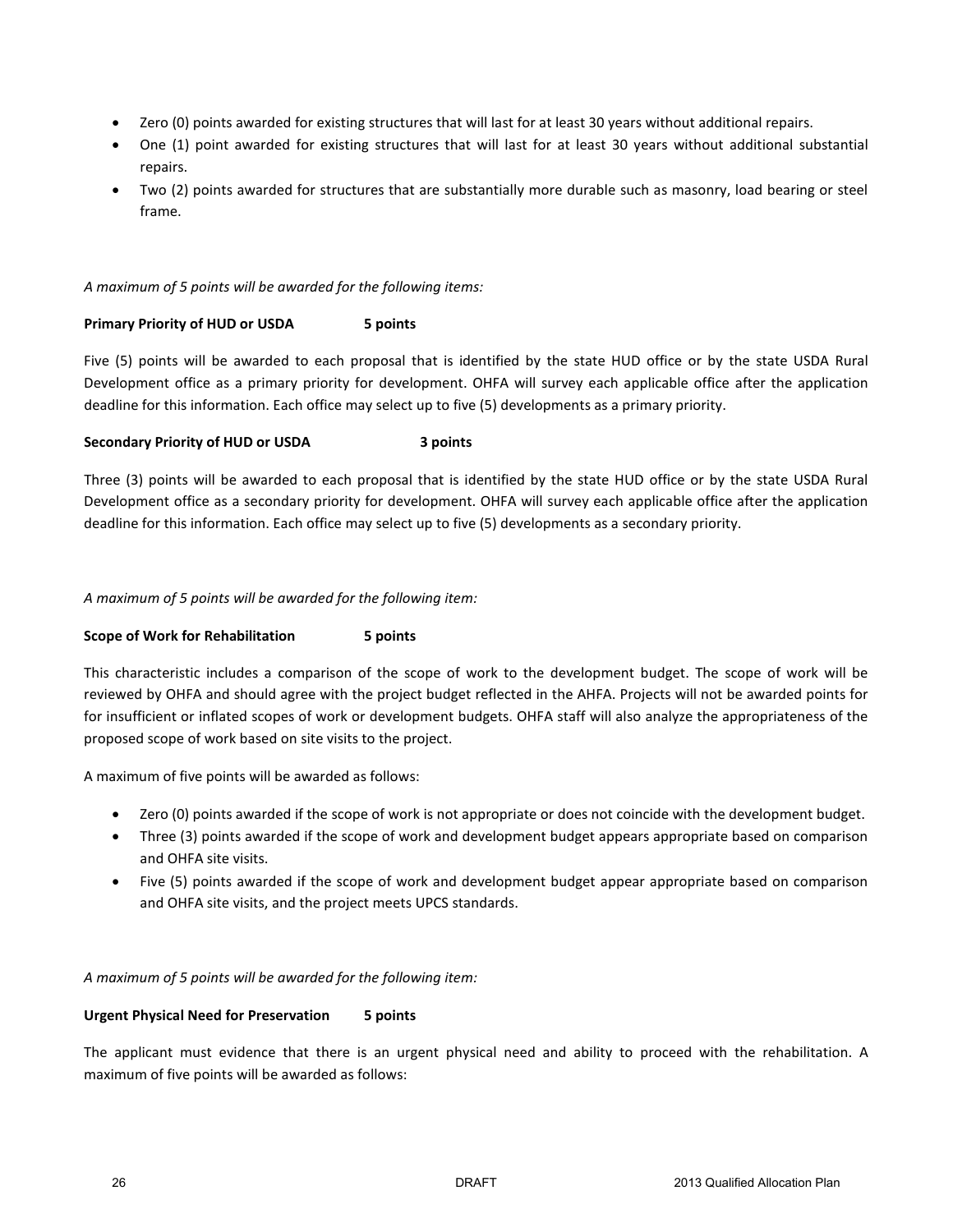- Zero (0) points awarded for existing structures that will last for at least 30 years without additional repairs.
- One (1) point awarded for existing structures that will last for at least 30 years without additional substantial repairs.
- Two (2) points awarded for structures that are substantially more durable such as masonry, load bearing or steel frame.

*A maximum of 5 points will be awarded for the following items:*

**Primary Priority of HUD or USDA 5 points**

Five (5) points will be awarded to each proposal that is identified by the state HUD office or by the state USDA Rural Development office as a primary priority for development. OHFA will survey each applicable office after the application deadline for this information. Each office may select up to five (5) developments as a primary priority.

**Secondary Priority of HUD or USDA 3 points**

Three (3) points will be awarded to each proposal that is identified by the state HUD office or by the state USDA Rural Development office as a secondary priority for development. OHFA will survey each applicable office after the application deadline for this information. Each office may select up to five (5) developments as a secondary priority.

*A maximum of 5 points will be awarded for the following item:*

**Scope of Work for Rehabilitation 5 points**

This characteristic includes a comparison of the scope of work to the development budget. The scope of work will be reviewed by OHFA and should agree with the project budget reflected in the AHFA. Projects will not be awarded points for for insufficient or inflated scopes of work or development budgets. OHFA staff will also analyze the appropriateness of the proposed scope of work based on site visits to the project.

A maximum of five points will be awarded as follows:

- Zero (0) points awarded if the scope of work is not appropriate or does not coincide with the development budget.
- Three (3) points awarded if the scope of work and development budget appears appropriate based on comparison and OHFA site visits.
- Five (5) points awarded if the scope of work and development budget appear appropriate based on comparison and OHFA site visits, and the project meets UPCS standards.

*A maximum of 5 points will be awarded for the following item:*

**Urgent Physical Need for Preservation 5 points**

The applicant must evidence that there is an urgent physical need and ability to proceed with the rehabilitation. A maximum of five points will be awarded as follows: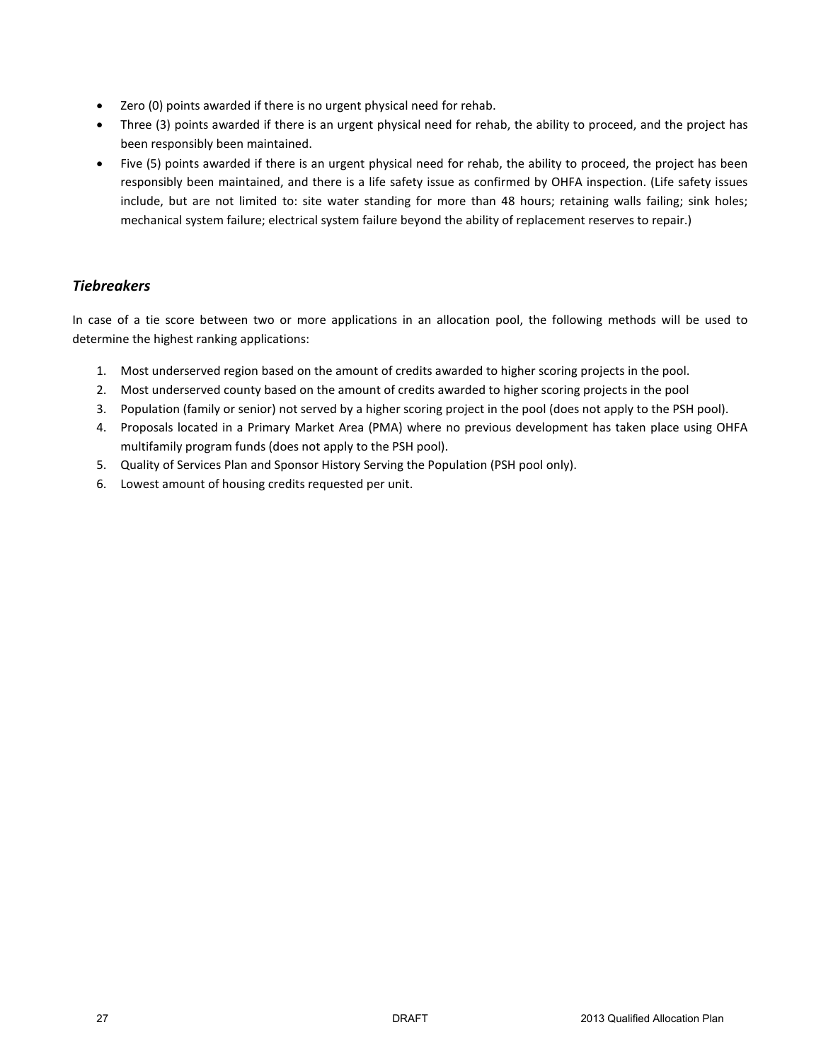- Zero (0) points awarded if there is no urgent physical need for rehab.
- Three (3) points awarded if there is an urgent physical need for rehab, the ability to proceed, and the project has been responsibly been maintained.
- Five (5) points awarded if there is an urgent physical need for rehab, the ability to proceed, the project has been responsibly been maintained, and there is a life safety issue as confirmed by OHFA inspection. (Life safety issues include, but are not limited to: site water standing for more than 48 hours; retaining walls failing; sink holes; mechanical system failure; electrical system failure beyond the ability of replacement reserves to repair.)

### *Tiebreakers*

In case of a tie score between two or more applications in an allocation pool, the following methods will be used to determine the highest ranking applications:

1. Most underserved region based on the amount of credits awarded to higher scoring projects in the pool.
2. Most underserved county based on the amount of credits awarded to higher scoring projects in the pool
3. Population (family or senior) not served by a higher scoring project in the pool (does not apply to the PSH pool).
4. Proposals located in a Primary Market Area (PMA) where no previous development has taken place using OHFA multifamily program funds (does not apply to the PSH pool).
5. Quality of Services Plan and Sponsor History Serving the Population (PSH pool only).
6. Lowest amount of housing credits requested per unit.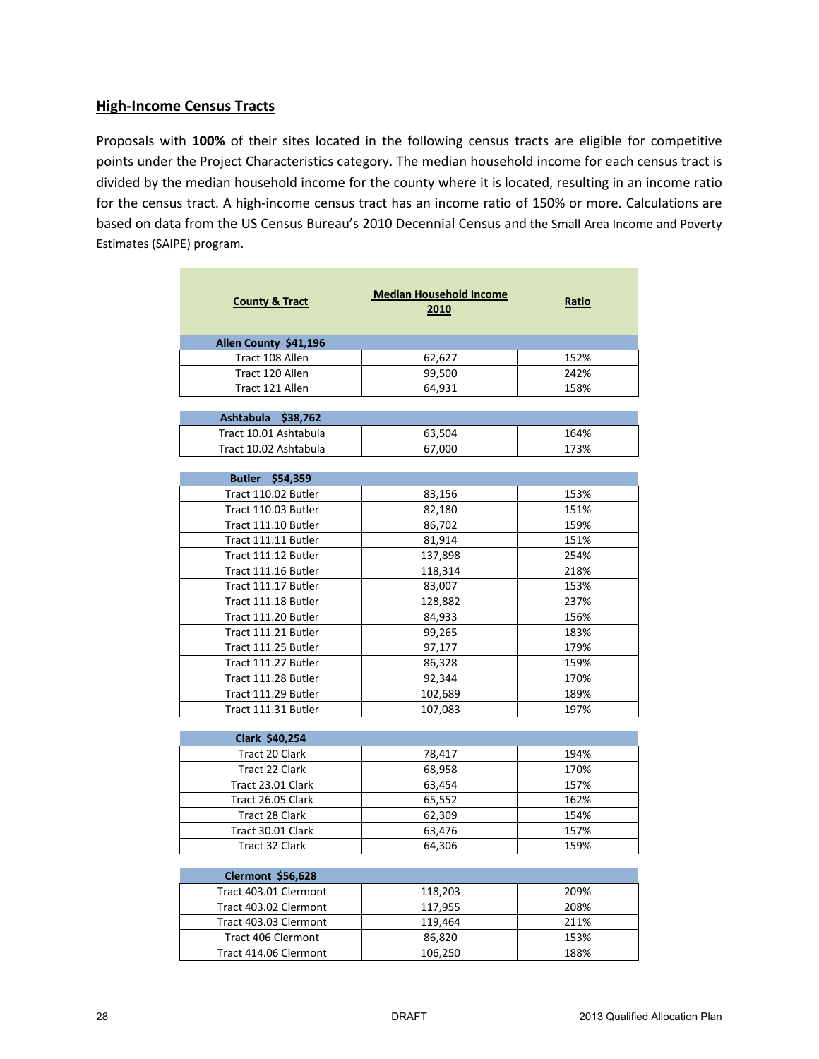## High-Income Census Tracts

Proposals with **100%** of their sites located in the following census tracts are eligible for competitive points under the Project Characteristics category. The median household income for each census tract is divided by the median household income for the county where it is located, resulting in an income ratio for the census tract. A high-income census tract has an income ratio of 150% or more. Calculations are based on data from the US Census Bureau's 2010 Decennial Census and the Small Area Income and Poverty Estimates (SAIPE) program.

| County & Tract | Median Household Income 2010 | Ratio |
|---|---|---|
| **Allen County $41,196** | | |
| Tract 108 Allen | 62,627 | 152% |
| Tract 120 Allen | 99,500 | 242% |
| Tract 121 Allen | 64,931 | 158% |
| **Ashtabula $38,762** | | |
| Tract 10.01 Ashtabula | 63,504 | 164% |
| Tract 10.02 Ashtabula | 67,000 | 173% |
| **Butler $54,359** | | |
| Tract 110.02 Butler | 83,156 | 153% |
| Tract 110.03 Butler | 82,180 | 151% |
| Tract 111.10 Butler | 86,702 | 159% |
| Tract 111.11 Butler | 81,914 | 151% |
| Tract 111.12 Butler | 137,898 | 254% |
| Tract 111.16 Butler | 118,314 | 218% |
| Tract 111.17 Butler | 83,007 | 153% |
| Tract 111.18 Butler | 128,882 | 237% |
| Tract 111.20 Butler | 84,933 | 156% |
| Tract 111.21 Butler | 99,265 | 183% |
| Tract 111.25 Butler | 97,177 | 179% |
| Tract 111.27 Butler | 86,328 | 159% |
| Tract 111.28 Butler | 92,344 | 170% |
| Tract 111.29 Butler | 102,689 | 189% |
| Tract 111.31 Butler | 107,083 | 197% |
| **Clark $40,254** | | |
| Tract 20 Clark | 78,417 | 194% |
| Tract 22 Clark | 68,958 | 170% |
| Tract 23.01 Clark | 63,454 | 157% |
| Tract 26.05 Clark | 65,552 | 162% |
| Tract 28 Clark | 62,309 | 154% |
| Tract 30.01 Clark | 63,476 | 157% |
| Tract 32 Clark | 64,306 | 159% |
| **Clermont $56,628** | | |
| Tract 403.01 Clermont | 118,203 | 209% |
| Tract 403.02 Clermont | 117,955 | 208% |
| Tract 403.03 Clermont | 119,464 | 211% |
| Tract 406 Clermont | 86,820 | 153% |
| Tract 414.06 Clermont | 106,250 | 188% |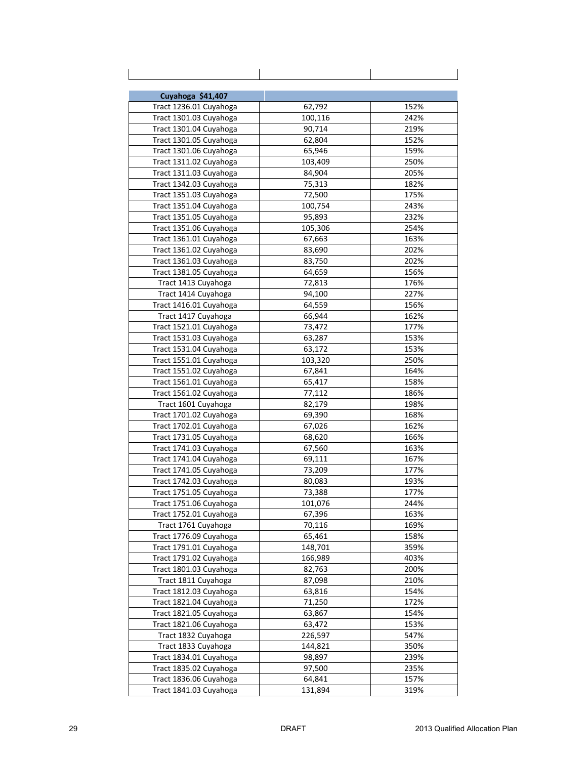| Cuyahoga $41,407 | | |
|---|---|---|
| Tract 1236.01 Cuyahoga | 62,792 | 152% |
| Tract 1301.03 Cuyahoga | 100,116 | 242% |
| Tract 1301.04 Cuyahoga | 90,714 | 219% |
| Tract 1301.05 Cuyahoga | 62,804 | 152% |
| Tract 1301.06 Cuyahoga | 65,946 | 159% |
| Tract 1311.02 Cuyahoga | 103,409 | 250% |
| Tract 1311.03 Cuyahoga | 84,904 | 205% |
| Tract 1342.03 Cuyahoga | 75,313 | 182% |
| Tract 1351.03 Cuyahoga | 72,500 | 175% |
| Tract 1351.04 Cuyahoga | 100,754 | 243% |
| Tract 1351.05 Cuyahoga | 95,893 | 232% |
| Tract 1351.06 Cuyahoga | 105,306 | 254% |
| Tract 1361.01 Cuyahoga | 67,663 | 163% |
| Tract 1361.02 Cuyahoga | 83,690 | 202% |
| Tract 1361.03 Cuyahoga | 83,750 | 202% |
| Tract 1381.05 Cuyahoga | 64,659 | 156% |
| Tract 1413 Cuyahoga | 72,813 | 176% |
| Tract 1414 Cuyahoga | 94,100 | 227% |
| Tract 1416.01 Cuyahoga | 64,559 | 156% |
| Tract 1417 Cuyahoga | 66,944 | 162% |
| Tract 1521.01 Cuyahoga | 73,472 | 177% |
| Tract 1531.03 Cuyahoga | 63,287 | 153% |
| Tract 1531.04 Cuyahoga | 63,172 | 153% |
| Tract 1551.01 Cuyahoga | 103,320 | 250% |
| Tract 1551.02 Cuyahoga | 67,841 | 164% |
| Tract 1561.01 Cuyahoga | 65,417 | 158% |
| Tract 1561.02 Cuyahoga | 77,112 | 186% |
| Tract 1601 Cuyahoga | 82,179 | 198% |
| Tract 1701.02 Cuyahoga | 69,390 | 168% |
| Tract 1702.01 Cuyahoga | 67,026 | 162% |
| Tract 1731.05 Cuyahoga | 68,620 | 166% |
| Tract 1741.03 Cuyahoga | 67,560 | 163% |
| Tract 1741.04 Cuyahoga | 69,111 | 167% |
| Tract 1741.05 Cuyahoga | 73,209 | 177% |
| Tract 1742.03 Cuyahoga | 80,083 | 193% |
| Tract 1751.05 Cuyahoga | 73,388 | 177% |
| Tract 1751.06 Cuyahoga | 101,076 | 244% |
| Tract 1752.01 Cuyahoga | 67,396 | 163% |
| Tract 1761 Cuyahoga | 70,116 | 169% |
| Tract 1776.09 Cuyahoga | 65,461 | 158% |
| Tract 1791.01 Cuyahoga | 148,701 | 359% |
| Tract 1791.02 Cuyahoga | 166,989 | 403% |
| Tract 1801.03 Cuyahoga | 82,763 | 200% |
| Tract 1811 Cuyahoga | 87,098 | 210% |
| Tract 1812.03 Cuyahoga | 63,816 | 154% |
| Tract 1821.04 Cuyahoga | 71,250 | 172% |
| Tract 1821.05 Cuyahoga | 63,867 | 154% |
| Tract 1821.06 Cuyahoga | 63,472 | 153% |
| Tract 1832 Cuyahoga | 226,597 | 547% |
| Tract 1833 Cuyahoga | 144,821 | 350% |
| Tract 1834.01 Cuyahoga | 98,897 | 239% |
| Tract 1835.02 Cuyahoga | 97,500 | 235% |
| Tract 1836.06 Cuyahoga | 64,841 | 157% |
| Tract 1841.03 Cuyahoga | 131,894 | 319% |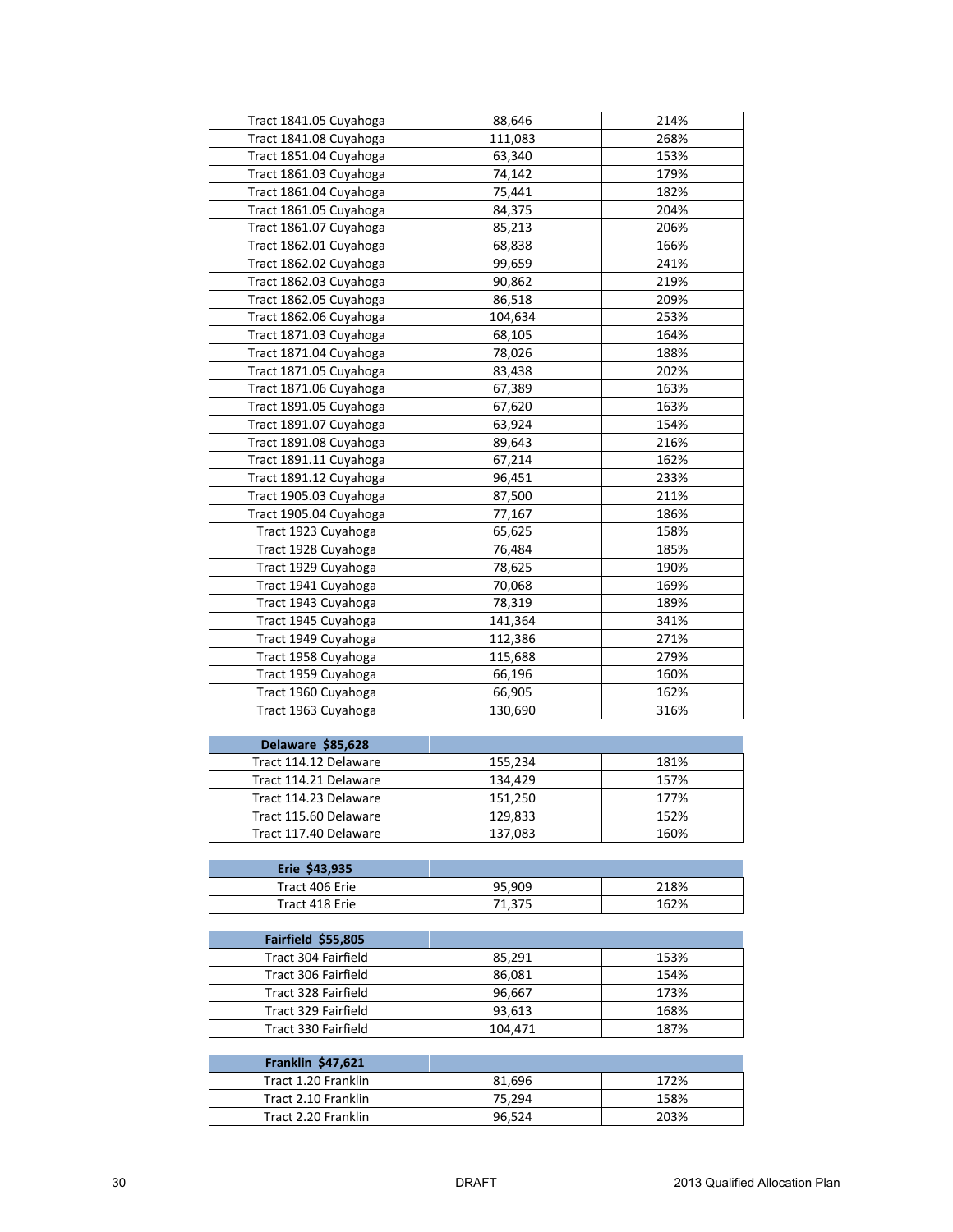| | | |
|---|---|---|
| Tract 1841.05 Cuyahoga | 88,646 | 214% |
| Tract 1841.08 Cuyahoga | 111,083 | 268% |
| Tract 1851.04 Cuyahoga | 63,340 | 153% |
| Tract 1861.03 Cuyahoga | 74,142 | 179% |
| Tract 1861.04 Cuyahoga | 75,441 | 182% |
| Tract 1861.05 Cuyahoga | 84,375 | 204% |
| Tract 1861.07 Cuyahoga | 85,213 | 206% |
| Tract 1862.01 Cuyahoga | 68,838 | 166% |
| Tract 1862.02 Cuyahoga | 99,659 | 241% |
| Tract 1862.03 Cuyahoga | 90,862 | 219% |
| Tract 1862.05 Cuyahoga | 86,518 | 209% |
| Tract 1862.06 Cuyahoga | 104,634 | 253% |
| Tract 1871.03 Cuyahoga | 68,105 | 164% |
| Tract 1871.04 Cuyahoga | 78,026 | 188% |
| Tract 1871.05 Cuyahoga | 83,438 | 202% |
| Tract 1871.06 Cuyahoga | 67,389 | 163% |
| Tract 1891.05 Cuyahoga | 67,620 | 163% |
| Tract 1891.07 Cuyahoga | 63,924 | 154% |
| Tract 1891.08 Cuyahoga | 89,643 | 216% |
| Tract 1891.11 Cuyahoga | 67,214 | 162% |
| Tract 1891.12 Cuyahoga | 96,451 | 233% |
| Tract 1905.03 Cuyahoga | 87,500 | 211% |
| Tract 1905.04 Cuyahoga | 77,167 | 186% |
| Tract 1923 Cuyahoga | 65,625 | 158% |
| Tract 1928 Cuyahoga | 76,484 | 185% |
| Tract 1929 Cuyahoga | 78,625 | 190% |
| Tract 1941 Cuyahoga | 70,068 | 169% |
| Tract 1943 Cuyahoga | 78,319 | 189% |
| Tract 1945 Cuyahoga | 141,364 | 341% |
| Tract 1949 Cuyahoga | 112,386 | 271% |
| Tract 1958 Cuyahoga | 115,688 | 279% |
| Tract 1959 Cuyahoga | 66,196 | 160% |
| Tract 1960 Cuyahoga | 66,905 | 162% |
| Tract 1963 Cuyahoga | 130,690 | 316% |

| **Delaware $85,628** | | |
|---|---|---|
| Tract 114.12 Delaware | 155,234 | 181% |
| Tract 114.21 Delaware | 134,429 | 157% |
| Tract 114.23 Delaware | 151,250 | 177% |
| Tract 115.60 Delaware | 129,833 | 152% |
| Tract 117.40 Delaware | 137,083 | 160% |

| **Erie $43,935** | | |
|---|---|---|
| Tract 406 Erie | 95,909 | 218% |
| Tract 418 Erie | 71,375 | 162% |

| **Fairfield $55,805** | | |
|---|---|---|
| Tract 304 Fairfield | 85,291 | 153% |
| Tract 306 Fairfield | 86,081 | 154% |
| Tract 328 Fairfield | 96,667 | 173% |
| Tract 329 Fairfield | 93,613 | 168% |
| Tract 330 Fairfield | 104,471 | 187% |

| **Franklin $47,621** | | |
|---|---|---|
| Tract 1.20 Franklin | 81,696 | 172% |
| Tract 2.10 Franklin | 75,294 | 158% |
| Tract 2.20 Franklin | 96,524 | 203% |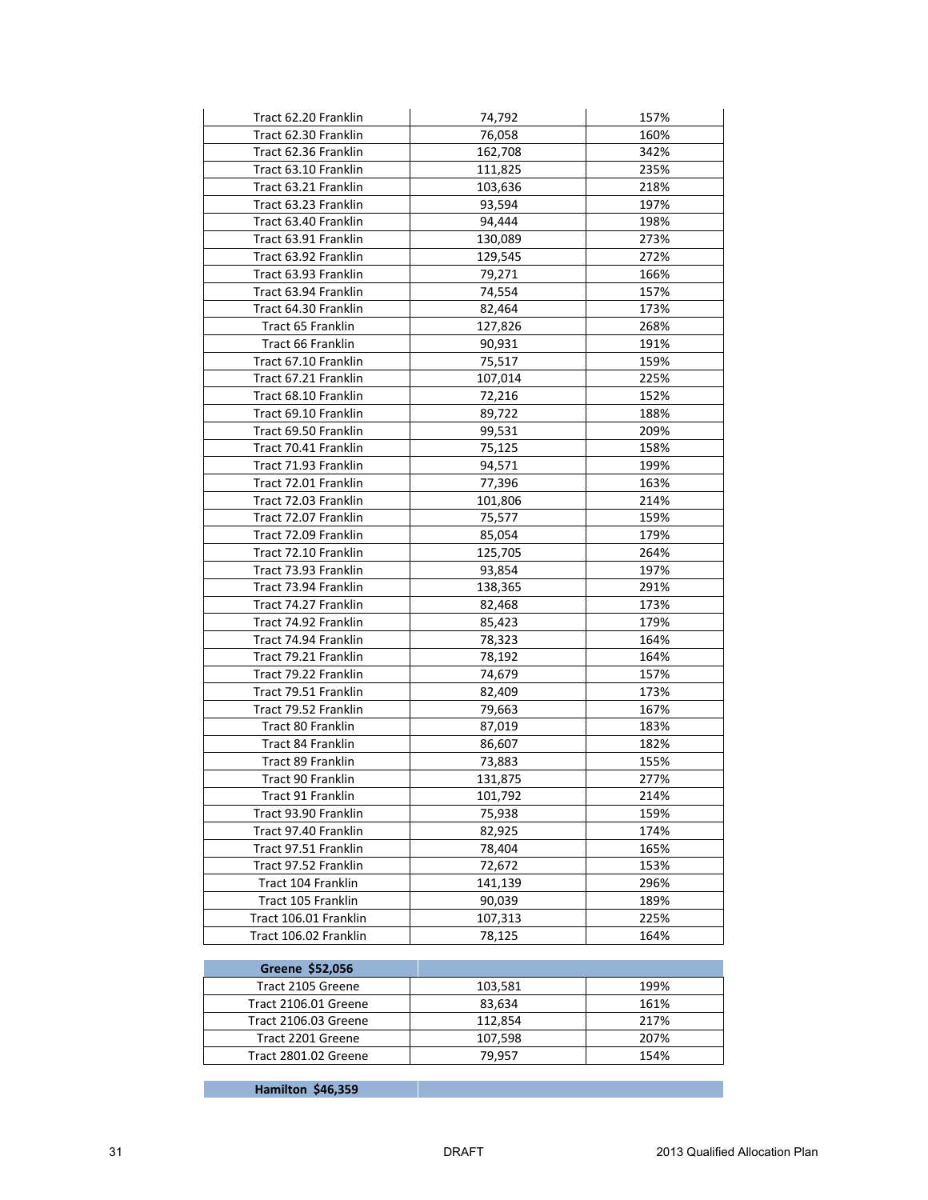| | | |
|---|---|---|
| Tract 62.20 Franklin | 74,792 | 157% |
| Tract 62.30 Franklin | 76,058 | 160% |
| Tract 62.36 Franklin | 162,708 | 342% |
| Tract 63.10 Franklin | 111,825 | 235% |
| Tract 63.21 Franklin | 103,636 | 218% |
| Tract 63.23 Franklin | 93,594 | 197% |
| Tract 63.40 Franklin | 94,444 | 198% |
| Tract 63.91 Franklin | 130,089 | 273% |
| Tract 63.92 Franklin | 129,545 | 272% |
| Tract 63.93 Franklin | 79,271 | 166% |
| Tract 63.94 Franklin | 74,554 | 157% |
| Tract 64.30 Franklin | 82,464 | 173% |
| Tract 65 Franklin | 127,826 | 268% |
| Tract 66 Franklin | 90,931 | 191% |
| Tract 67.10 Franklin | 75,517 | 159% |
| Tract 67.21 Franklin | 107,014 | 225% |
| Tract 68.10 Franklin | 72,216 | 152% |
| Tract 69.10 Franklin | 89,722 | 188% |
| Tract 69.50 Franklin | 99,531 | 209% |
| Tract 70.41 Franklin | 75,125 | 158% |
| Tract 71.93 Franklin | 94,571 | 199% |
| Tract 72.01 Franklin | 77,396 | 163% |
| Tract 72.03 Franklin | 101,806 | 214% |
| Tract 72.07 Franklin | 75,577 | 159% |
| Tract 72.09 Franklin | 85,054 | 179% |
| Tract 72.10 Franklin | 125,705 | 264% |
| Tract 73.93 Franklin | 93,854 | 197% |
| Tract 73.94 Franklin | 138,365 | 291% |
| Tract 74.27 Franklin | 82,468 | 173% |
| Tract 74.92 Franklin | 85,423 | 179% |
| Tract 74.94 Franklin | 78,323 | 164% |
| Tract 79.21 Franklin | 78,192 | 164% |
| Tract 79.22 Franklin | 74,679 | 157% |
| Tract 79.51 Franklin | 82,409 | 173% |
| Tract 79.52 Franklin | 79,663 | 167% |
| Tract 80 Franklin | 87,019 | 183% |
| Tract 84 Franklin | 86,607 | 182% |
| Tract 89 Franklin | 73,883 | 155% |
| Tract 90 Franklin | 131,875 | 277% |
| Tract 91 Franklin | 101,792 | 214% |
| Tract 93.90 Franklin | 75,938 | 159% |
| Tract 97.40 Franklin | 82,925 | 174% |
| Tract 97.51 Franklin | 78,404 | 165% |
| Tract 97.52 Franklin | 72,672 | 153% |
| Tract 104 Franklin | 141,139 | 296% |
| Tract 105 Franklin | 90,039 | 189% |
| Tract 106.01 Franklin | 107,313 | 225% |
| Tract 106.02 Franklin | 78,125 | 164% |

| **Greene $52,056** | | |
|---|---|---|
| Tract 2105 Greene | 103,581 | 199% |
| Tract 2106.01 Greene | 83,634 | 161% |
| Tract 2106.03 Greene | 112,854 | 217% |
| Tract 2201 Greene | 107,598 | 207% |
| Tract 2801.02 Greene | 79,957 | 154% |

| **Hamilton $46,359** | | |
|---|---|---|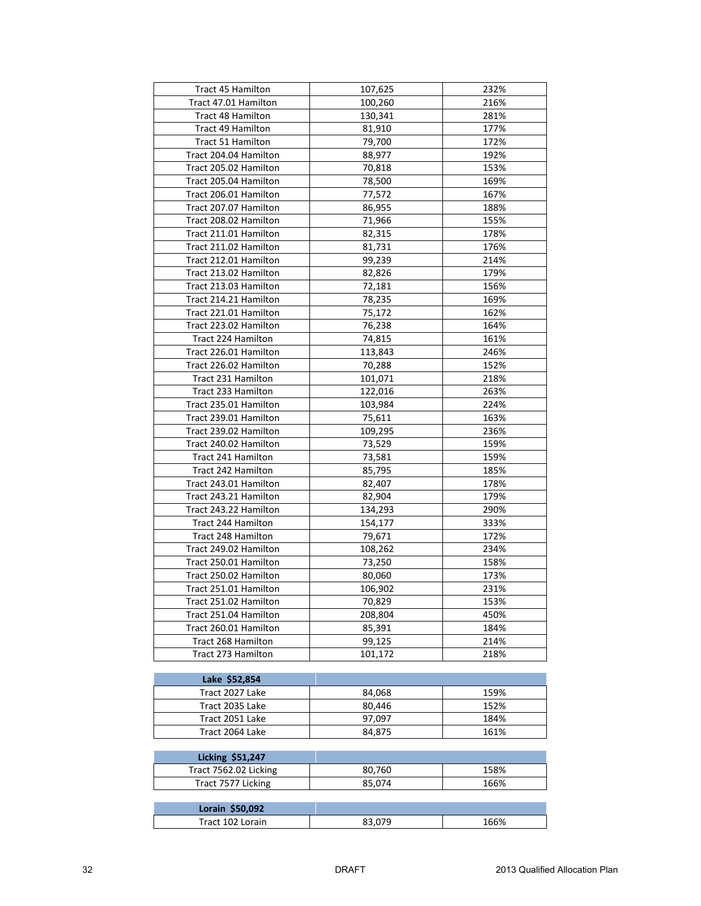| | | |
|---|---|---|
| Tract 45 Hamilton | 107,625 | 232% |
| Tract 47.01 Hamilton | 100,260 | 216% |
| Tract 48 Hamilton | 130,341 | 281% |
| Tract 49 Hamilton | 81,910 | 177% |
| Tract 51 Hamilton | 79,700 | 172% |
| Tract 204.04 Hamilton | 88,977 | 192% |
| Tract 205.02 Hamilton | 70,818 | 153% |
| Tract 205.04 Hamilton | 78,500 | 169% |
| Tract 206.01 Hamilton | 77,572 | 167% |
| Tract 207.07 Hamilton | 86,955 | 188% |
| Tract 208.02 Hamilton | 71,966 | 155% |
| Tract 211.01 Hamilton | 82,315 | 178% |
| Tract 211.02 Hamilton | 81,731 | 176% |
| Tract 212.01 Hamilton | 99,239 | 214% |
| Tract 213.02 Hamilton | 82,826 | 179% |
| Tract 213.03 Hamilton | 72,181 | 156% |
| Tract 214.21 Hamilton | 78,235 | 169% |
| Tract 221.01 Hamilton | 75,172 | 162% |
| Tract 223.02 Hamilton | 76,238 | 164% |
| Tract 224 Hamilton | 74,815 | 161% |
| Tract 226.01 Hamilton | 113,843 | 246% |
| Tract 226.02 Hamilton | 70,288 | 152% |
| Tract 231 Hamilton | 101,071 | 218% |
| Tract 233 Hamilton | 122,016 | 263% |
| Tract 235.01 Hamilton | 103,984 | 224% |
| Tract 239.01 Hamilton | 75,611 | 163% |
| Tract 239.02 Hamilton | 109,295 | 236% |
| Tract 240.02 Hamilton | 73,529 | 159% |
| Tract 241 Hamilton | 73,581 | 159% |
| Tract 242 Hamilton | 85,795 | 185% |
| Tract 243.01 Hamilton | 82,407 | 178% |
| Tract 243.21 Hamilton | 82,904 | 179% |
| Tract 243.22 Hamilton | 134,293 | 290% |
| Tract 244 Hamilton | 154,177 | 333% |
| Tract 248 Hamilton | 79,671 | 172% |
| Tract 249.02 Hamilton | 108,262 | 234% |
| Tract 250.01 Hamilton | 73,250 | 158% |
| Tract 250.02 Hamilton | 80,060 | 173% |
| Tract 251.01 Hamilton | 106,902 | 231% |
| Tract 251.02 Hamilton | 70,829 | 153% |
| Tract 251.04 Hamilton | 208,804 | 450% |
| Tract 260.01 Hamilton | 85,391 | 184% |
| Tract 268 Hamilton | 99,125 | 214% |
| Tract 273 Hamilton | 101,172 | 218% |

| **Lake $52,854** | | |
|---|---|---|
| Tract 2027 Lake | 84,068 | 159% |
| Tract 2035 Lake | 80,446 | 152% |
| Tract 2051 Lake | 97,097 | 184% |
| Tract 2064 Lake | 84,875 | 161% |

| **Licking $51,247** | | |
|---|---|---|
| Tract 7562.02 Licking | 80,760 | 158% |
| Tract 7577 Licking | 85,074 | 166% |

| **Lorain $50,092** | | |
|---|---|---|
| Tract 102 Lorain | 83,079 | 166% |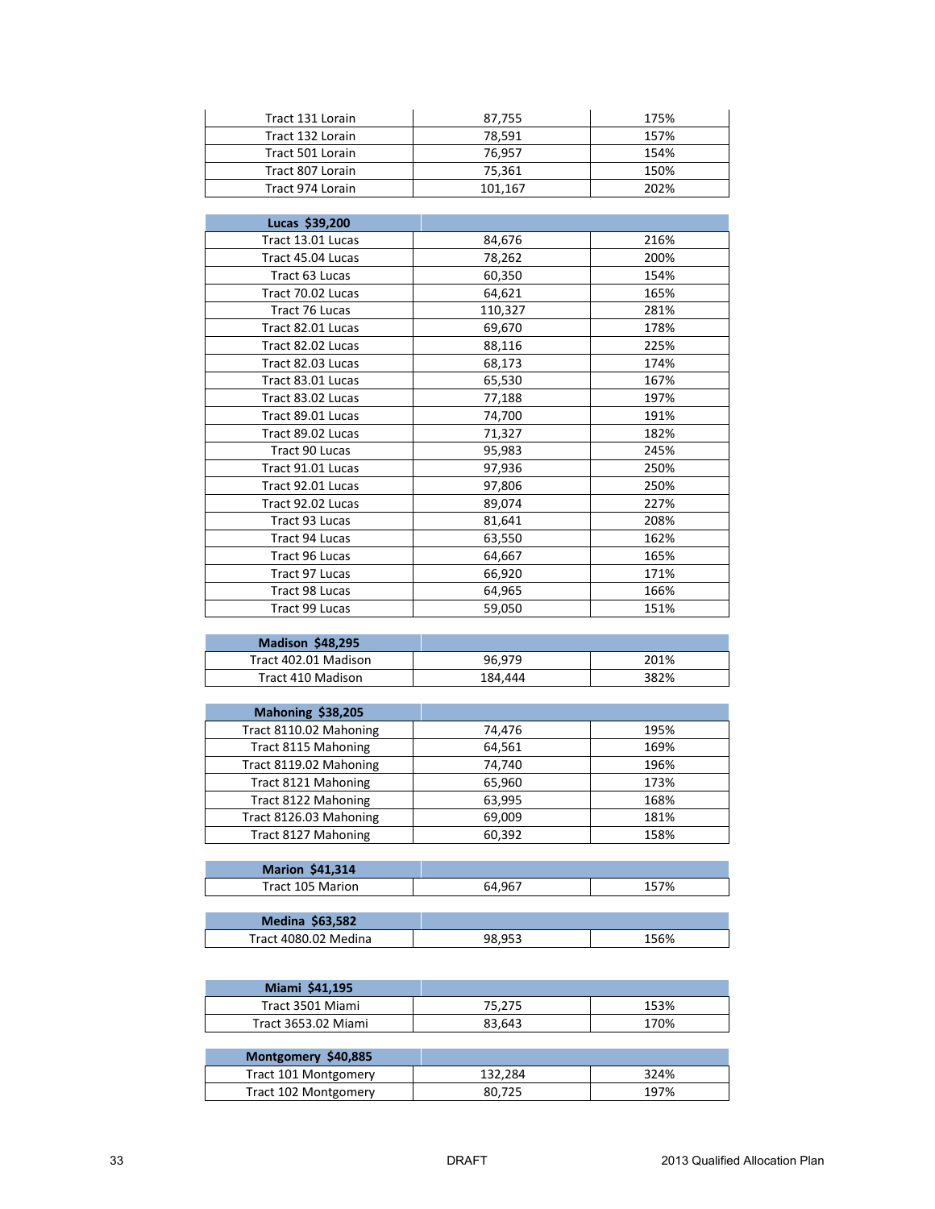| | | |
|---|---|---|
| Tract 131 Lorain | 87,755 | 175% |
| Tract 132 Lorain | 78,591 | 157% |
| Tract 501 Lorain | 76,957 | 154% |
| Tract 807 Lorain | 75,361 | 150% |
| Tract 974 Lorain | 101,167 | 202% |

| **Lucas $39,200** | | |
|---|---|---|
| Tract 13.01 Lucas | 84,676 | 216% |
| Tract 45.04 Lucas | 78,262 | 200% |
| Tract 63 Lucas | 60,350 | 154% |
| Tract 70.02 Lucas | 64,621 | 165% |
| Tract 76 Lucas | 110,327 | 281% |
| Tract 82.01 Lucas | 69,670 | 178% |
| Tract 82.02 Lucas | 88,116 | 225% |
| Tract 82.03 Lucas | 68,173 | 174% |
| Tract 83.01 Lucas | 65,530 | 167% |
| Tract 83.02 Lucas | 77,188 | 197% |
| Tract 89.01 Lucas | 74,700 | 191% |
| Tract 89.02 Lucas | 71,327 | 182% |
| Tract 90 Lucas | 95,983 | 245% |
| Tract 91.01 Lucas | 97,936 | 250% |
| Tract 92.01 Lucas | 97,806 | 250% |
| Tract 92.02 Lucas | 89,074 | 227% |
| Tract 93 Lucas | 81,641 | 208% |
| Tract 94 Lucas | 63,550 | 162% |
| Tract 96 Lucas | 64,667 | 165% |
| Tract 97 Lucas | 66,920 | 171% |
| Tract 98 Lucas | 64,965 | 166% |
| Tract 99 Lucas | 59,050 | 151% |

| **Madison $48,295** | | |
|---|---|---|
| Tract 402.01 Madison | 96,979 | 201% |
| Tract 410 Madison | 184,444 | 382% |

| **Mahoning $38,205** | | |
|---|---|---|
| Tract 8110.02 Mahoning | 74,476 | 195% |
| Tract 8115 Mahoning | 64,561 | 169% |
| Tract 8119.02 Mahoning | 74,740 | 196% |
| Tract 8121 Mahoning | 65,960 | 173% |
| Tract 8122 Mahoning | 63,995 | 168% |
| Tract 8126.03 Mahoning | 69,009 | 181% |
| Tract 8127 Mahoning | 60,392 | 158% |

| **Marion $41,314** | | |
|---|---|---|
| Tract 105 Marion | 64,967 | 157% |

| **Medina $63,582** | | |
|---|---|---|
| Tract 4080.02 Medina | 98,953 | 156% |

| **Miami $41,195** | | |
|---|---|---|
| Tract 3501 Miami | 75,275 | 153% |
| Tract 3653.02 Miami | 83,643 | 170% |

| **Montgomery $40,885** | | |
|---|---|---|
| Tract 101 Montgomery | 132,284 | 324% |
| Tract 102 Montgomery | 80,725 | 197% |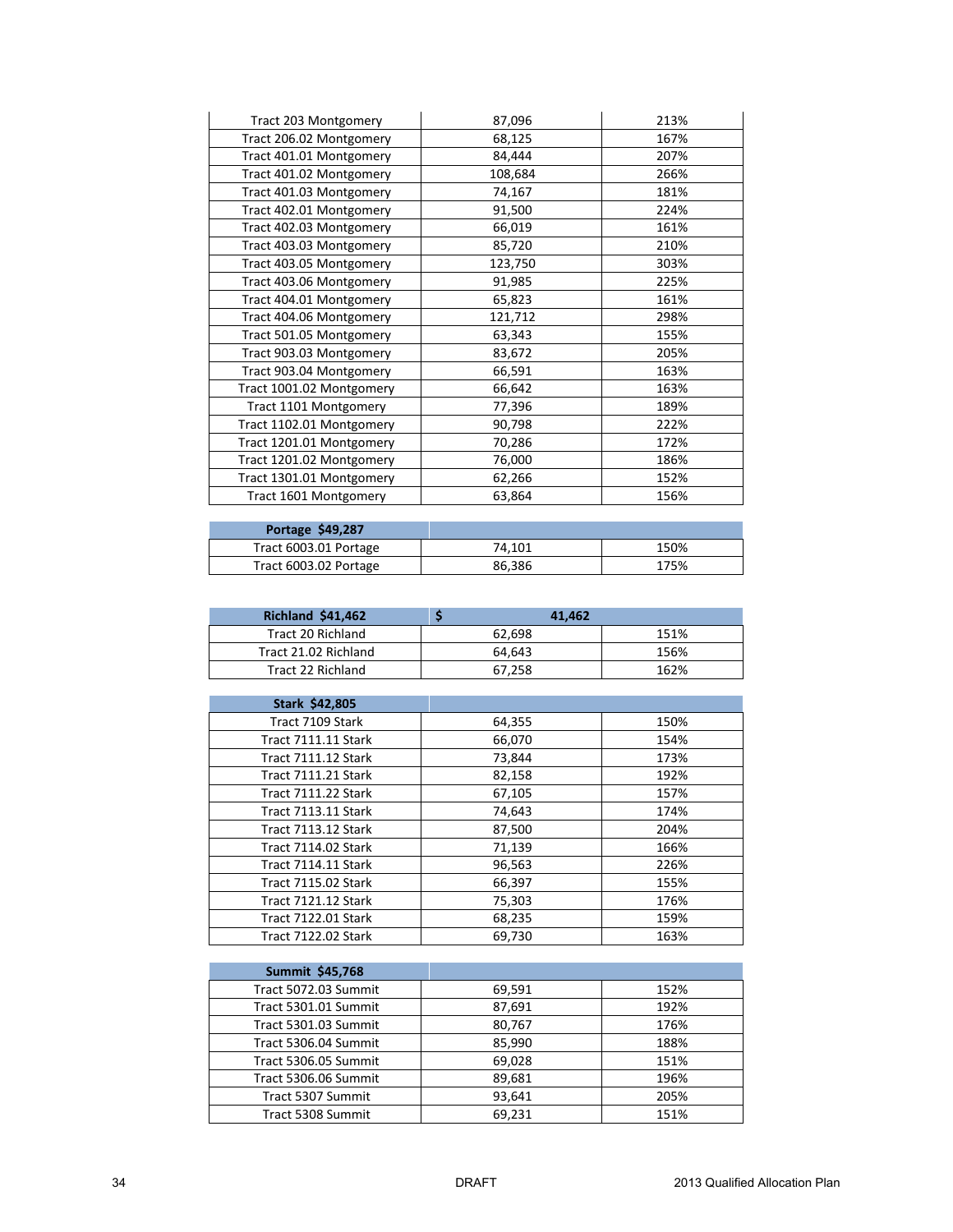| | | |
|---|---|---|
| Tract 203 Montgomery | 87,096 | 213% |
| Tract 206.02 Montgomery | 68,125 | 167% |
| Tract 401.01 Montgomery | 84,444 | 207% |
| Tract 401.02 Montgomery | 108,684 | 266% |
| Tract 401.03 Montgomery | 74,167 | 181% |
| Tract 402.01 Montgomery | 91,500 | 224% |
| Tract 402.03 Montgomery | 66,019 | 161% |
| Tract 403.03 Montgomery | 85,720 | 210% |
| Tract 403.05 Montgomery | 123,750 | 303% |
| Tract 403.06 Montgomery | 91,985 | 225% |
| Tract 404.01 Montgomery | 65,823 | 161% |
| Tract 404.06 Montgomery | 121,712 | 298% |
| Tract 501.05 Montgomery | 63,343 | 155% |
| Tract 903.03 Montgomery | 83,672 | 205% |
| Tract 903.04 Montgomery | 66,591 | 163% |
| Tract 1001.02 Montgomery | 66,642 | 163% |
| Tract 1101 Montgomery | 77,396 | 189% |
| Tract 1102.01 Montgomery | 90,798 | 222% |
| Tract 1201.01 Montgomery | 70,286 | 172% |
| Tract 1201.02 Montgomery | 76,000 | 186% |
| Tract 1301.01 Montgomery | 62,266 | 152% |
| Tract 1601 Montgomery | 63,864 | 156% |

| **Portage $49,287** | | |
|---|---|---|
| Tract 6003.01 Portage | 74,101 | 150% |
| Tract 6003.02 Portage | 86,386 | 175% |

| **Richland $41,462** | **$ 41,462** | |
|---|---|---|
| Tract 20 Richland | 62,698 | 151% |
| Tract 21.02 Richland | 64,643 | 156% |
| Tract 22 Richland | 67,258 | 162% |

| **Stark $42,805** | | |
|---|---|---|
| Tract 7109 Stark | 64,355 | 150% |
| Tract 7111.11 Stark | 66,070 | 154% |
| Tract 7111.12 Stark | 73,844 | 173% |
| Tract 7111.21 Stark | 82,158 | 192% |
| Tract 7111.22 Stark | 67,105 | 157% |
| Tract 7113.11 Stark | 74,643 | 174% |
| Tract 7113.12 Stark | 87,500 | 204% |
| Tract 7114.02 Stark | 71,139 | 166% |
| Tract 7114.11 Stark | 96,563 | 226% |
| Tract 7115.02 Stark | 66,397 | 155% |
| Tract 7121.12 Stark | 75,303 | 176% |
| Tract 7122.01 Stark | 68,235 | 159% |
| Tract 7122.02 Stark | 69,730 | 163% |

| **Summit $45,768** | | |
|---|---|---|
| Tract 5072.03 Summit | 69,591 | 152% |
| Tract 5301.01 Summit | 87,691 | 192% |
| Tract 5301.03 Summit | 80,767 | 176% |
| Tract 5306.04 Summit | 85,990 | 188% |
| Tract 5306.05 Summit | 69,028 | 151% |
| Tract 5306.06 Summit | 89,681 | 196% |
| Tract 5307 Summit | 93,641 | 205% |
| Tract 5308 Summit | 69,231 | 151% |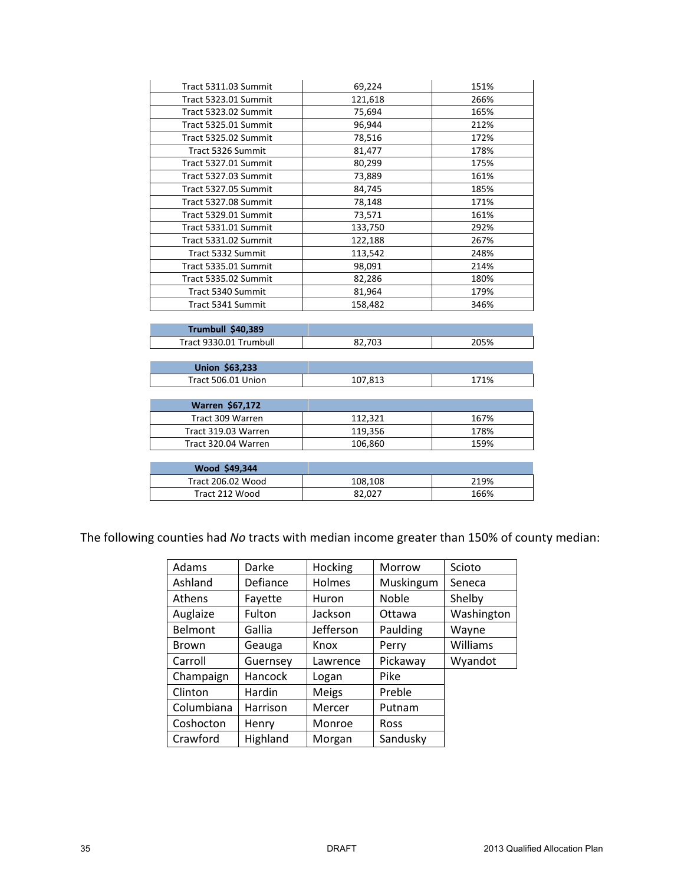| | | |
|---|---|---|
| Tract 5311.03 Summit | 69,224 | 151% |
| Tract 5323.01 Summit | 121,618 | 266% |
| Tract 5323.02 Summit | 75,694 | 165% |
| Tract 5325.01 Summit | 96,944 | 212% |
| Tract 5325.02 Summit | 78,516 | 172% |
| Tract 5326 Summit | 81,477 | 178% |
| Tract 5327.01 Summit | 80,299 | 175% |
| Tract 5327.03 Summit | 73,889 | 161% |
| Tract 5327.05 Summit | 84,745 | 185% |
| Tract 5327.08 Summit | 78,148 | 171% |
| Tract 5329.01 Summit | 73,571 | 161% |
| Tract 5331.01 Summit | 133,750 | 292% |
| Tract 5331.02 Summit | 122,188 | 267% |
| Tract 5332 Summit | 113,542 | 248% |
| Tract 5335.01 Summit | 98,091 | 214% |
| Tract 5335.02 Summit | 82,286 | 180% |
| Tract 5340 Summit | 81,964 | 179% |
| Tract 5341 Summit | 158,482 | 346% |

| **Trumbull $40,389** | | |
|---|---|---|
| Tract 9330.01 Trumbull | 82,703 | 205% |

| **Union $63,233** | | |
|---|---|---|
| Tract 506.01 Union | 107,813 | 171% |

| **Warren $67,172** | | |
|---|---|---|
| Tract 309 Warren | 112,321 | 167% |
| Tract 319.03 Warren | 119,356 | 178% |
| Tract 320.04 Warren | 106,860 | 159% |

| **Wood $49,344** | | |
|---|---|---|
| Tract 206.02 Wood | 108,108 | 219% |
| Tract 212 Wood | 82,027 | 166% |

The following counties had *No* tracts with median income greater than 150% of county median:

| | | | | |
|---|---|---|---|---|
| Adams | Darke | Hocking | Morrow | Scioto |
| Ashland | Defiance | Holmes | Muskingum | Seneca |
| Athens | Fayette | Huron | Noble | Shelby |
| Auglaize | Fulton | Jackson | Ottawa | Washington |
| Belmont | Gallia | Jefferson | Paulding | Wayne |
| Brown | Geauga | Knox | Perry | Williams |
| Carroll | Guernsey | Lawrence | Pickaway | Wyandot |
| Champaign | Hancock | Logan | Pike | |
| Clinton | Hardin | Meigs | Preble | |
| Columbiana | Harrison | Mercer | Putnam | |
| Coshocton | Henry | Monroe | Ross | |
| Crawford | Highland | Morgan | Sandusky | |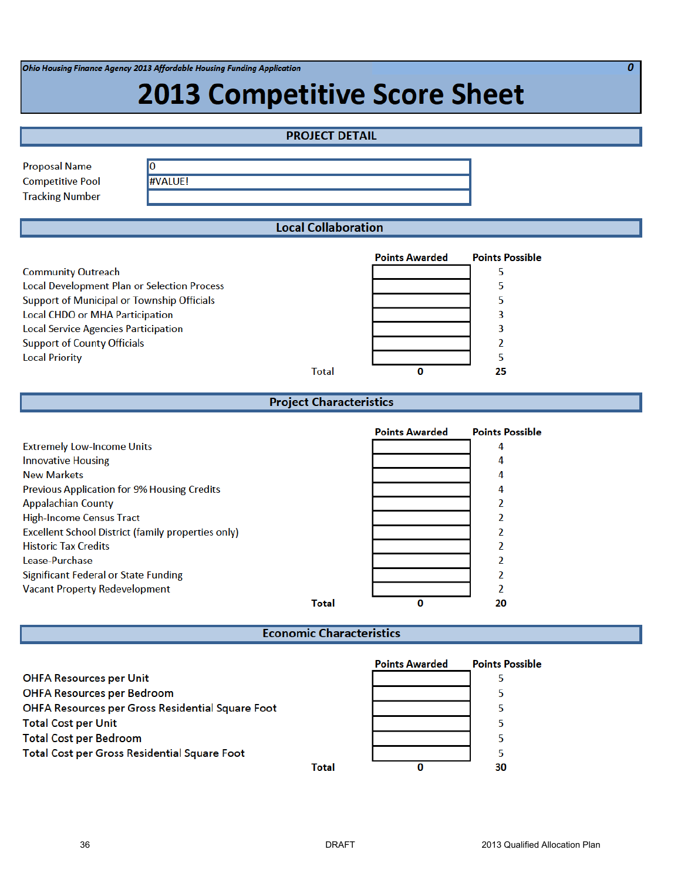*Ohio Housing Finance Agency 2013 Affordable Housing Funding Application* **0**

# 2013 Competitive Score Sheet

## PROJECT DETAIL

| | |
|---|---|
| Proposal Name | 0 |
| Competitive Pool | #VALUE! |
| Tracking Number | |

## Local Collaboration

| | Points Awarded | Points Possible |
|---|---|---|
| Community Outreach | | 5 |
| Local Development Plan or Selection Process | | 5 |
| Support of Municipal or Township Officials | | 5 |
| Local CHDO or MHA Participation | | 3 |
| Local Service Agencies Participation | | 3 |
| Support of County Officials | | 2 |
| Local Priority | | 5 |
| Total | 0 | 25 |

## Project Characteristics

| | Points Awarded | Points Possible |
|---|---|---|
| Extremely Low-Income Units | | 4 |
| Innovative Housing | | 4 |
| New Markets | | 4 |
| Previous Application for 9% Housing Credits | | 4 |
| Appalachian County | | 2 |
| High-Income Census Tract | | 2 |
| Excellent School District (family properties only) | | 2 |
| Historic Tax Credits | | 2 |
| Lease-Purchase | | 2 |
| Significant Federal or State Funding | | 2 |
| Vacant Property Redevelopment | | 2 |
| **Total** | **0** | **20** |

## Economic Characteristics

| | Points Awarded | Points Possible |
|---|---|---|
| **OHFA Resources per Unit** | | 5 |
| **OHFA Resources per Bedroom** | | 5 |
| **OHFA Resources per Gross Residential Square Foot** | | 5 |
| **Total Cost per Unit** | | 5 |
| **Total Cost per Bedroom** | | 5 |
| **Total Cost per Gross Residential Square Foot** | | 5 |
| **Total** | **0** | **30** |

DRAFT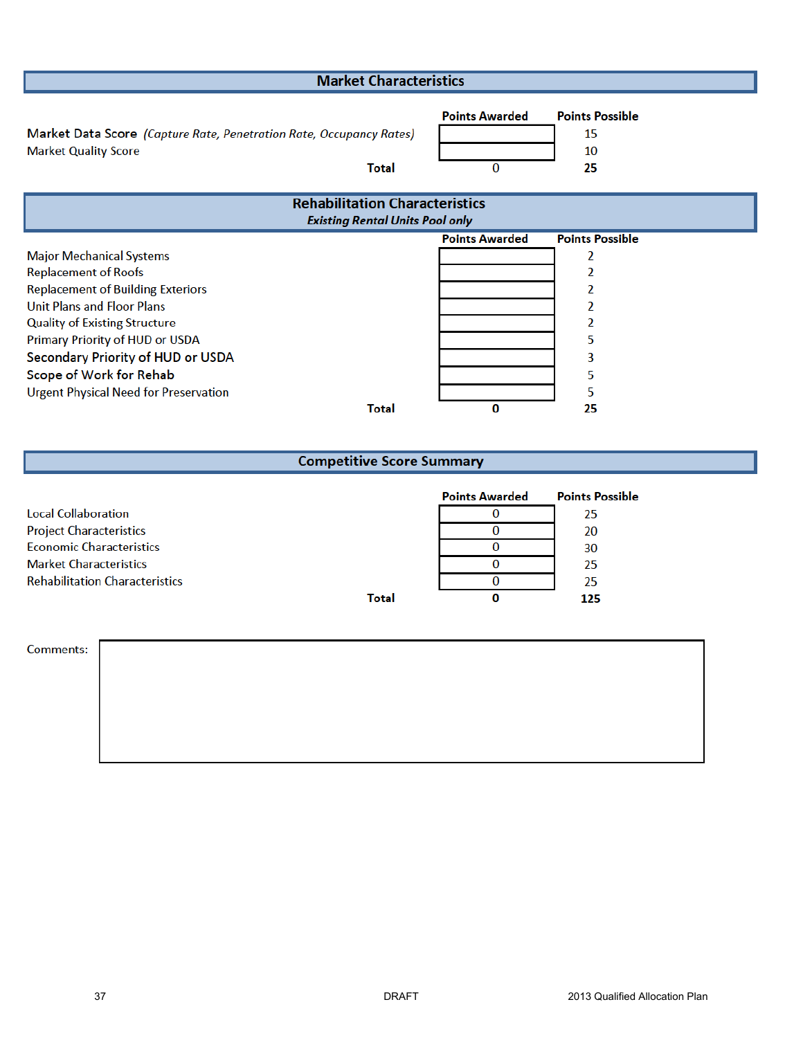## Market Characteristics

| | Points Awarded | Points Possible |
|---|---|---|
| Market Data Score *(Capture Rate, Penetration Rate, Occupancy Rates)* | | 15 |
| Market Quality Score | | 10 |
| **Total** | 0 | **25** |

## Rehabilitation Characteristics

***Existing Rental Units Pool only***

| | Points Awarded | Points Possible |
|---|---|---|
| Major Mechanical Systems | | 2 |
| Replacement of Roofs | | 2 |
| Replacement of Building Exteriors | | 2 |
| Unit Plans and Floor Plans | | 2 |
| Quality of Existing Structure | | 2 |
| Primary Priority of HUD or USDA | | 5 |
| Secondary Priority of HUD or USDA | | 3 |
| Scope of Work for Rehab | | 5 |
| Urgent Physical Need for Preservation | | 5 |
| **Total** | **0** | **25** |

## Competitive Score Summary

| | Points Awarded | Points Possible |
|---|---|---|
| Local Collaboration | 0 | 25 |
| Project Characteristics | 0 | 20 |
| Economic Characteristics | 0 | 30 |
| Market Characteristics | 0 | 25 |
| Rehabilitation Characteristics | 0 | 25 |
| **Total** | **0** | **125** |

Comments: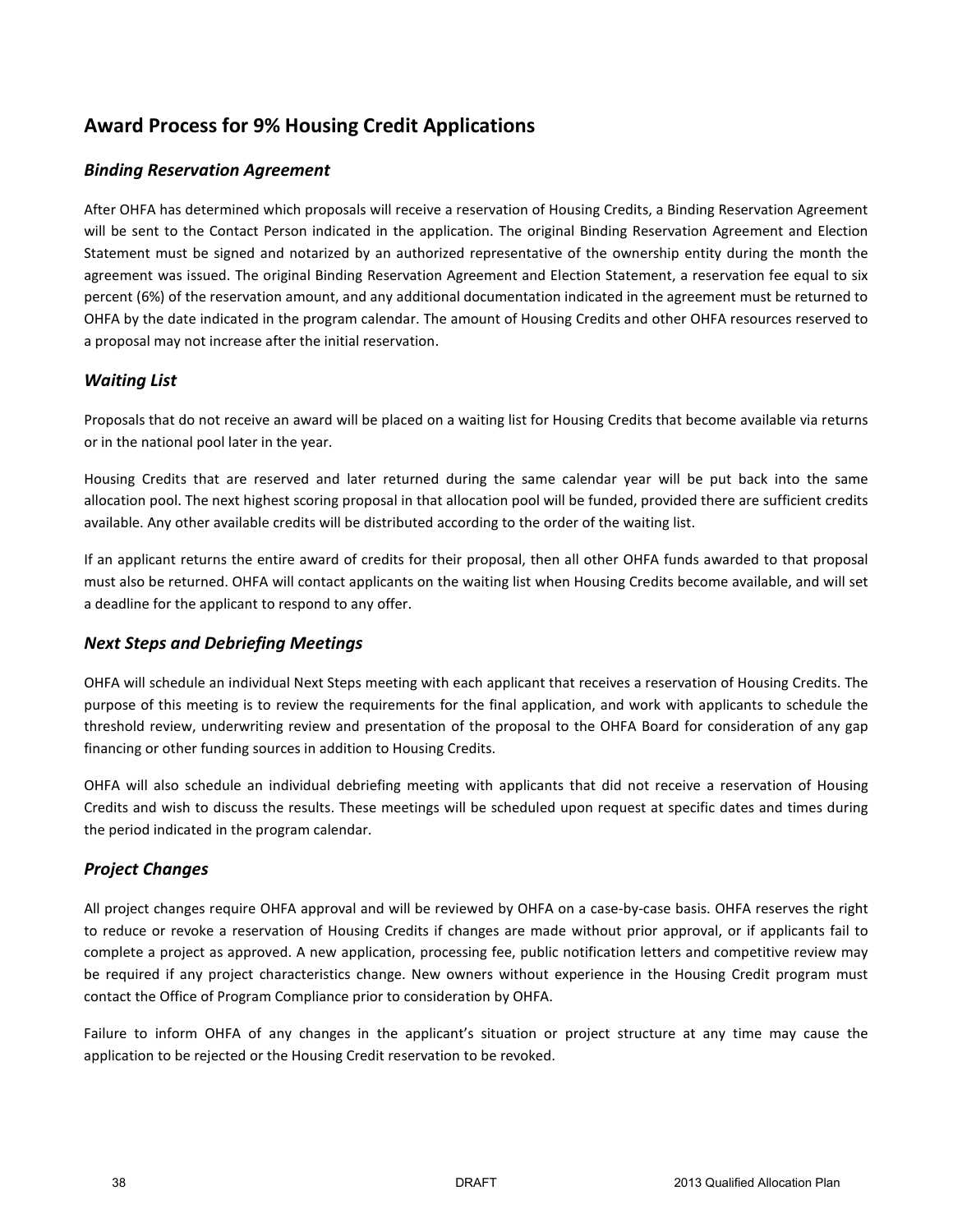## Award Process for 9% Housing Credit Applications

### *Binding Reservation Agreement*

After OHFA has determined which proposals will receive a reservation of Housing Credits, a Binding Reservation Agreement will be sent to the Contact Person indicated in the application. The original Binding Reservation Agreement and Election Statement must be signed and notarized by an authorized representative of the ownership entity during the month the agreement was issued. The original Binding Reservation Agreement and Election Statement, a reservation fee equal to six percent (6%) of the reservation amount, and any additional documentation indicated in the agreement must be returned to OHFA by the date indicated in the program calendar. The amount of Housing Credits and other OHFA resources reserved to a proposal may not increase after the initial reservation.

### *Waiting List*

Proposals that do not receive an award will be placed on a waiting list for Housing Credits that become available via returns or in the national pool later in the year.

Housing Credits that are reserved and later returned during the same calendar year will be put back into the same allocation pool. The next highest scoring proposal in that allocation pool will be funded, provided there are sufficient credits available. Any other available credits will be distributed according to the order of the waiting list.

If an applicant returns the entire award of credits for their proposal, then all other OHFA funds awarded to that proposal must also be returned. OHFA will contact applicants on the waiting list when Housing Credits become available, and will set a deadline for the applicant to respond to any offer.

### *Next Steps and Debriefing Meetings*

OHFA will schedule an individual Next Steps meeting with each applicant that receives a reservation of Housing Credits. The purpose of this meeting is to review the requirements for the final application, and work with applicants to schedule the threshold review, underwriting review and presentation of the proposal to the OHFA Board for consideration of any gap financing or other funding sources in addition to Housing Credits.

OHFA will also schedule an individual debriefing meeting with applicants that did not receive a reservation of Housing Credits and wish to discuss the results. These meetings will be scheduled upon request at specific dates and times during the period indicated in the program calendar.

### *Project Changes*

All project changes require OHFA approval and will be reviewed by OHFA on a case-by-case basis. OHFA reserves the right to reduce or revoke a reservation of Housing Credits if changes are made without prior approval, or if applicants fail to complete a project as approved. A new application, processing fee, public notification letters and competitive review may be required if any project characteristics change. New owners without experience in the Housing Credit program must contact the Office of Program Compliance prior to consideration by OHFA.

Failure to inform OHFA of any changes in the applicant's situation or project structure at any time may cause the application to be rejected or the Housing Credit reservation to be revoked.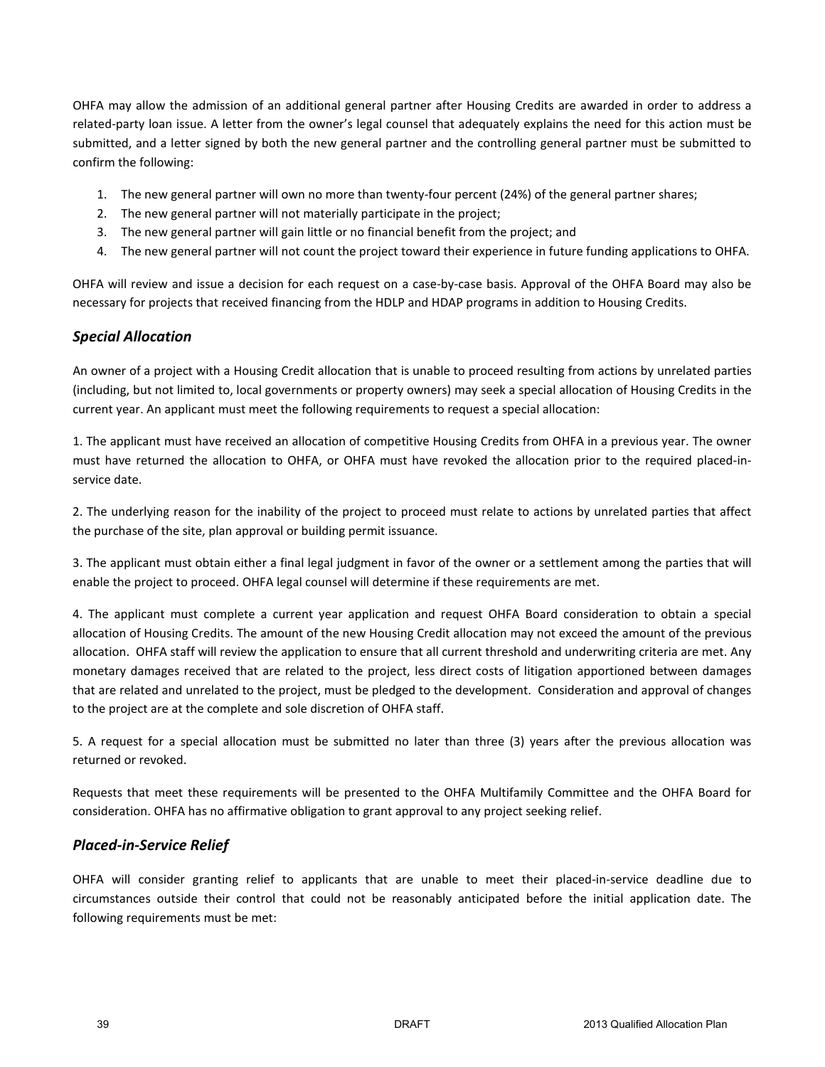OHFA may allow the admission of an additional general partner after Housing Credits are awarded in order to address a related-party loan issue. A letter from the owner's legal counsel that adequately explains the need for this action must be submitted, and a letter signed by both the new general partner and the controlling general partner must be submitted to confirm the following:

1. The new general partner will own no more than twenty-four percent (24%) of the general partner shares;
2. The new general partner will not materially participate in the project;
3. The new general partner will gain little or no financial benefit from the project; and
4. The new general partner will not count the project toward their experience in future funding applications to OHFA.

OHFA will review and issue a decision for each request on a case-by-case basis. Approval of the OHFA Board may also be necessary for projects that received financing from the HDLP and HDAP programs in addition to Housing Credits.

### *Special Allocation*

An owner of a project with a Housing Credit allocation that is unable to proceed resulting from actions by unrelated parties (including, but not limited to, local governments or property owners) may seek a special allocation of Housing Credits in the current year. An applicant must meet the following requirements to request a special allocation:

1. The applicant must have received an allocation of competitive Housing Credits from OHFA in a previous year. The owner must have returned the allocation to OHFA, or OHFA must have revoked the allocation prior to the required placed-in-service date.

2. The underlying reason for the inability of the project to proceed must relate to actions by unrelated parties that affect the purchase of the site, plan approval or building permit issuance.

3. The applicant must obtain either a final legal judgment in favor of the owner or a settlement among the parties that will enable the project to proceed. OHFA legal counsel will determine if these requirements are met.

4. The applicant must complete a current year application and request OHFA Board consideration to obtain a special allocation of Housing Credits. The amount of the new Housing Credit allocation may not exceed the amount of the previous allocation. OHFA staff will review the application to ensure that all current threshold and underwriting criteria are met. Any monetary damages received that are related to the project, less direct costs of litigation apportioned between damages that are related and unrelated to the project, must be pledged to the development. Consideration and approval of changes to the project are at the complete and sole discretion of OHFA staff.

5. A request for a special allocation must be submitted no later than three (3) years after the previous allocation was returned or revoked.

Requests that meet these requirements will be presented to the OHFA Multifamily Committee and the OHFA Board for consideration. OHFA has no affirmative obligation to grant approval to any project seeking relief.

### *Placed-in-Service Relief*

OHFA will consider granting relief to applicants that are unable to meet their placed-in-service deadline due to circumstances outside their control that could not be reasonably anticipated before the initial application date. The following requirements must be met: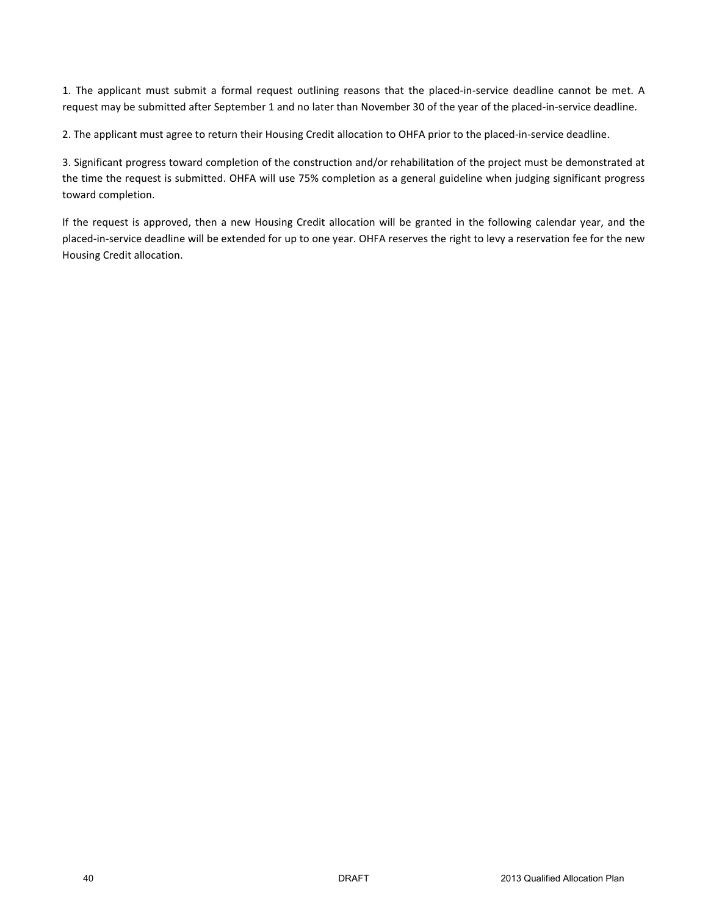1. The applicant must submit a formal request outlining reasons that the placed-in-service deadline cannot be met. A request may be submitted after September 1 and no later than November 30 of the year of the placed-in-service deadline.

2. The applicant must agree to return their Housing Credit allocation to OHFA prior to the placed-in-service deadline.

3. Significant progress toward completion of the construction and/or rehabilitation of the project must be demonstrated at the time the request is submitted. OHFA will use 75% completion as a general guideline when judging significant progress toward completion.

If the request is approved, then a new Housing Credit allocation will be granted in the following calendar year, and the placed-in-service deadline will be extended for up to one year. OHFA reserves the right to levy a reservation fee for the new Housing Credit allocation.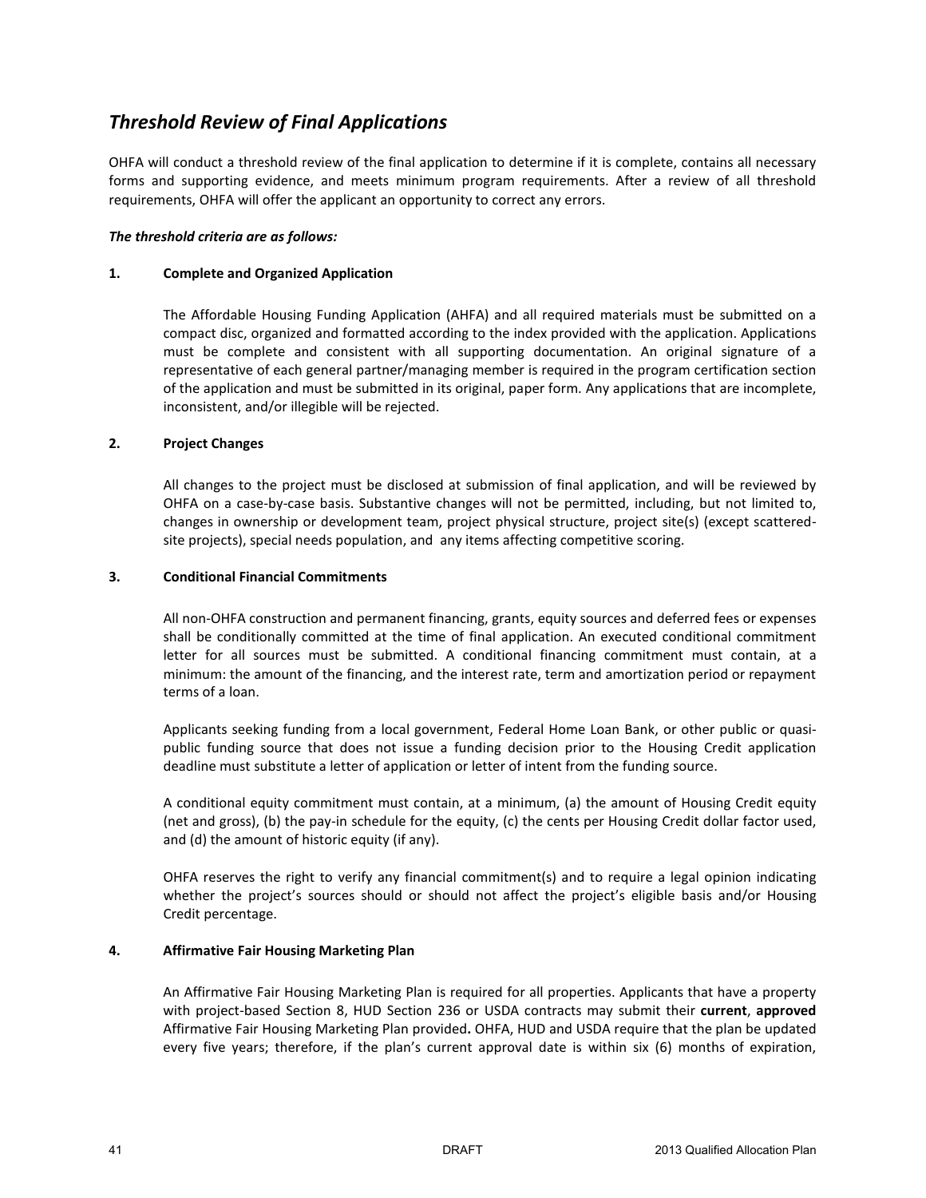## *Threshold Review of Final Applications*

OHFA will conduct a threshold review of the final application to determine if it is complete, contains all necessary forms and supporting evidence, and meets minimum program requirements. After a review of all threshold requirements, OHFA will offer the applicant an opportunity to correct any errors.

***The threshold criteria are as follows:***

**1. Complete and Organized Application**

The Affordable Housing Funding Application (AHFA) and all required materials must be submitted on a compact disc, organized and formatted according to the index provided with the application. Applications must be complete and consistent with all supporting documentation. An original signature of a representative of each general partner/managing member is required in the program certification section of the application and must be submitted in its original, paper form. Any applications that are incomplete, inconsistent, and/or illegible will be rejected.

**2. Project Changes**

All changes to the project must be disclosed at submission of final application, and will be reviewed by OHFA on a case-by-case basis. Substantive changes will not be permitted, including, but not limited to, changes in ownership or development team, project physical structure, project site(s) (except scattered-site projects), special needs population, and any items affecting competitive scoring.

**3. Conditional Financial Commitments**

All non-OHFA construction and permanent financing, grants, equity sources and deferred fees or expenses shall be conditionally committed at the time of final application. An executed conditional commitment letter for all sources must be submitted. A conditional financing commitment must contain, at a minimum: the amount of the financing, and the interest rate, term and amortization period or repayment terms of a loan.

Applicants seeking funding from a local government, Federal Home Loan Bank, or other public or quasi-public funding source that does not issue a funding decision prior to the Housing Credit application deadline must substitute a letter of application or letter of intent from the funding source.

A conditional equity commitment must contain, at a minimum, (a) the amount of Housing Credit equity (net and gross), (b) the pay-in schedule for the equity, (c) the cents per Housing Credit dollar factor used, and (d) the amount of historic equity (if any).

OHFA reserves the right to verify any financial commitment(s) and to require a legal opinion indicating whether the project's sources should or should not affect the project's eligible basis and/or Housing Credit percentage.

**4. Affirmative Fair Housing Marketing Plan**

An Affirmative Fair Housing Marketing Plan is required for all properties. Applicants that have a property with project-based Section 8, HUD Section 236 or USDA contracts may submit their **current**, **approved** Affirmative Fair Housing Marketing Plan provided**.** OHFA, HUD and USDA require that the plan be updated every five years; therefore, if the plan's current approval date is within six (6) months of expiration,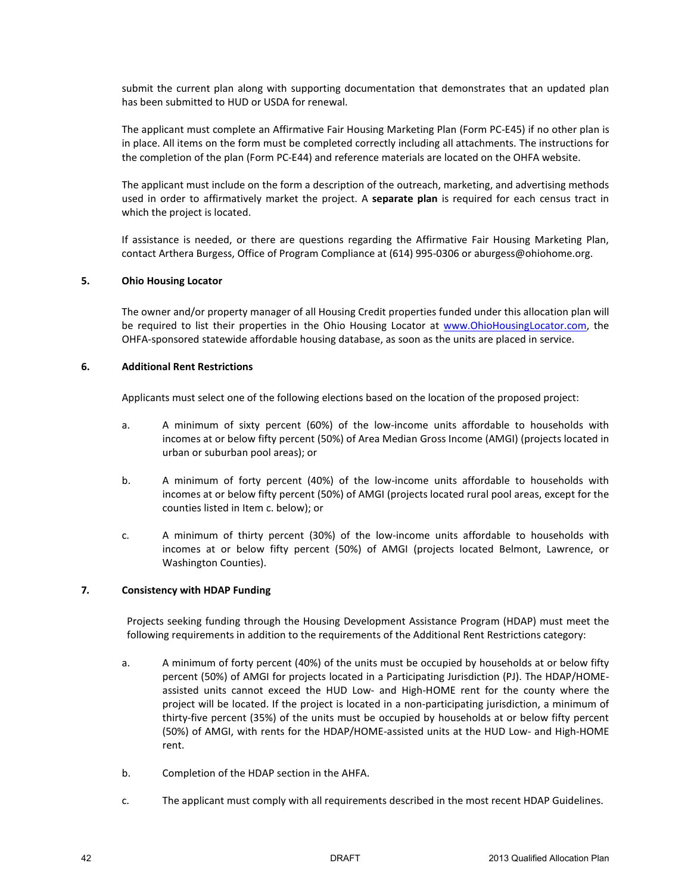submit the current plan along with supporting documentation that demonstrates that an updated plan has been submitted to HUD or USDA for renewal.

The applicant must complete an Affirmative Fair Housing Marketing Plan (Form PC-E45) if no other plan is in place. All items on the form must be completed correctly including all attachments. The instructions for the completion of the plan (Form PC-E44) and reference materials are located on the OHFA website.

The applicant must include on the form a description of the outreach, marketing, and advertising methods used in order to affirmatively market the project. A **separate plan** is required for each census tract in which the project is located.

If assistance is needed, or there are questions regarding the Affirmative Fair Housing Marketing Plan, contact Arthera Burgess, Office of Program Compliance at (614) 995-0306 or aburgess@ohiohome.org.

**5. Ohio Housing Locator**

The owner and/or property manager of all Housing Credit properties funded under this allocation plan will be required to list their properties in the Ohio Housing Locator at www.OhioHousingLocator.com, the OHFA-sponsored statewide affordable housing database, as soon as the units are placed in service.

**6. Additional Rent Restrictions**

Applicants must select one of the following elections based on the location of the proposed project:

a. A minimum of sixty percent (60%) of the low-income units affordable to households with incomes at or below fifty percent (50%) of Area Median Gross Income (AMGI) (projects located in urban or suburban pool areas); or

b. A minimum of forty percent (40%) of the low-income units affordable to households with incomes at or below fifty percent (50%) of AMGI (projects located rural pool areas, except for the counties listed in Item c. below); or

c. A minimum of thirty percent (30%) of the low-income units affordable to households with incomes at or below fifty percent (50%) of AMGI (projects located Belmont, Lawrence, or Washington Counties).

**7. Consistency with HDAP Funding**

Projects seeking funding through the Housing Development Assistance Program (HDAP) must meet the following requirements in addition to the requirements of the Additional Rent Restrictions category:

a. A minimum of forty percent (40%) of the units must be occupied by households at or below fifty percent (50%) of AMGI for projects located in a Participating Jurisdiction (PJ). The HDAP/HOME-assisted units cannot exceed the HUD Low- and High-HOME rent for the county where the project will be located. If the project is located in a non-participating jurisdiction, a minimum of thirty-five percent (35%) of the units must be occupied by households at or below fifty percent (50%) of AMGI, with rents for the HDAP/HOME-assisted units at the HUD Low- and High-HOME rent.

b. Completion of the HDAP section in the AHFA.

c. The applicant must comply with all requirements described in the most recent HDAP Guidelines.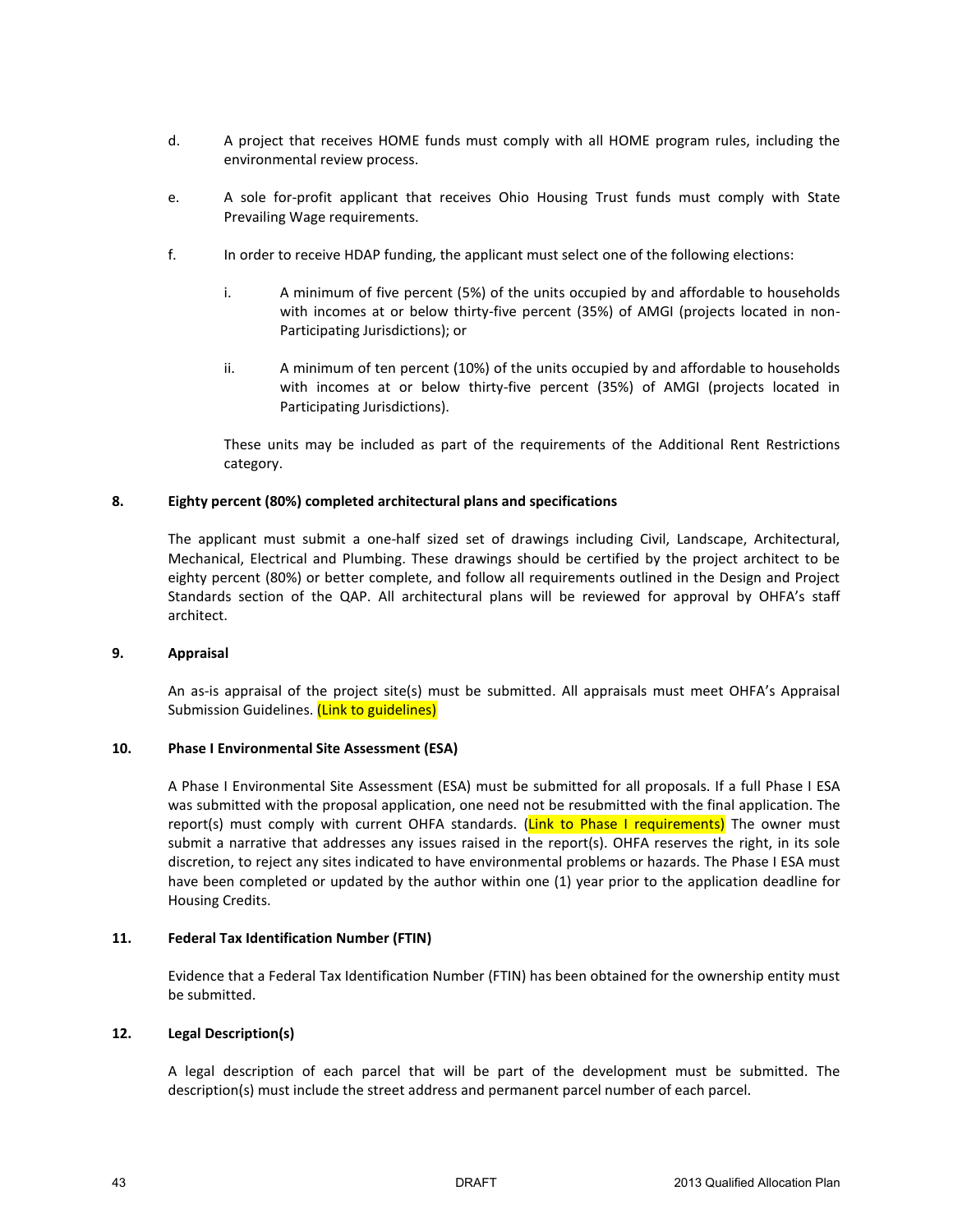d. A project that receives HOME funds must comply with all HOME program rules, including the environmental review process.

e. A sole for-profit applicant that receives Ohio Housing Trust funds must comply with State Prevailing Wage requirements.

f. In order to receive HDAP funding, the applicant must select one of the following elections:

   i. A minimum of five percent (5%) of the units occupied by and affordable to households with incomes at or below thirty-five percent (35%) of AMGI (projects located in non-Participating Jurisdictions); or

   ii. A minimum of ten percent (10%) of the units occupied by and affordable to households with incomes at or below thirty-five percent (35%) of AMGI (projects located in Participating Jurisdictions).

   These units may be included as part of the requirements of the Additional Rent Restrictions category.

**8. Eighty percent (80%) completed architectural plans and specifications**

The applicant must submit a one-half sized set of drawings including Civil, Landscape, Architectural, Mechanical, Electrical and Plumbing. These drawings should be certified by the project architect to be eighty percent (80%) or better complete, and follow all requirements outlined in the Design and Project Standards section of the QAP. All architectural plans will be reviewed for approval by OHFA's staff architect.

**9. Appraisal**

An as-is appraisal of the project site(s) must be submitted. All appraisals must meet OHFA's Appraisal Submission Guidelines. (Link to guidelines)

**10. Phase I Environmental Site Assessment (ESA)**

A Phase I Environmental Site Assessment (ESA) must be submitted for all proposals. If a full Phase I ESA was submitted with the proposal application, one need not be resubmitted with the final application. The report(s) must comply with current OHFA standards. (Link to Phase I requirements) The owner must submit a narrative that addresses any issues raised in the report(s). OHFA reserves the right, in its sole discretion, to reject any sites indicated to have environmental problems or hazards. The Phase I ESA must have been completed or updated by the author within one (1) year prior to the application deadline for Housing Credits.

**11. Federal Tax Identification Number (FTIN)**

Evidence that a Federal Tax Identification Number (FTIN) has been obtained for the ownership entity must be submitted.

**12. Legal Description(s)**

A legal description of each parcel that will be part of the development must be submitted. The description(s) must include the street address and permanent parcel number of each parcel.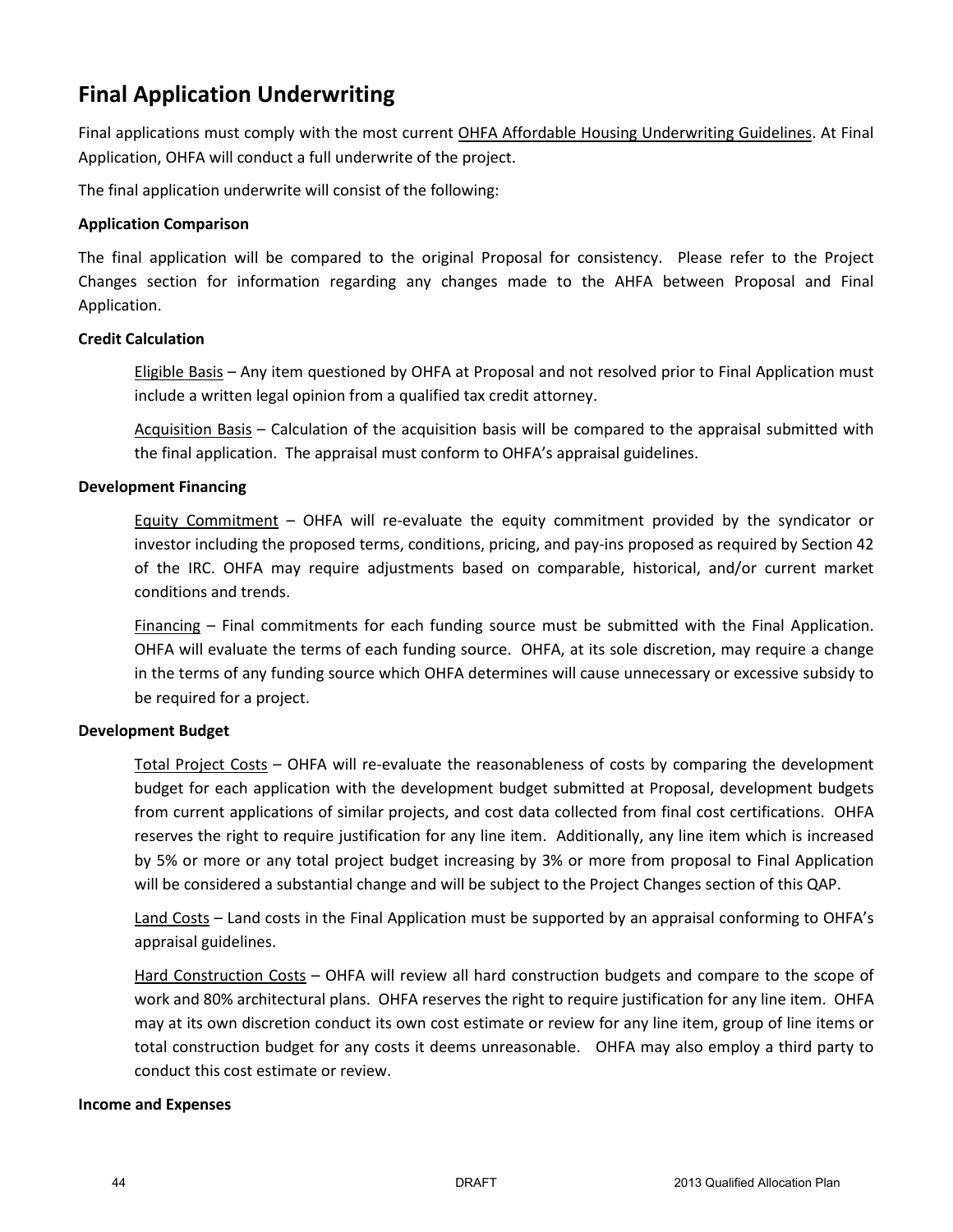## Final Application Underwriting

Final applications must comply with the most current OHFA Affordable Housing Underwriting Guidelines. At Final Application, OHFA will conduct a full underwrite of the project.

The final application underwrite will consist of the following:

**Application Comparison**

The final application will be compared to the original Proposal for consistency. Please refer to the Project Changes section for information regarding any changes made to the AHFA between Proposal and Final Application.

**Credit Calculation**

Eligible Basis – Any item questioned by OHFA at Proposal and not resolved prior to Final Application must include a written legal opinion from a qualified tax credit attorney.

Acquisition Basis – Calculation of the acquisition basis will be compared to the appraisal submitted with the final application. The appraisal must conform to OHFA's appraisal guidelines.

**Development Financing**

Equity Commitment – OHFA will re-evaluate the equity commitment provided by the syndicator or investor including the proposed terms, conditions, pricing, and pay-ins proposed as required by Section 42 of the IRC. OHFA may require adjustments based on comparable, historical, and/or current market conditions and trends.

Financing – Final commitments for each funding source must be submitted with the Final Application. OHFA will evaluate the terms of each funding source. OHFA, at its sole discretion, may require a change in the terms of any funding source which OHFA determines will cause unnecessary or excessive subsidy to be required for a project.

**Development Budget**

Total Project Costs – OHFA will re-evaluate the reasonableness of costs by comparing the development budget for each application with the development budget submitted at Proposal, development budgets from current applications of similar projects, and cost data collected from final cost certifications. OHFA reserves the right to require justification for any line item. Additionally, any line item which is increased by 5% or more or any total project budget increasing by 3% or more from proposal to Final Application will be considered a substantial change and will be subject to the Project Changes section of this QAP.

Land Costs – Land costs in the Final Application must be supported by an appraisal conforming to OHFA's appraisal guidelines.

Hard Construction Costs – OHFA will review all hard construction budgets and compare to the scope of work and 80% architectural plans. OHFA reserves the right to require justification for any line item. OHFA may at its own discretion conduct its own cost estimate or review for any line item, group of line items or total construction budget for any costs it deems unreasonable. OHFA may also employ a third party to conduct this cost estimate or review.

**Income and Expenses**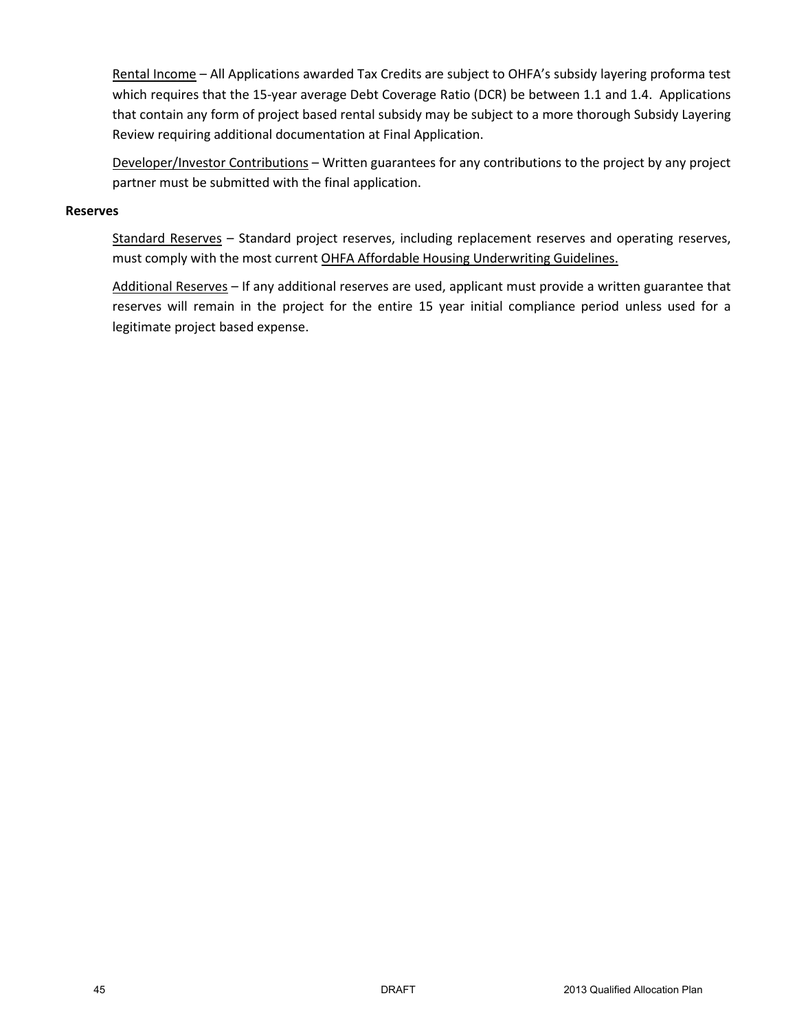Rental Income – All Applications awarded Tax Credits are subject to OHFA's subsidy layering proforma test which requires that the 15-year average Debt Coverage Ratio (DCR) be between 1.1 and 1.4. Applications that contain any form of project based rental subsidy may be subject to a more thorough Subsidy Layering Review requiring additional documentation at Final Application.

Developer/Investor Contributions – Written guarantees for any contributions to the project by any project partner must be submitted with the final application.

**Reserves**

Standard Reserves – Standard project reserves, including replacement reserves and operating reserves, must comply with the most current OHFA Affordable Housing Underwriting Guidelines.

Additional Reserves – If any additional reserves are used, applicant must provide a written guarantee that reserves will remain in the project for the entire 15 year initial compliance period unless used for a legitimate project based expense.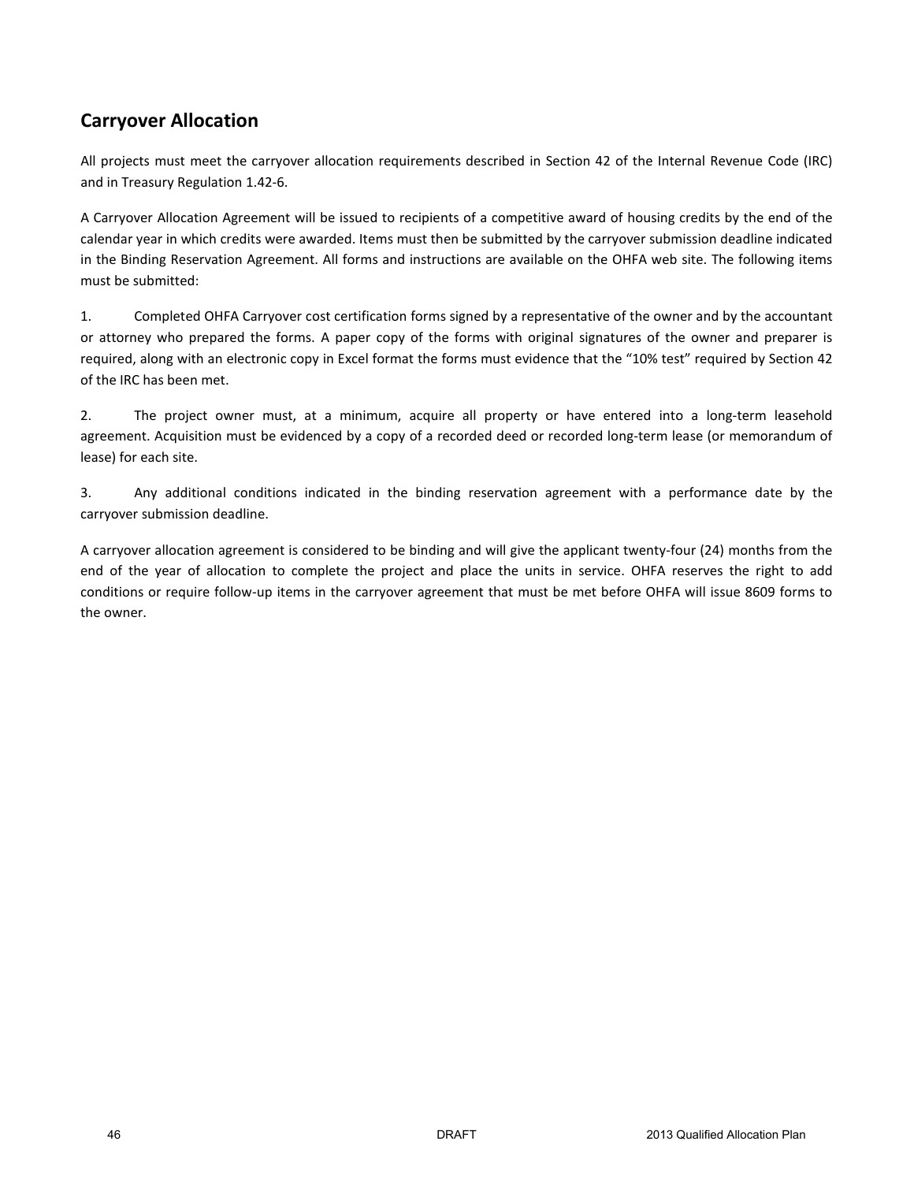## Carryover Allocation

All projects must meet the carryover allocation requirements described in Section 42 of the Internal Revenue Code (IRC) and in Treasury Regulation 1.42-6.

A Carryover Allocation Agreement will be issued to recipients of a competitive award of housing credits by the end of the calendar year in which credits were awarded. Items must then be submitted by the carryover submission deadline indicated in the Binding Reservation Agreement. All forms and instructions are available on the OHFA web site. The following items must be submitted:

1. Completed OHFA Carryover cost certification forms signed by a representative of the owner and by the accountant or attorney who prepared the forms. A paper copy of the forms with original signatures of the owner and preparer is required, along with an electronic copy in Excel format the forms must evidence that the "10% test" required by Section 42 of the IRC has been met.

2. The project owner must, at a minimum, acquire all property or have entered into a long-term leasehold agreement. Acquisition must be evidenced by a copy of a recorded deed or recorded long-term lease (or memorandum of lease) for each site.

3. Any additional conditions indicated in the binding reservation agreement with a performance date by the carryover submission deadline.

A carryover allocation agreement is considered to be binding and will give the applicant twenty-four (24) months from the end of the year of allocation to complete the project and place the units in service. OHFA reserves the right to add conditions or require follow-up items in the carryover agreement that must be met before OHFA will issue 8609 forms to the owner.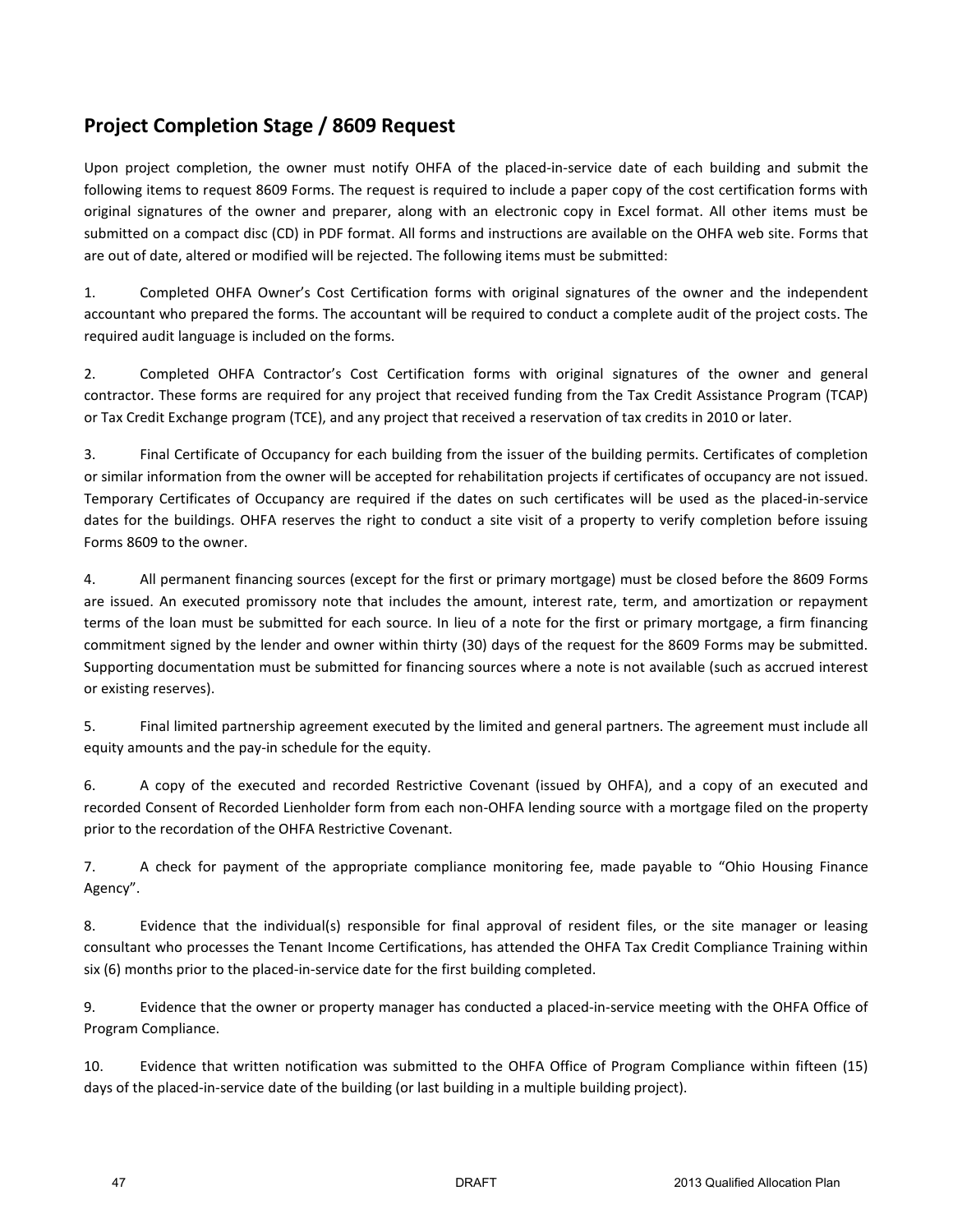## Project Completion Stage / 8609 Request

Upon project completion, the owner must notify OHFA of the placed-in-service date of each building and submit the following items to request 8609 Forms. The request is required to include a paper copy of the cost certification forms with original signatures of the owner and preparer, along with an electronic copy in Excel format. All other items must be submitted on a compact disc (CD) in PDF format. All forms and instructions are available on the OHFA web site. Forms that are out of date, altered or modified will be rejected. The following items must be submitted:

1. Completed OHFA Owner's Cost Certification forms with original signatures of the owner and the independent accountant who prepared the forms. The accountant will be required to conduct a complete audit of the project costs. The required audit language is included on the forms.

2. Completed OHFA Contractor's Cost Certification forms with original signatures of the owner and general contractor. These forms are required for any project that received funding from the Tax Credit Assistance Program (TCAP) or Tax Credit Exchange program (TCE), and any project that received a reservation of tax credits in 2010 or later.

3. Final Certificate of Occupancy for each building from the issuer of the building permits. Certificates of completion or similar information from the owner will be accepted for rehabilitation projects if certificates of occupancy are not issued. Temporary Certificates of Occupancy are required if the dates on such certificates will be used as the placed-in-service dates for the buildings. OHFA reserves the right to conduct a site visit of a property to verify completion before issuing Forms 8609 to the owner.

4. All permanent financing sources (except for the first or primary mortgage) must be closed before the 8609 Forms are issued. An executed promissory note that includes the amount, interest rate, term, and amortization or repayment terms of the loan must be submitted for each source. In lieu of a note for the first or primary mortgage, a firm financing commitment signed by the lender and owner within thirty (30) days of the request for the 8609 Forms may be submitted. Supporting documentation must be submitted for financing sources where a note is not available (such as accrued interest or existing reserves).

5. Final limited partnership agreement executed by the limited and general partners. The agreement must include all equity amounts and the pay-in schedule for the equity.

6. A copy of the executed and recorded Restrictive Covenant (issued by OHFA), and a copy of an executed and recorded Consent of Recorded Lienholder form from each non-OHFA lending source with a mortgage filed on the property prior to the recordation of the OHFA Restrictive Covenant.

7. A check for payment of the appropriate compliance monitoring fee, made payable to "Ohio Housing Finance Agency".

8. Evidence that the individual(s) responsible for final approval of resident files, or the site manager or leasing consultant who processes the Tenant Income Certifications, has attended the OHFA Tax Credit Compliance Training within six (6) months prior to the placed-in-service date for the first building completed.

9. Evidence that the owner or property manager has conducted a placed-in-service meeting with the OHFA Office of Program Compliance.

10. Evidence that written notification was submitted to the OHFA Office of Program Compliance within fifteen (15) days of the placed-in-service date of the building (or last building in a multiple building project).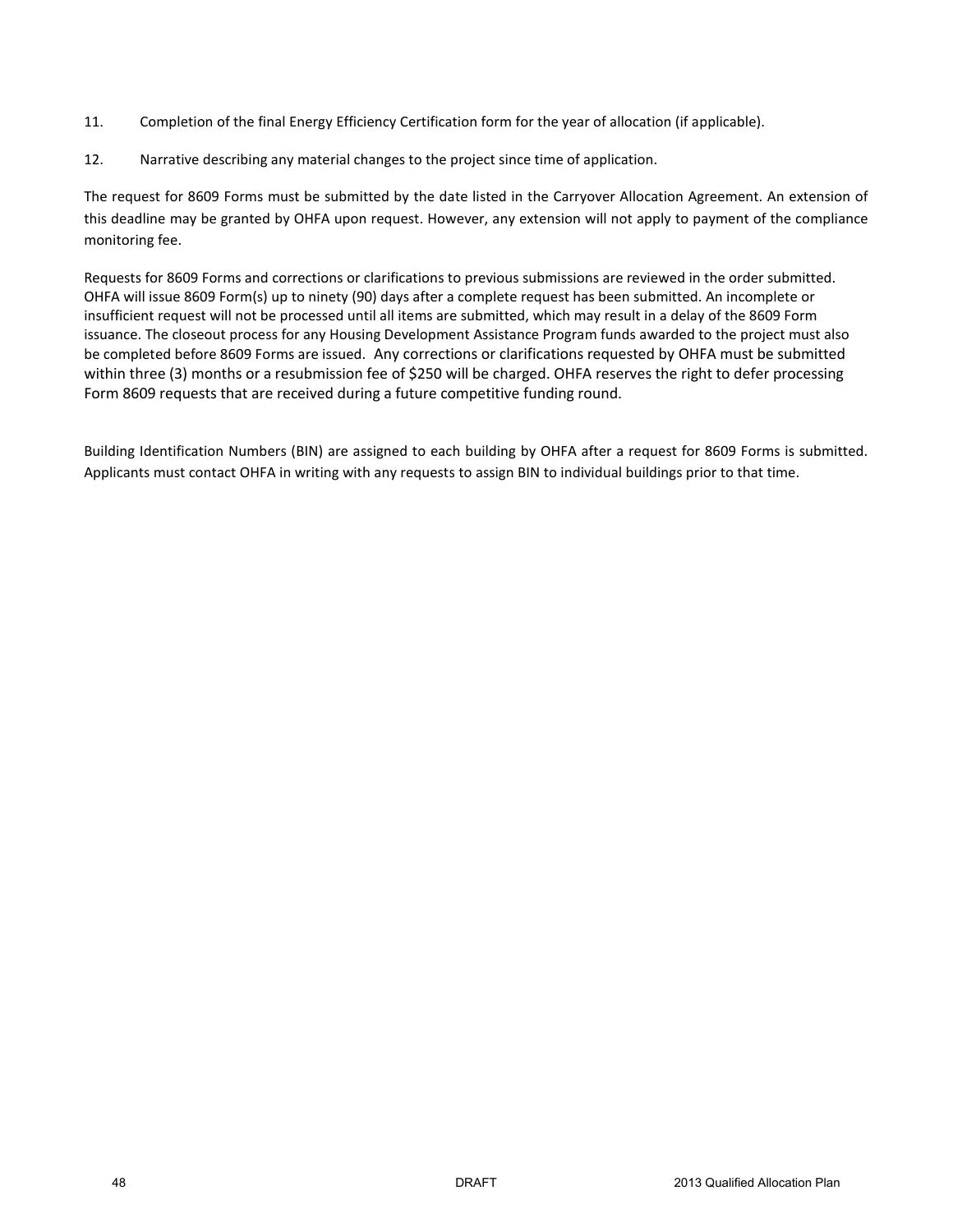11. Completion of the final Energy Efficiency Certification form for the year of allocation (if applicable).

12. Narrative describing any material changes to the project since time of application.

The request for 8609 Forms must be submitted by the date listed in the Carryover Allocation Agreement. An extension of this deadline may be granted by OHFA upon request. However, any extension will not apply to payment of the compliance monitoring fee.

Requests for 8609 Forms and corrections or clarifications to previous submissions are reviewed in the order submitted. OHFA will issue 8609 Form(s) up to ninety (90) days after a complete request has been submitted. An incomplete or insufficient request will not be processed until all items are submitted, which may result in a delay of the 8609 Form issuance. The closeout process for any Housing Development Assistance Program funds awarded to the project must also be completed before 8609 Forms are issued. Any corrections or clarifications requested by OHFA must be submitted within three (3) months or a resubmission fee of $250 will be charged. OHFA reserves the right to defer processing Form 8609 requests that are received during a future competitive funding round.

Building Identification Numbers (BIN) are assigned to each building by OHFA after a request for 8609 Forms is submitted. Applicants must contact OHFA in writing with any requests to assign BIN to individual buildings prior to that time.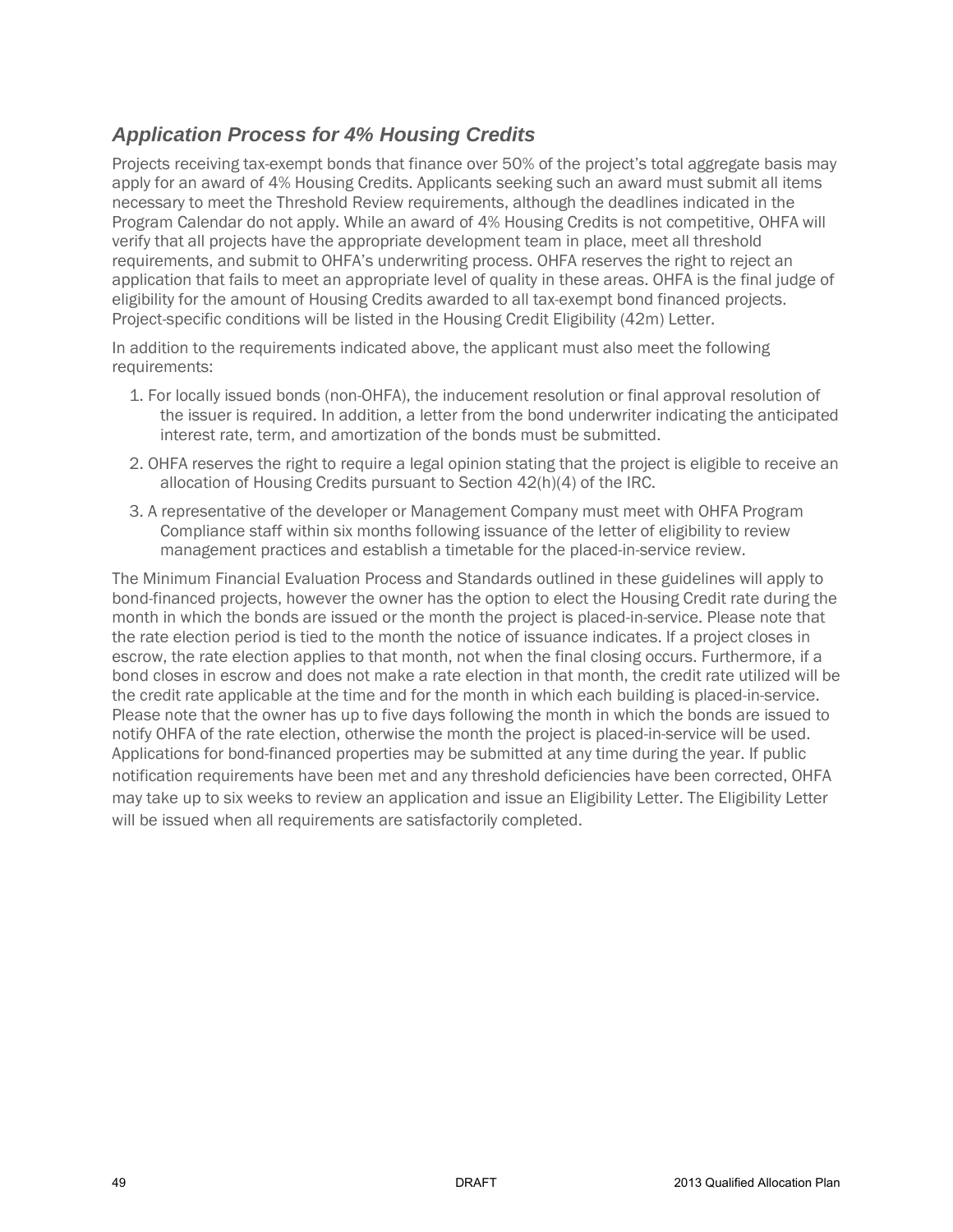## *Application Process for 4% Housing Credits*

Projects receiving tax-exempt bonds that finance over 50% of the project's total aggregate basis may apply for an award of 4% Housing Credits. Applicants seeking such an award must submit all items necessary to meet the Threshold Review requirements, although the deadlines indicated in the Program Calendar do not apply. While an award of 4% Housing Credits is not competitive, OHFA will verify that all projects have the appropriate development team in place, meet all threshold requirements, and submit to OHFA's underwriting process. OHFA reserves the right to reject an application that fails to meet an appropriate level of quality in these areas. OHFA is the final judge of eligibility for the amount of Housing Credits awarded to all tax-exempt bond financed projects. Project-specific conditions will be listed in the Housing Credit Eligibility (42m) Letter.

In addition to the requirements indicated above, the applicant must also meet the following requirements:

1. For locally issued bonds (non-OHFA), the inducement resolution or final approval resolution of the issuer is required. In addition, a letter from the bond underwriter indicating the anticipated interest rate, term, and amortization of the bonds must be submitted.
2. OHFA reserves the right to require a legal opinion stating that the project is eligible to receive an allocation of Housing Credits pursuant to Section 42(h)(4) of the IRC.
3. A representative of the developer or Management Company must meet with OHFA Program Compliance staff within six months following issuance of the letter of eligibility to review management practices and establish a timetable for the placed-in-service review.

The Minimum Financial Evaluation Process and Standards outlined in these guidelines will apply to bond-financed projects, however the owner has the option to elect the Housing Credit rate during the month in which the bonds are issued or the month the project is placed-in-service. Please note that the rate election period is tied to the month the notice of issuance indicates. If a project closes in escrow, the rate election applies to that month, not when the final closing occurs. Furthermore, if a bond closes in escrow and does not make a rate election in that month, the credit rate utilized will be the credit rate applicable at the time and for the month in which each building is placed-in-service. Please note that the owner has up to five days following the month in which the bonds are issued to notify OHFA of the rate election, otherwise the month the project is placed-in-service will be used. Applications for bond-financed properties may be submitted at any time during the year. If public notification requirements have been met and any threshold deficiencies have been corrected, OHFA may take up to six weeks to review an application and issue an Eligibility Letter. The Eligibility Letter will be issued when all requirements are satisfactorily completed.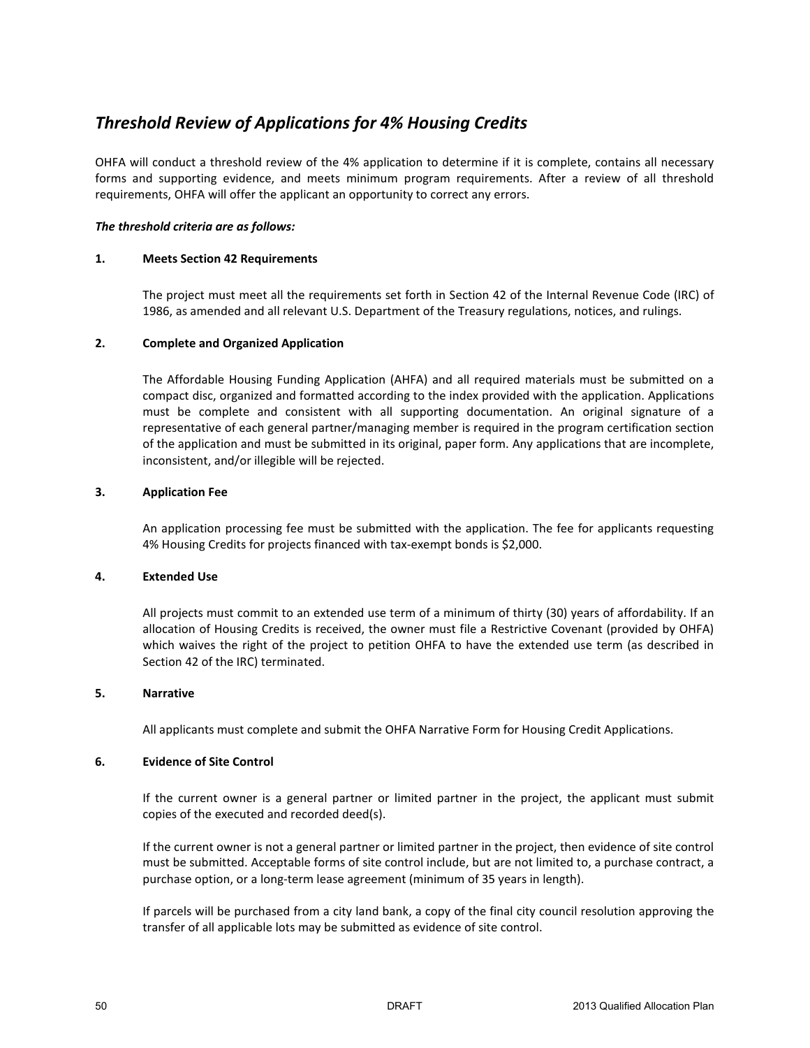## *Threshold Review of Applications for 4% Housing Credits*

OHFA will conduct a threshold review of the 4% application to determine if it is complete, contains all necessary forms and supporting evidence, and meets minimum program requirements. After a review of all threshold requirements, OHFA will offer the applicant an opportunity to correct any errors.

***The threshold criteria are as follows:***

**1. Meets Section 42 Requirements**

The project must meet all the requirements set forth in Section 42 of the Internal Revenue Code (IRC) of 1986, as amended and all relevant U.S. Department of the Treasury regulations, notices, and rulings.

**2. Complete and Organized Application**

The Affordable Housing Funding Application (AHFA) and all required materials must be submitted on a compact disc, organized and formatted according to the index provided with the application. Applications must be complete and consistent with all supporting documentation. An original signature of a representative of each general partner/managing member is required in the program certification section of the application and must be submitted in its original, paper form. Any applications that are incomplete, inconsistent, and/or illegible will be rejected.

**3. Application Fee**

An application processing fee must be submitted with the application. The fee for applicants requesting 4% Housing Credits for projects financed with tax-exempt bonds is $2,000.

**4. Extended Use**

All projects must commit to an extended use term of a minimum of thirty (30) years of affordability. If an allocation of Housing Credits is received, the owner must file a Restrictive Covenant (provided by OHFA) which waives the right of the project to petition OHFA to have the extended use term (as described in Section 42 of the IRC) terminated.

**5. Narrative**

All applicants must complete and submit the OHFA Narrative Form for Housing Credit Applications.

**6. Evidence of Site Control**

If the current owner is a general partner or limited partner in the project, the applicant must submit copies of the executed and recorded deed(s).

If the current owner is not a general partner or limited partner in the project, then evidence of site control must be submitted. Acceptable forms of site control include, but are not limited to, a purchase contract, a purchase option, or a long-term lease agreement (minimum of 35 years in length).

If parcels will be purchased from a city land bank, a copy of the final city council resolution approving the transfer of all applicable lots may be submitted as evidence of site control.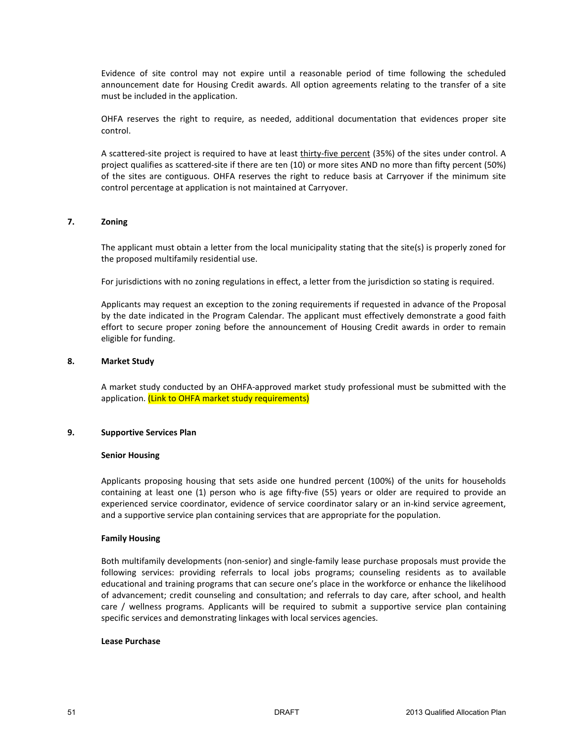Evidence of site control may not expire until a reasonable period of time following the scheduled announcement date for Housing Credit awards. All option agreements relating to the transfer of a site must be included in the application.

OHFA reserves the right to require, as needed, additional documentation that evidences proper site control.

A scattered-site project is required to have at least thirty-five percent (35%) of the sites under control. A project qualifies as scattered-site if there are ten (10) or more sites AND no more than fifty percent (50%) of the sites are contiguous. OHFA reserves the right to reduce basis at Carryover if the minimum site control percentage at application is not maintained at Carryover.

### 7. Zoning

The applicant must obtain a letter from the local municipality stating that the site(s) is properly zoned for the proposed multifamily residential use.

For jurisdictions with no zoning regulations in effect, a letter from the jurisdiction so stating is required.

Applicants may request an exception to the zoning requirements if requested in advance of the Proposal by the date indicated in the Program Calendar. The applicant must effectively demonstrate a good faith effort to secure proper zoning before the announcement of Housing Credit awards in order to remain eligible for funding.

### 8. Market Study

A market study conducted by an OHFA-approved market study professional must be submitted with the application. (Link to OHFA market study requirements)

### 9. Supportive Services Plan

**Senior Housing**

Applicants proposing housing that sets aside one hundred percent (100%) of the units for households containing at least one (1) person who is age fifty-five (55) years or older are required to provide an experienced service coordinator, evidence of service coordinator salary or an in-kind service agreement, and a supportive service plan containing services that are appropriate for the population.

**Family Housing**

Both multifamily developments (non-senior) and single-family lease purchase proposals must provide the following services: providing referrals to local jobs programs; counseling residents as to available educational and training programs that can secure one's place in the workforce or enhance the likelihood of advancement; credit counseling and consultation; and referrals to day care, after school, and health care / wellness programs. Applicants will be required to submit a supportive service plan containing specific services and demonstrating linkages with local services agencies.

**Lease Purchase**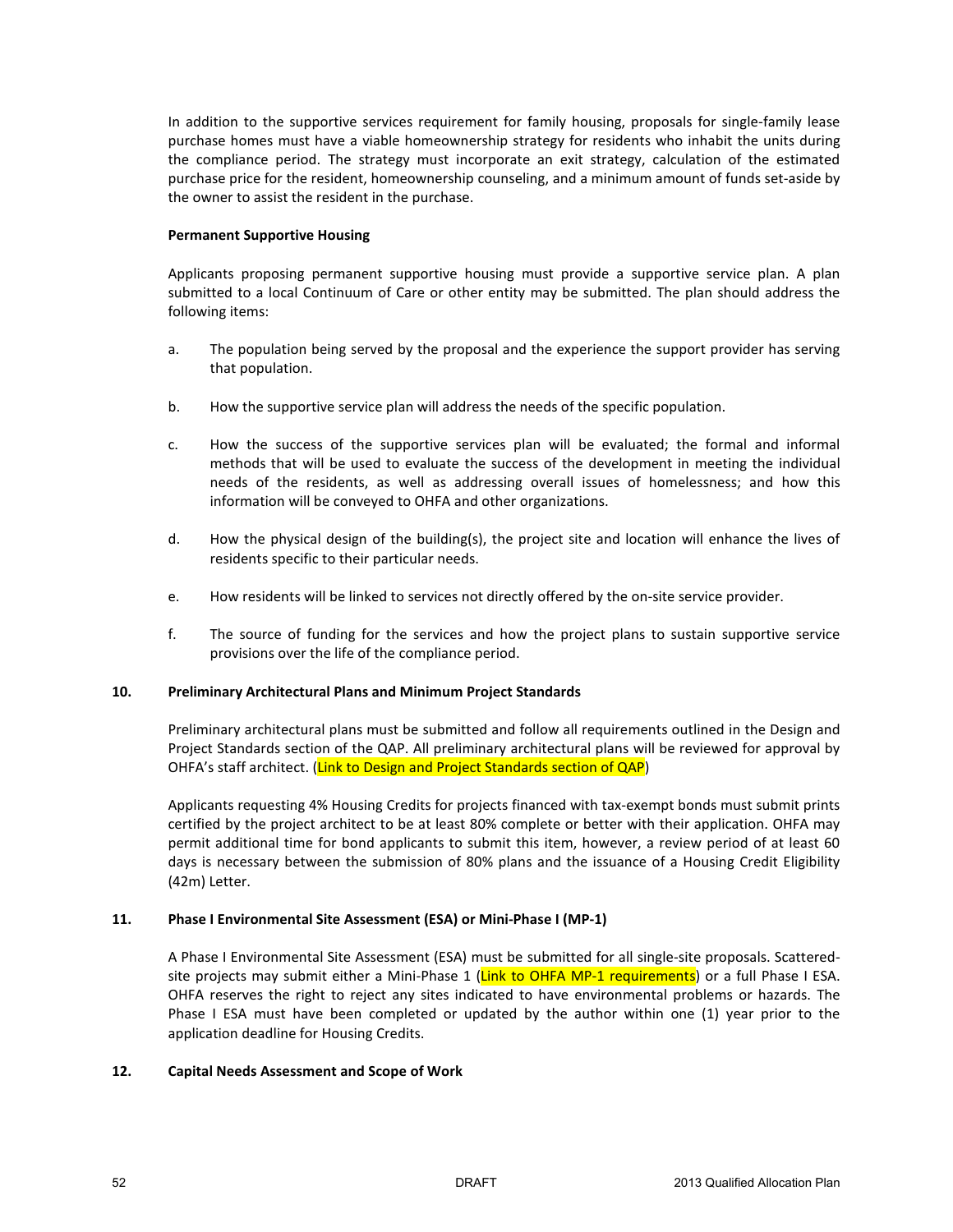In addition to the supportive services requirement for family housing, proposals for single-family lease purchase homes must have a viable homeownership strategy for residents who inhabit the units during the compliance period. The strategy must incorporate an exit strategy, calculation of the estimated purchase price for the resident, homeownership counseling, and a minimum amount of funds set-aside by the owner to assist the resident in the purchase.

**Permanent Supportive Housing**

Applicants proposing permanent supportive housing must provide a supportive service plan. A plan submitted to a local Continuum of Care or other entity may be submitted. The plan should address the following items:

a. The population being served by the proposal and the experience the support provider has serving that population.

b. How the supportive service plan will address the needs of the specific population.

c. How the success of the supportive services plan will be evaluated; the formal and informal methods that will be used to evaluate the success of the development in meeting the individual needs of the residents, as well as addressing overall issues of homelessness; and how this information will be conveyed to OHFA and other organizations.

d. How the physical design of the building(s), the project site and location will enhance the lives of residents specific to their particular needs.

e. How residents will be linked to services not directly offered by the on-site service provider.

f. The source of funding for the services and how the project plans to sustain supportive service provisions over the life of the compliance period.

**10. Preliminary Architectural Plans and Minimum Project Standards**

Preliminary architectural plans must be submitted and follow all requirements outlined in the Design and Project Standards section of the QAP. All preliminary architectural plans will be reviewed for approval by OHFA's staff architect. (Link to Design and Project Standards section of QAP)

Applicants requesting 4% Housing Credits for projects financed with tax-exempt bonds must submit prints certified by the project architect to be at least 80% complete or better with their application. OHFA may permit additional time for bond applicants to submit this item, however, a review period of at least 60 days is necessary between the submission of 80% plans and the issuance of a Housing Credit Eligibility (42m) Letter.

**11. Phase I Environmental Site Assessment (ESA) or Mini-Phase I (MP-1)**

A Phase I Environmental Site Assessment (ESA) must be submitted for all single-site proposals. Scattered-site projects may submit either a Mini-Phase 1 (Link to OHFA MP-1 requirements) or a full Phase I ESA. OHFA reserves the right to reject any sites indicated to have environmental problems or hazards. The Phase I ESA must have been completed or updated by the author within one (1) year prior to the application deadline for Housing Credits.

**12. Capital Needs Assessment and Scope of Work**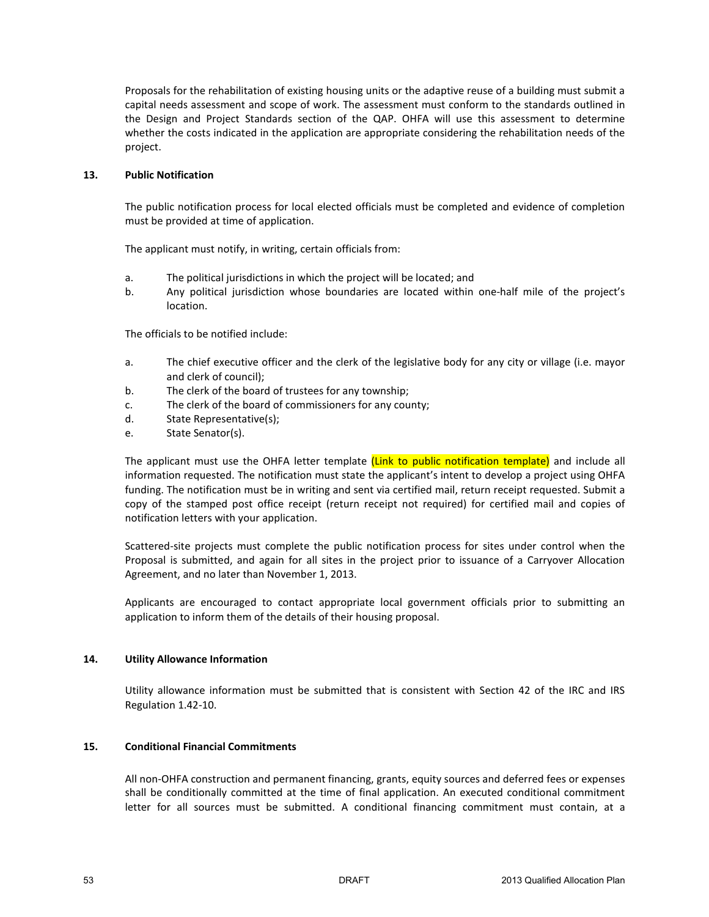Proposals for the rehabilitation of existing housing units or the adaptive reuse of a building must submit a capital needs assessment and scope of work. The assessment must conform to the standards outlined in the Design and Project Standards section of the QAP. OHFA will use this assessment to determine whether the costs indicated in the application are appropriate considering the rehabilitation needs of the project.

### 13. Public Notification

The public notification process for local elected officials must be completed and evidence of completion must be provided at time of application.

The applicant must notify, in writing, certain officials from:

a. The political jurisdictions in which the project will be located; and
b. Any political jurisdiction whose boundaries are located within one-half mile of the project's location.

The officials to be notified include:

a. The chief executive officer and the clerk of the legislative body for any city or village (i.e. mayor and clerk of council);
b. The clerk of the board of trustees for any township;
c. The clerk of the board of commissioners for any county;
d. State Representative(s);
e. State Senator(s).

The applicant must use the OHFA letter template (Link to public notification template) and include all information requested. The notification must state the applicant's intent to develop a project using OHFA funding. The notification must be in writing and sent via certified mail, return receipt requested. Submit a copy of the stamped post office receipt (return receipt not required) for certified mail and copies of notification letters with your application.

Scattered-site projects must complete the public notification process for sites under control when the Proposal is submitted, and again for all sites in the project prior to issuance of a Carryover Allocation Agreement, and no later than November 1, 2013.

Applicants are encouraged to contact appropriate local government officials prior to submitting an application to inform them of the details of their housing proposal.

### 14. Utility Allowance Information

Utility allowance information must be submitted that is consistent with Section 42 of the IRC and IRS Regulation 1.42-10.

### 15. Conditional Financial Commitments

All non-OHFA construction and permanent financing, grants, equity sources and deferred fees or expenses shall be conditionally committed at the time of final application. An executed conditional commitment letter for all sources must be submitted. A conditional financing commitment must contain, at a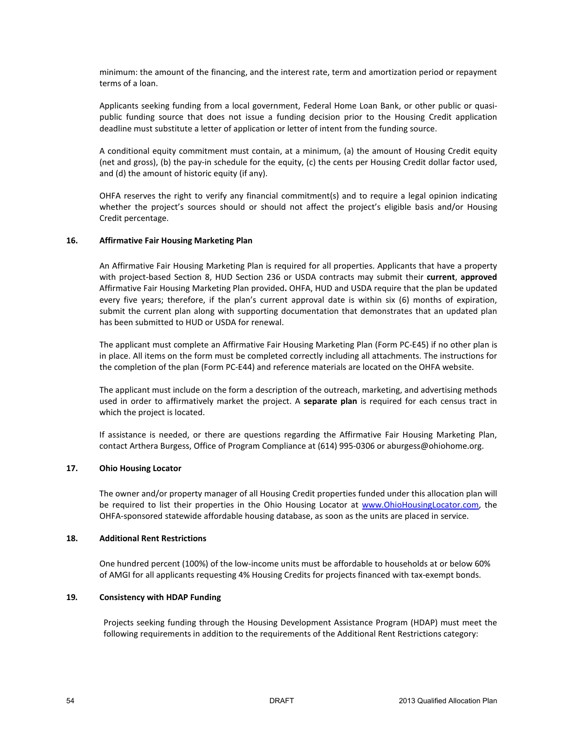minimum: the amount of the financing, and the interest rate, term and amortization period or repayment terms of a loan.

Applicants seeking funding from a local government, Federal Home Loan Bank, or other public or quasi-public funding source that does not issue a funding decision prior to the Housing Credit application deadline must substitute a letter of application or letter of intent from the funding source.

A conditional equity commitment must contain, at a minimum, (a) the amount of Housing Credit equity (net and gross), (b) the pay-in schedule for the equity, (c) the cents per Housing Credit dollar factor used, and (d) the amount of historic equity (if any).

OHFA reserves the right to verify any financial commitment(s) and to require a legal opinion indicating whether the project's sources should or should not affect the project's eligible basis and/or Housing Credit percentage.

## 16. Affirmative Fair Housing Marketing Plan

An Affirmative Fair Housing Marketing Plan is required for all properties. Applicants that have a property with project-based Section 8, HUD Section 236 or USDA contracts may submit their **current**, **approved** Affirmative Fair Housing Marketing Plan provided**.** OHFA, HUD and USDA require that the plan be updated every five years; therefore, if the plan's current approval date is within six (6) months of expiration, submit the current plan along with supporting documentation that demonstrates that an updated plan has been submitted to HUD or USDA for renewal.

The applicant must complete an Affirmative Fair Housing Marketing Plan (Form PC-E45) if no other plan is in place. All items on the form must be completed correctly including all attachments. The instructions for the completion of the plan (Form PC-E44) and reference materials are located on the OHFA website.

The applicant must include on the form a description of the outreach, marketing, and advertising methods used in order to affirmatively market the project. A **separate plan** is required for each census tract in which the project is located.

If assistance is needed, or there are questions regarding the Affirmative Fair Housing Marketing Plan, contact Arthera Burgess, Office of Program Compliance at (614) 995-0306 or aburgess@ohiohome.org.

## 17. Ohio Housing Locator

The owner and/or property manager of all Housing Credit properties funded under this allocation plan will be required to list their properties in the Ohio Housing Locator at www.OhioHousingLocator.com, the OHFA-sponsored statewide affordable housing database, as soon as the units are placed in service.

## 18. Additional Rent Restrictions

One hundred percent (100%) of the low-income units must be affordable to households at or below 60% of AMGI for all applicants requesting 4% Housing Credits for projects financed with tax-exempt bonds.

## 19. Consistency with HDAP Funding

Projects seeking funding through the Housing Development Assistance Program (HDAP) must meet the following requirements in addition to the requirements of the Additional Rent Restrictions category: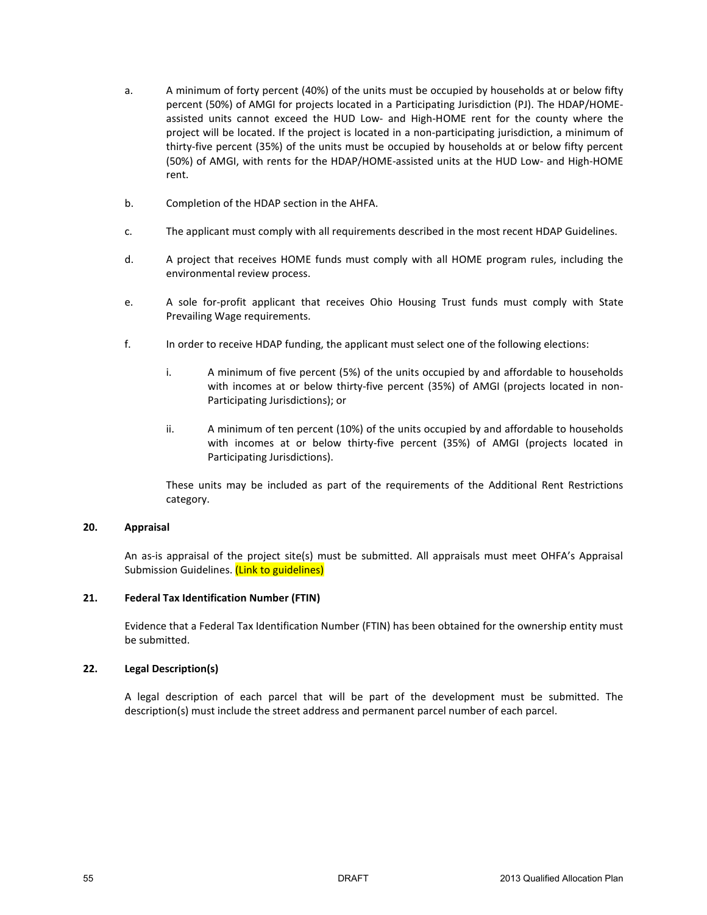a. A minimum of forty percent (40%) of the units must be occupied by households at or below fifty percent (50%) of AMGI for projects located in a Participating Jurisdiction (PJ). The HDAP/HOME-assisted units cannot exceed the HUD Low- and High-HOME rent for the county where the project will be located. If the project is located in a non-participating jurisdiction, a minimum of thirty-five percent (35%) of the units must be occupied by households at or below fifty percent (50%) of AMGI, with rents for the HDAP/HOME-assisted units at the HUD Low- and High-HOME rent.

b. Completion of the HDAP section in the AHFA.

c. The applicant must comply with all requirements described in the most recent HDAP Guidelines.

d. A project that receives HOME funds must comply with all HOME program rules, including the environmental review process.

e. A sole for-profit applicant that receives Ohio Housing Trust funds must comply with State Prevailing Wage requirements.

f. In order to receive HDAP funding, the applicant must select one of the following elections:

   i. A minimum of five percent (5%) of the units occupied by and affordable to households with incomes at or below thirty-five percent (35%) of AMGI (projects located in non-Participating Jurisdictions); or

   ii. A minimum of ten percent (10%) of the units occupied by and affordable to households with incomes at or below thirty-five percent (35%) of AMGI (projects located in Participating Jurisdictions).

   These units may be included as part of the requirements of the Additional Rent Restrictions category.

**20. Appraisal**

An as-is appraisal of the project site(s) must be submitted. All appraisals must meet OHFA's Appraisal Submission Guidelines. (Link to guidelines)

**21. Federal Tax Identification Number (FTIN)**

Evidence that a Federal Tax Identification Number (FTIN) has been obtained for the ownership entity must be submitted.

**22. Legal Description(s)**

A legal description of each parcel that will be part of the development must be submitted. The description(s) must include the street address and permanent parcel number of each parcel.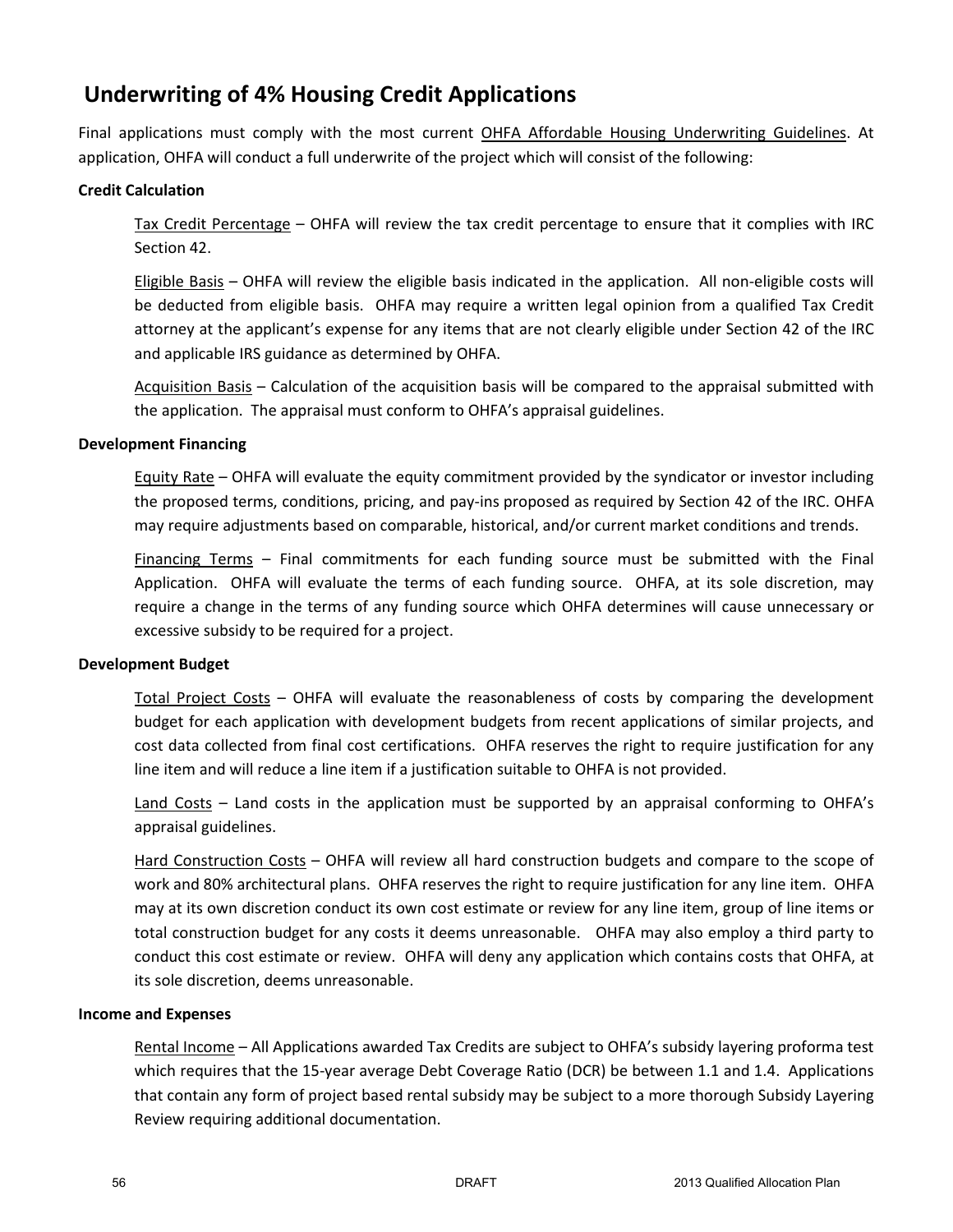## Underwriting of 4% Housing Credit Applications

Final applications must comply with the most current OHFA Affordable Housing Underwriting Guidelines. At application, OHFA will conduct a full underwrite of the project which will consist of the following:

**Credit Calculation**

Tax Credit Percentage – OHFA will review the tax credit percentage to ensure that it complies with IRC Section 42.

Eligible Basis – OHFA will review the eligible basis indicated in the application. All non-eligible costs will be deducted from eligible basis. OHFA may require a written legal opinion from a qualified Tax Credit attorney at the applicant's expense for any items that are not clearly eligible under Section 42 of the IRC and applicable IRS guidance as determined by OHFA.

Acquisition Basis – Calculation of the acquisition basis will be compared to the appraisal submitted with the application. The appraisal must conform to OHFA's appraisal guidelines.

**Development Financing**

Equity Rate – OHFA will evaluate the equity commitment provided by the syndicator or investor including the proposed terms, conditions, pricing, and pay-ins proposed as required by Section 42 of the IRC. OHFA may require adjustments based on comparable, historical, and/or current market conditions and trends.

Financing Terms – Final commitments for each funding source must be submitted with the Final Application. OHFA will evaluate the terms of each funding source. OHFA, at its sole discretion, may require a change in the terms of any funding source which OHFA determines will cause unnecessary or excessive subsidy to be required for a project.

**Development Budget**

Total Project Costs – OHFA will evaluate the reasonableness of costs by comparing the development budget for each application with development budgets from recent applications of similar projects, and cost data collected from final cost certifications. OHFA reserves the right to require justification for any line item and will reduce a line item if a justification suitable to OHFA is not provided.

Land Costs – Land costs in the application must be supported by an appraisal conforming to OHFA's appraisal guidelines.

Hard Construction Costs – OHFA will review all hard construction budgets and compare to the scope of work and 80% architectural plans. OHFA reserves the right to require justification for any line item. OHFA may at its own discretion conduct its own cost estimate or review for any line item, group of line items or total construction budget for any costs it deems unreasonable. OHFA may also employ a third party to conduct this cost estimate or review. OHFA will deny any application which contains costs that OHFA, at its sole discretion, deems unreasonable.

**Income and Expenses**

Rental Income – All Applications awarded Tax Credits are subject to OHFA's subsidy layering proforma test which requires that the 15-year average Debt Coverage Ratio (DCR) be between 1.1 and 1.4. Applications that contain any form of project based rental subsidy may be subject to a more thorough Subsidy Layering Review requiring additional documentation.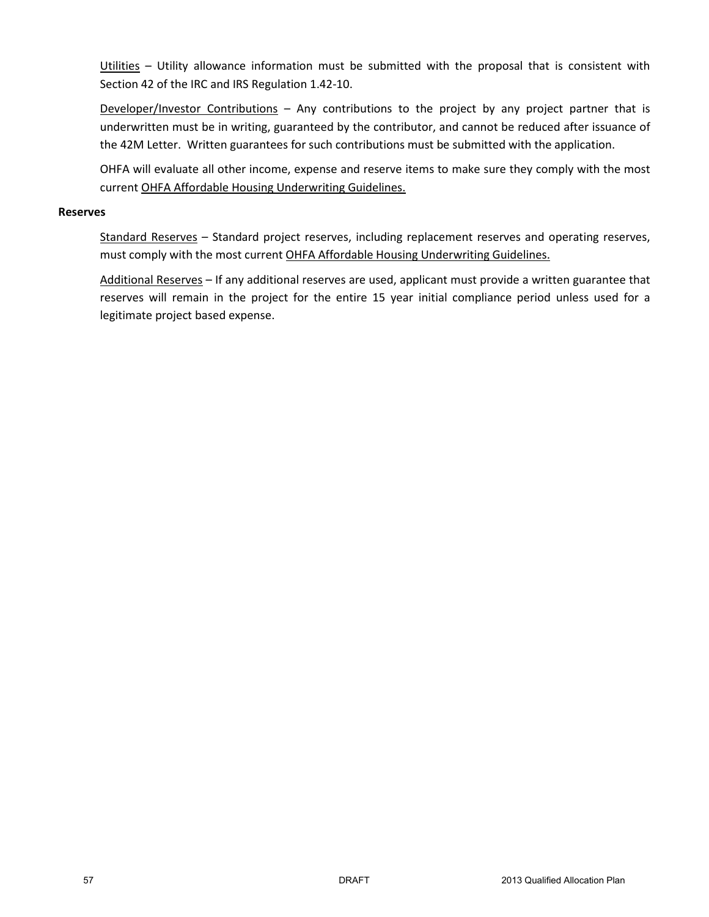Utilities – Utility allowance information must be submitted with the proposal that is consistent with Section 42 of the IRC and IRS Regulation 1.42-10.

Developer/Investor Contributions – Any contributions to the project by any project partner that is underwritten must be in writing, guaranteed by the contributor, and cannot be reduced after issuance of the 42M Letter. Written guarantees for such contributions must be submitted with the application.

OHFA will evaluate all other income, expense and reserve items to make sure they comply with the most current OHFA Affordable Housing Underwriting Guidelines.

**Reserves**

Standard Reserves – Standard project reserves, including replacement reserves and operating reserves, must comply with the most current OHFA Affordable Housing Underwriting Guidelines.

Additional Reserves – If any additional reserves are used, applicant must provide a written guarantee that reserves will remain in the project for the entire 15 year initial compliance period unless used for a legitimate project based expense.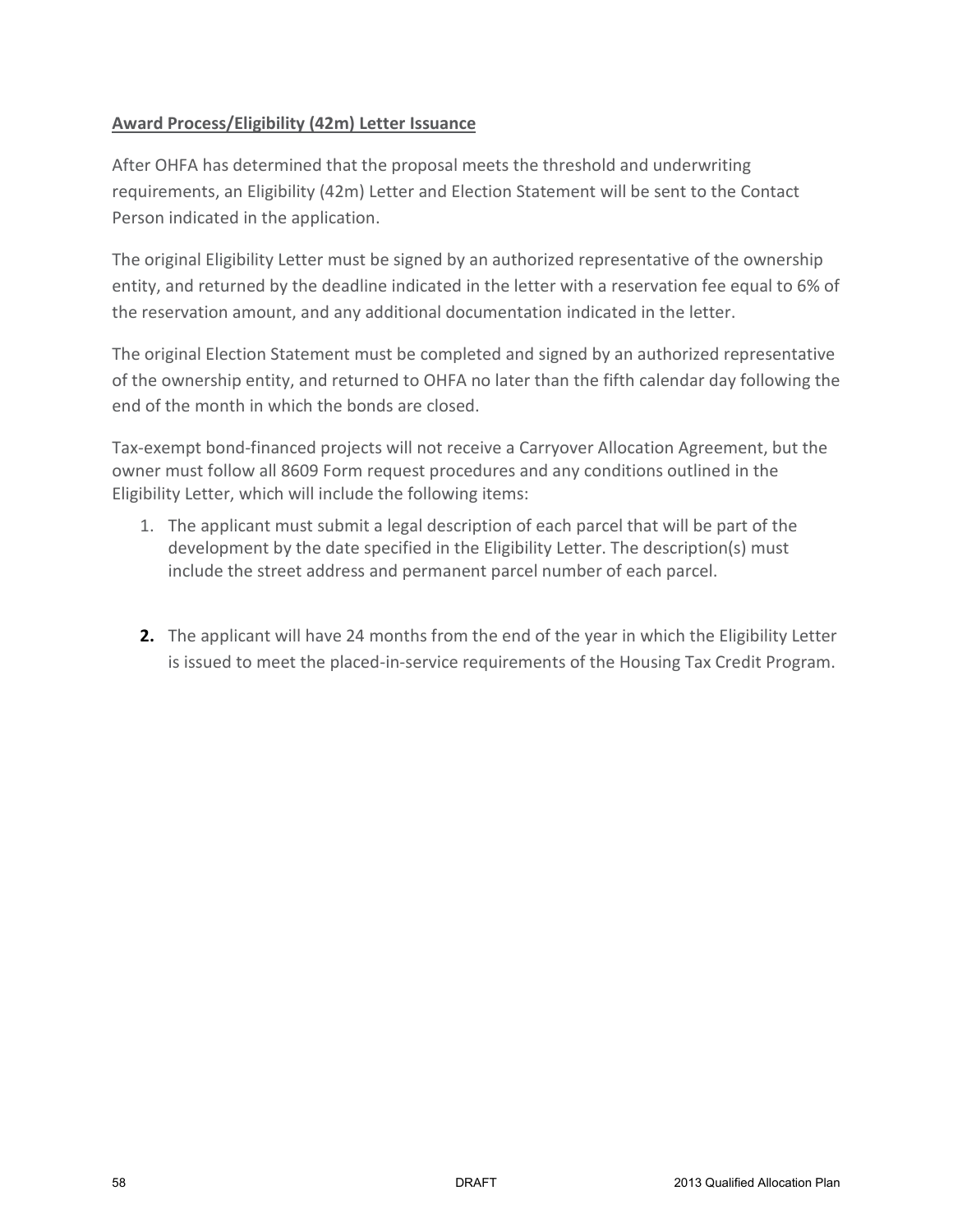**Award Process/Eligibility (42m) Letter Issuance**

After OHFA has determined that the proposal meets the threshold and underwriting requirements, an Eligibility (42m) Letter and Election Statement will be sent to the Contact Person indicated in the application.

The original Eligibility Letter must be signed by an authorized representative of the ownership entity, and returned by the deadline indicated in the letter with a reservation fee equal to 6% of the reservation amount, and any additional documentation indicated in the letter.

The original Election Statement must be completed and signed by an authorized representative of the ownership entity, and returned to OHFA no later than the fifth calendar day following the end of the month in which the bonds are closed.

Tax-exempt bond-financed projects will not receive a Carryover Allocation Agreement, but the owner must follow all 8609 Form request procedures and any conditions outlined in the Eligibility Letter, which will include the following items:

1. The applicant must submit a legal description of each parcel that will be part of the development by the date specified in the Eligibility Letter. The description(s) must include the street address and permanent parcel number of each parcel.

2. The applicant will have 24 months from the end of the year in which the Eligibility Letter is issued to meet the placed-in-service requirements of the Housing Tax Credit Program.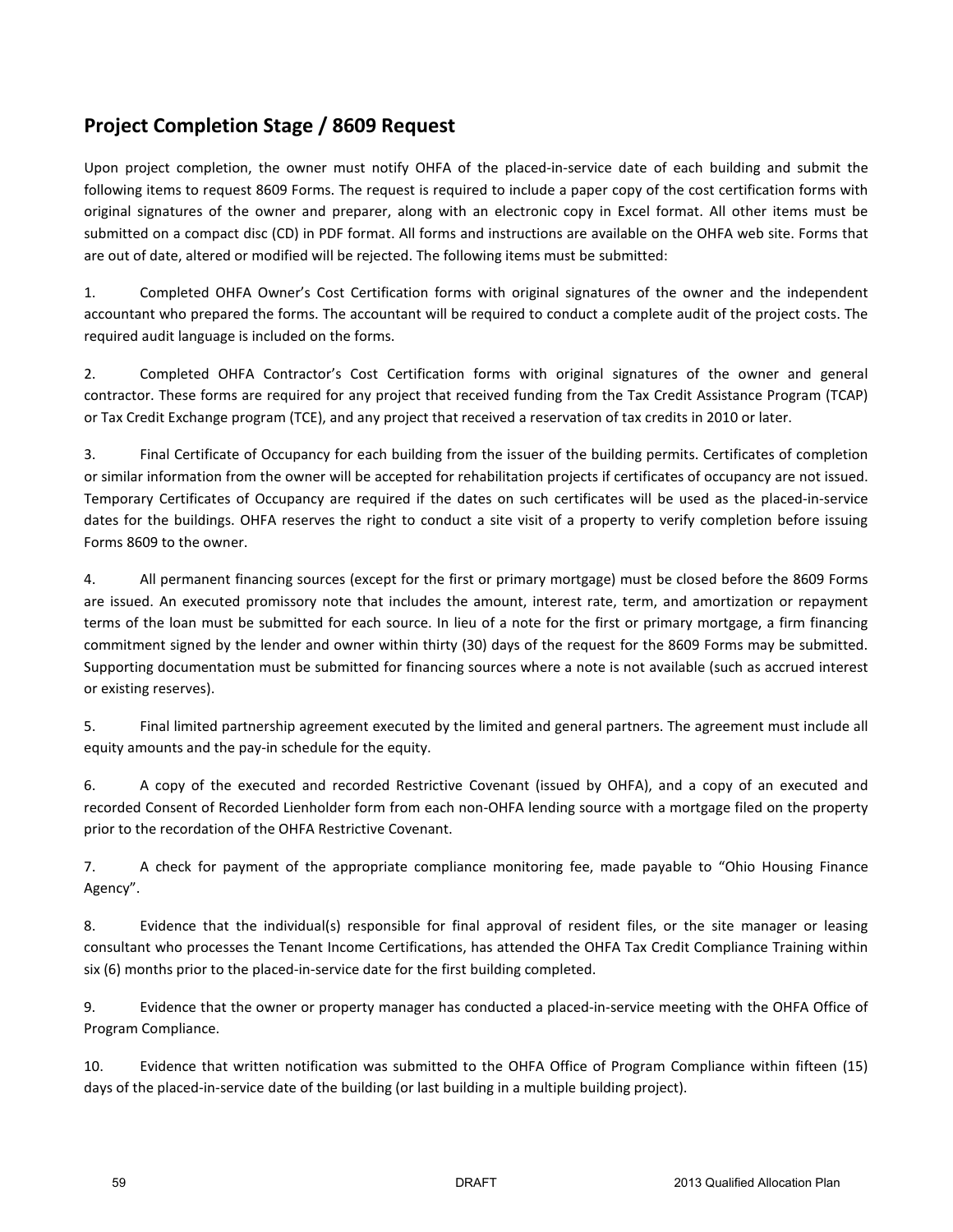## Project Completion Stage / 8609 Request

Upon project completion, the owner must notify OHFA of the placed-in-service date of each building and submit the following items to request 8609 Forms. The request is required to include a paper copy of the cost certification forms with original signatures of the owner and preparer, along with an electronic copy in Excel format. All other items must be submitted on a compact disc (CD) in PDF format. All forms and instructions are available on the OHFA web site. Forms that are out of date, altered or modified will be rejected. The following items must be submitted:

1. Completed OHFA Owner's Cost Certification forms with original signatures of the owner and the independent accountant who prepared the forms. The accountant will be required to conduct a complete audit of the project costs. The required audit language is included on the forms.

2. Completed OHFA Contractor's Cost Certification forms with original signatures of the owner and general contractor. These forms are required for any project that received funding from the Tax Credit Assistance Program (TCAP) or Tax Credit Exchange program (TCE), and any project that received a reservation of tax credits in 2010 or later.

3. Final Certificate of Occupancy for each building from the issuer of the building permits. Certificates of completion or similar information from the owner will be accepted for rehabilitation projects if certificates of occupancy are not issued. Temporary Certificates of Occupancy are required if the dates on such certificates will be used as the placed-in-service dates for the buildings. OHFA reserves the right to conduct a site visit of a property to verify completion before issuing Forms 8609 to the owner.

4. All permanent financing sources (except for the first or primary mortgage) must be closed before the 8609 Forms are issued. An executed promissory note that includes the amount, interest rate, term, and amortization or repayment terms of the loan must be submitted for each source. In lieu of a note for the first or primary mortgage, a firm financing commitment signed by the lender and owner within thirty (30) days of the request for the 8609 Forms may be submitted. Supporting documentation must be submitted for financing sources where a note is not available (such as accrued interest or existing reserves).

5. Final limited partnership agreement executed by the limited and general partners. The agreement must include all equity amounts and the pay-in schedule for the equity.

6. A copy of the executed and recorded Restrictive Covenant (issued by OHFA), and a copy of an executed and recorded Consent of Recorded Lienholder form from each non-OHFA lending source with a mortgage filed on the property prior to the recordation of the OHFA Restrictive Covenant.

7. A check for payment of the appropriate compliance monitoring fee, made payable to "Ohio Housing Finance Agency".

8. Evidence that the individual(s) responsible for final approval of resident files, or the site manager or leasing consultant who processes the Tenant Income Certifications, has attended the OHFA Tax Credit Compliance Training within six (6) months prior to the placed-in-service date for the first building completed.

9. Evidence that the owner or property manager has conducted a placed-in-service meeting with the OHFA Office of Program Compliance.

10. Evidence that written notification was submitted to the OHFA Office of Program Compliance within fifteen (15) days of the placed-in-service date of the building (or last building in a multiple building project).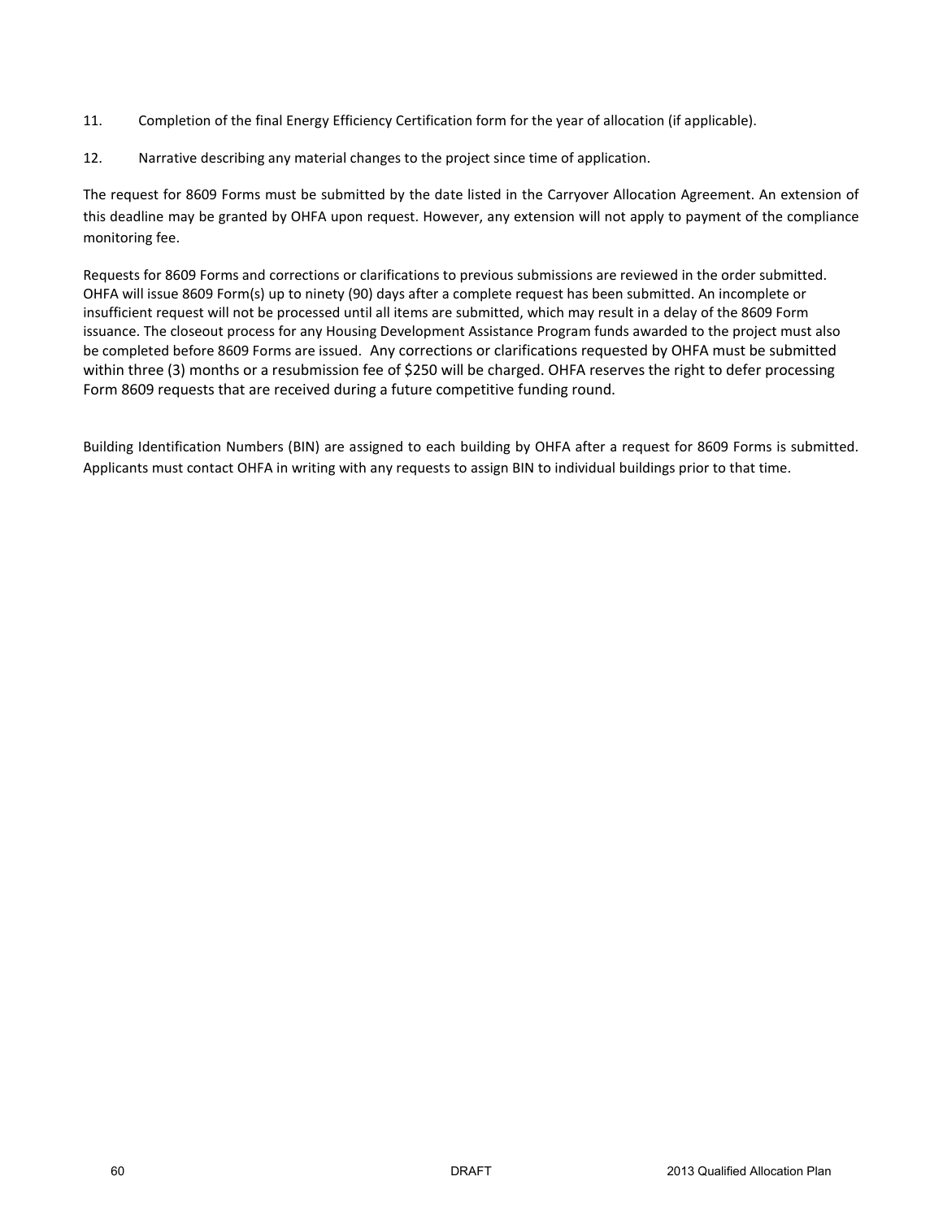11. Completion of the final Energy Efficiency Certification form for the year of allocation (if applicable).

12. Narrative describing any material changes to the project since time of application.

The request for 8609 Forms must be submitted by the date listed in the Carryover Allocation Agreement. An extension of this deadline may be granted by OHFA upon request. However, any extension will not apply to payment of the compliance monitoring fee.

Requests for 8609 Forms and corrections or clarifications to previous submissions are reviewed in the order submitted. OHFA will issue 8609 Form(s) up to ninety (90) days after a complete request has been submitted. An incomplete or insufficient request will not be processed until all items are submitted, which may result in a delay of the 8609 Form issuance. The closeout process for any Housing Development Assistance Program funds awarded to the project must also be completed before 8609 Forms are issued. Any corrections or clarifications requested by OHFA must be submitted within three (3) months or a resubmission fee of $250 will be charged. OHFA reserves the right to defer processing Form 8609 requests that are received during a future competitive funding round.

Building Identification Numbers (BIN) are assigned to each building by OHFA after a request for 8609 Forms is submitted. Applicants must contact OHFA in writing with any requests to assign BIN to individual buildings prior to that time.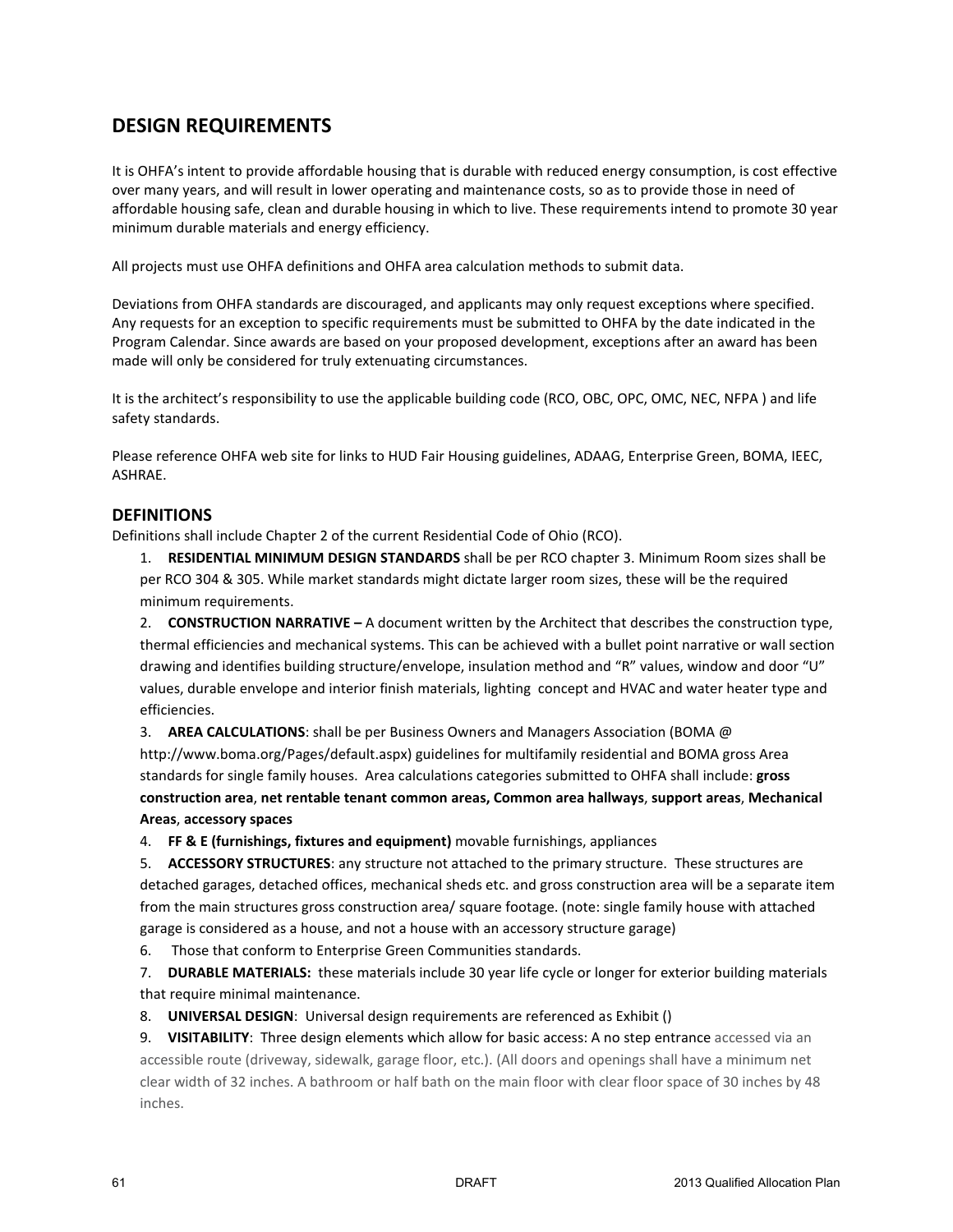# DESIGN REQUIREMENTS

It is OHFA's intent to provide affordable housing that is durable with reduced energy consumption, is cost effective over many years, and will result in lower operating and maintenance costs, so as to provide those in need of affordable housing safe, clean and durable housing in which to live. These requirements intend to promote 30 year minimum durable materials and energy efficiency.

All projects must use OHFA definitions and OHFA area calculation methods to submit data.

Deviations from OHFA standards are discouraged, and applicants may only request exceptions where specified. Any requests for an exception to specific requirements must be submitted to OHFA by the date indicated in the Program Calendar. Since awards are based on your proposed development, exceptions after an award has been made will only be considered for truly extenuating circumstances.

It is the architect's responsibility to use the applicable building code (RCO, OBC, OPC, OMC, NEC, NFPA ) and life safety standards.

Please reference OHFA web site for links to HUD Fair Housing guidelines, ADAAG, Enterprise Green, BOMA, IEEC, ASHRAE.

## DEFINITIONS

Definitions shall include Chapter 2 of the current Residential Code of Ohio (RCO).

1. **RESIDENTIAL MINIMUM DESIGN STANDARDS** shall be per RCO chapter 3. Minimum Room sizes shall be per RCO 304 & 305. While market standards might dictate larger room sizes, these will be the required minimum requirements.
2. **CONSTRUCTION NARRATIVE –** A document written by the Architect that describes the construction type, thermal efficiencies and mechanical systems. This can be achieved with a bullet point narrative or wall section drawing and identifies building structure/envelope, insulation method and "R" values, window and door "U" values, durable envelope and interior finish materials, lighting concept and HVAC and water heater type and efficiencies.
3. **AREA CALCULATIONS**: shall be per Business Owners and Managers Association (BOMA @ http://www.boma.org/Pages/default.aspx) guidelines for multifamily residential and BOMA gross Area standards for single family houses. Area calculations categories submitted to OHFA shall include: **gross construction area**, **net rentable tenant common areas, Common area hallways**, **support areas**, **Mechanical Areas**, **accessory spaces**
4. **FF & E (furnishings, fixtures and equipment)** movable furnishings, appliances
5. **ACCESSORY STRUCTURES**: any structure not attached to the primary structure. These structures are detached garages, detached offices, mechanical sheds etc. and gross construction area will be a separate item from the main structures gross construction area/ square footage. (note: single family house with attached garage is considered as a house, and not a house with an accessory structure garage)
6. Those that conform to Enterprise Green Communities standards.
7. **DURABLE MATERIALS:** these materials include 30 year life cycle or longer for exterior building materials that require minimal maintenance.
8. **UNIVERSAL DESIGN**: Universal design requirements are referenced as Exhibit ()
9. **VISITABILITY**: Three design elements which allow for basic access: A no step entrance accessed via an accessible route (driveway, sidewalk, garage floor, etc.). (All doors and openings shall have a minimum net clear width of 32 inches. A bathroom or half bath on the main floor with clear floor space of 30 inches by 48 inches.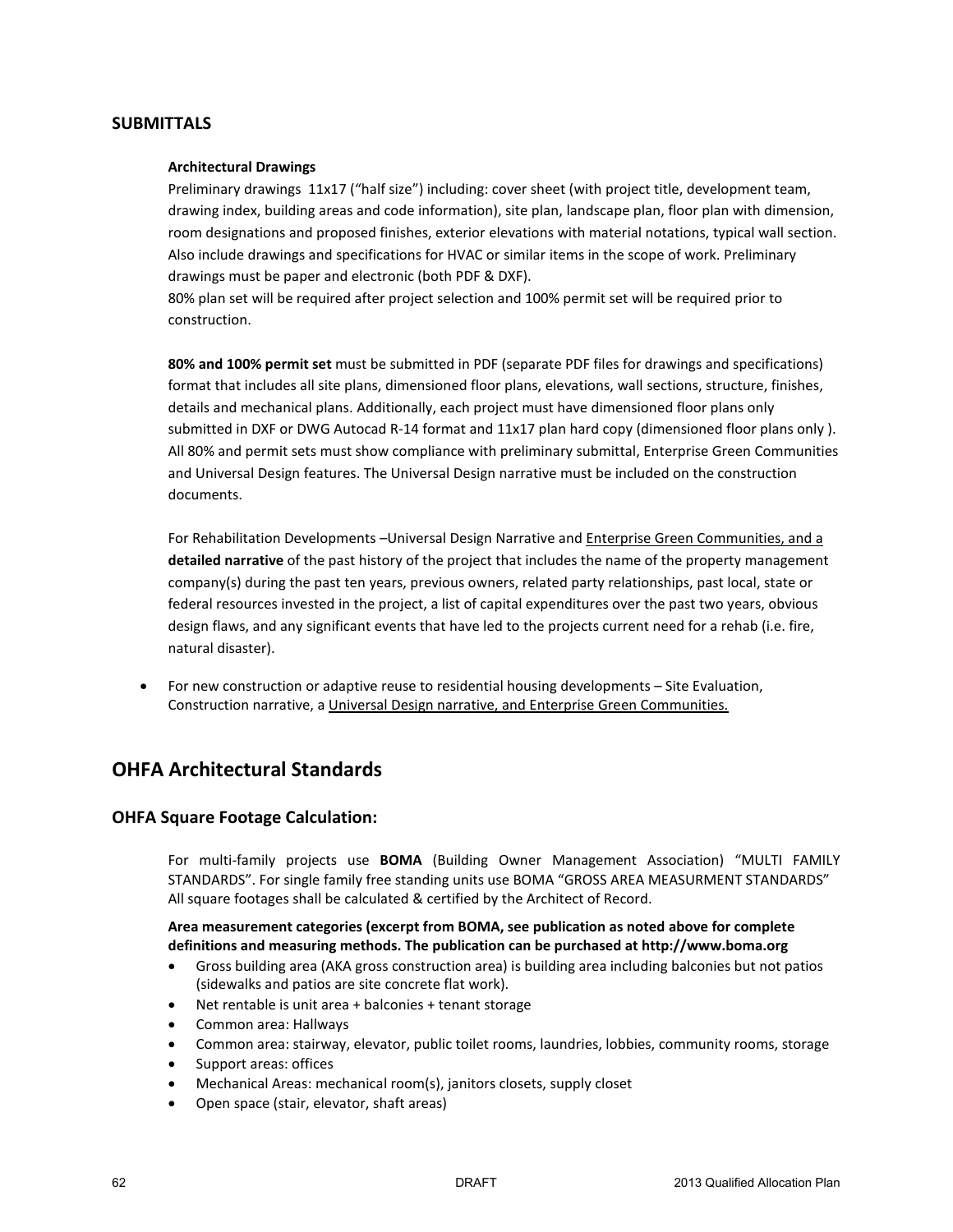## SUBMITTALS

**Architectural Drawings**

Preliminary drawings 11x17 ("half size") including: cover sheet (with project title, development team, drawing index, building areas and code information), site plan, landscape plan, floor plan with dimension, room designations and proposed finishes, exterior elevations with material notations, typical wall section. Also include drawings and specifications for HVAC or similar items in the scope of work. Preliminary drawings must be paper and electronic (both PDF & DXF).

80% plan set will be required after project selection and 100% permit set will be required prior to construction.

**80% and 100% permit set** must be submitted in PDF (separate PDF files for drawings and specifications) format that includes all site plans, dimensioned floor plans, elevations, wall sections, structure, finishes, details and mechanical plans. Additionally, each project must have dimensioned floor plans only submitted in DXF or DWG Autocad R-14 format and 11x17 plan hard copy (dimensioned floor plans only ). All 80% and permit sets must show compliance with preliminary submittal, Enterprise Green Communities and Universal Design features. The Universal Design narrative must be included on the construction documents.

For Rehabilitation Developments –Universal Design Narrative and Enterprise Green Communities, and a **detailed narrative** of the past history of the project that includes the name of the property management company(s) during the past ten years, previous owners, related party relationships, past local, state or federal resources invested in the project, a list of capital expenditures over the past two years, obvious design flaws, and any significant events that have led to the projects current need for a rehab (i.e. fire, natural disaster).

- For new construction or adaptive reuse to residential housing developments – Site Evaluation, Construction narrative, a Universal Design narrative, and Enterprise Green Communities.

# OHFA Architectural Standards

## OHFA Square Footage Calculation:

For multi-family projects use **BOMA** (Building Owner Management Association) "MULTI FAMILY STANDARDS". For single family free standing units use BOMA "GROSS AREA MEASURMENT STANDARDS" All square footages shall be calculated & certified by the Architect of Record.

**Area measurement categories (excerpt from BOMA, see publication as noted above for complete definitions and measuring methods. The publication can be purchased at http://www.boma.org**

- Gross building area (AKA gross construction area) is building area including balconies but not patios (sidewalks and patios are site concrete flat work).
- Net rentable is unit area + balconies + tenant storage
- Common area: Hallways
- Common area: stairway, elevator, public toilet rooms, laundries, lobbies, community rooms, storage
- Support areas: offices
- Mechanical Areas: mechanical room(s), janitors closets, supply closet
- Open space (stair, elevator, shaft areas)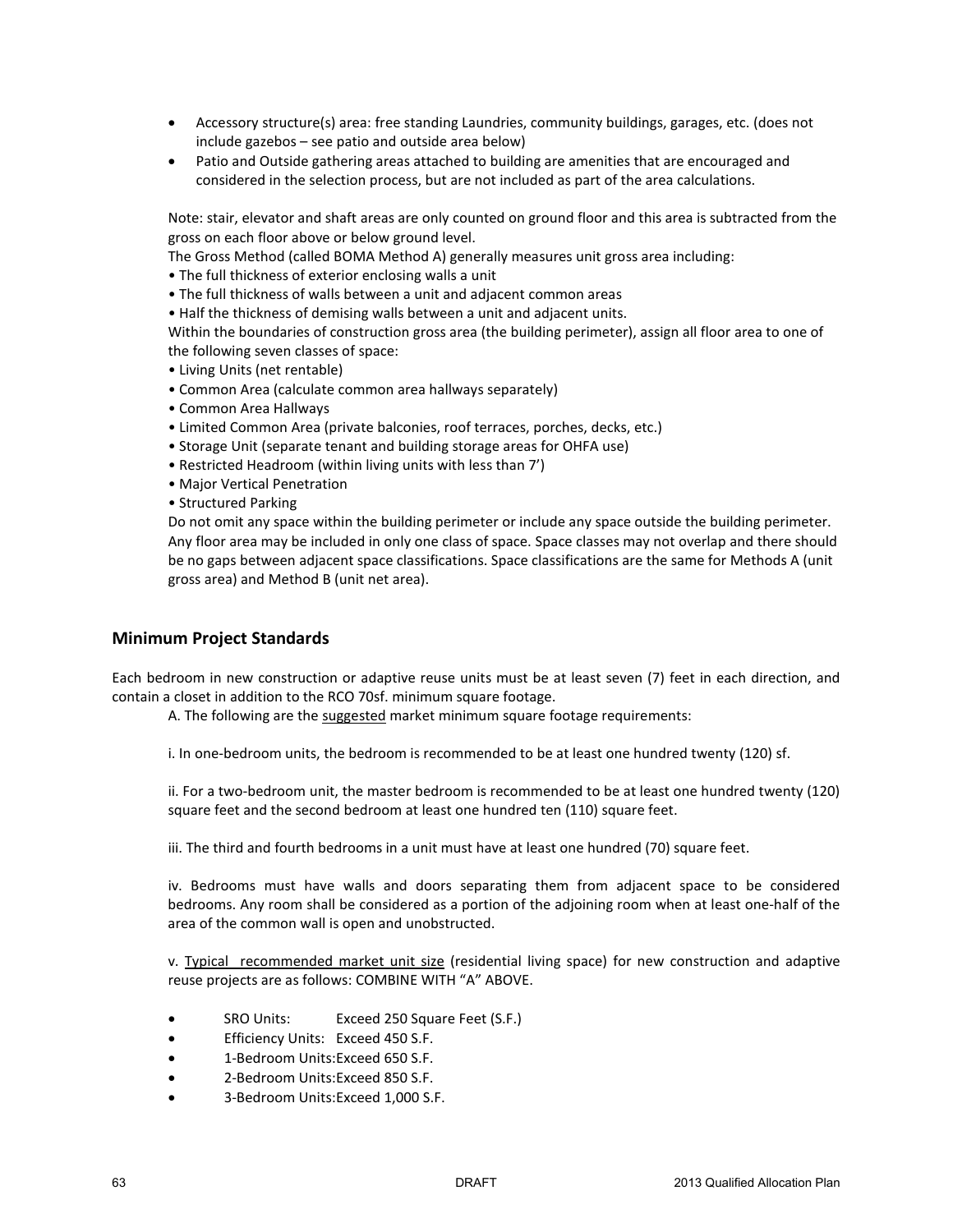- Accessory structure(s) area: free standing Laundries, community buildings, garages, etc. (does not include gazebos – see patio and outside area below)
- Patio and Outside gathering areas attached to building are amenities that are encouraged and considered in the selection process, but are not included as part of the area calculations.

Note: stair, elevator and shaft areas are only counted on ground floor and this area is subtracted from the gross on each floor above or below ground level.

The Gross Method (called BOMA Method A) generally measures unit gross area including:

- The full thickness of exterior enclosing walls a unit
- The full thickness of walls between a unit and adjacent common areas
- Half the thickness of demising walls between a unit and adjacent units.

Within the boundaries of construction gross area (the building perimeter), assign all floor area to one of the following seven classes of space:

- Living Units (net rentable)
- Common Area (calculate common area hallways separately)
- Common Area Hallways
- Limited Common Area (private balconies, roof terraces, porches, decks, etc.)
- Storage Unit (separate tenant and building storage areas for OHFA use)
- Restricted Headroom (within living units with less than 7')
- Major Vertical Penetration
- Structured Parking

Do not omit any space within the building perimeter or include any space outside the building perimeter. Any floor area may be included in only one class of space. Space classes may not overlap and there should be no gaps between adjacent space classifications. Space classifications are the same for Methods A (unit gross area) and Method B (unit net area).

## Minimum Project Standards

Each bedroom in new construction or adaptive reuse units must be at least seven (7) feet in each direction, and contain a closet in addition to the RCO 70sf. minimum square footage.

A. The following are the <u>suggested</u> market minimum square footage requirements:

i. In one-bedroom units, the bedroom is recommended to be at least one hundred twenty (120) sf.

ii. For a two-bedroom unit, the master bedroom is recommended to be at least one hundred twenty (120) square feet and the second bedroom at least one hundred ten (110) square feet.

iii. The third and fourth bedrooms in a unit must have at least one hundred (70) square feet.

iv. Bedrooms must have walls and doors separating them from adjacent space to be considered bedrooms. Any room shall be considered as a portion of the adjoining room when at least one-half of the area of the common wall is open and unobstructed.

v. <u>Typical recommended market unit size</u> (residential living space) for new construction and adaptive reuse projects are as follows: COMBINE WITH "A" ABOVE.

- SRO Units: Exceed 250 Square Feet (S.F.)
- Efficiency Units: Exceed 450 S.F.
- 1-Bedroom Units: Exceed 650 S.F.
- 2-Bedroom Units: Exceed 850 S.F.
- 3-Bedroom Units: Exceed 1,000 S.F.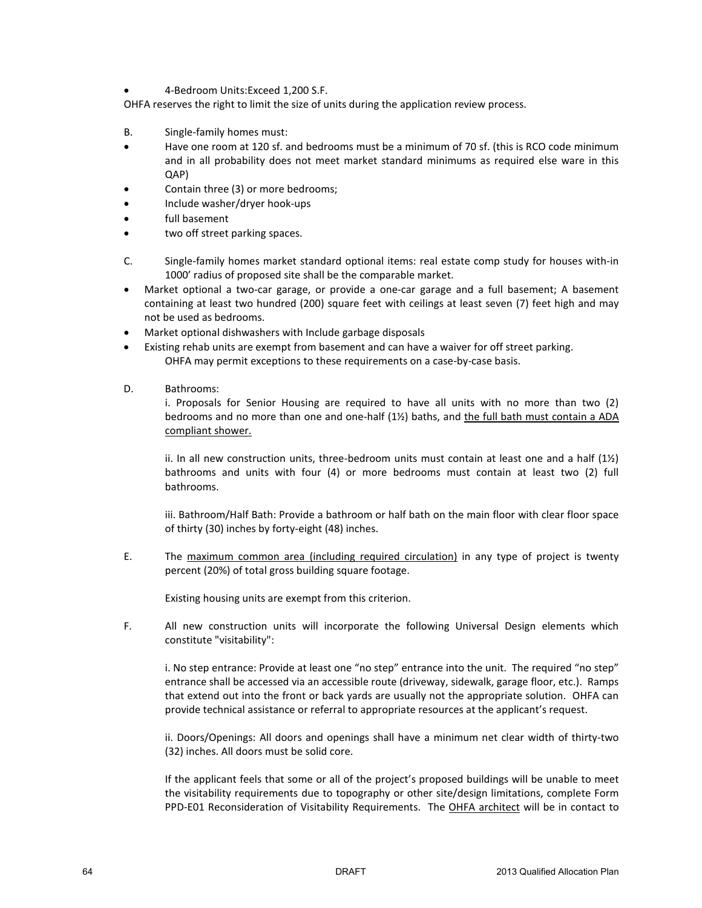- 4-Bedroom Units:Exceed 1,200 S.F.

OHFA reserves the right to limit the size of units during the application review process.

B. Single-family homes must:

- Have one room at 120 sf. and bedrooms must be a minimum of 70 sf. (this is RCO code minimum and in all probability does not meet market standard minimums as required else ware in this QAP)
- Contain three (3) or more bedrooms;
- Include washer/dryer hook-ups
- full basement
- two off street parking spaces.

C. Single-family homes market standard optional items: real estate comp study for houses with-in 1000' radius of proposed site shall be the comparable market.

- Market optional a two-car garage, or provide a one-car garage and a full basement; A basement containing at least two hundred (200) square feet with ceilings at least seven (7) feet high and may not be used as bedrooms.
- Market optional dishwashers with Include garbage disposals
- Existing rehab units are exempt from basement and can have a waiver for off street parking.

  OHFA may permit exceptions to these requirements on a case-by-case basis.

D. Bathrooms:

i. Proposals for Senior Housing are required to have all units with no more than two (2) bedrooms and no more than one and one-half (1½) baths, and <u>the full bath must contain a ADA compliant shower.</u>

ii. In all new construction units, three-bedroom units must contain at least one and a half (1½) bathrooms and units with four (4) or more bedrooms must contain at least two (2) full bathrooms.

iii. Bathroom/Half Bath: Provide a bathroom or half bath on the main floor with clear floor space of thirty (30) inches by forty-eight (48) inches.

E. The <u>maximum common area (including required circulation)</u> in any type of project is twenty percent (20%) of total gross building square footage.

Existing housing units are exempt from this criterion.

F. All new construction units will incorporate the following Universal Design elements which constitute "visitability":

i. No step entrance: Provide at least one "no step" entrance into the unit. The required "no step" entrance shall be accessed via an accessible route (driveway, sidewalk, garage floor, etc.). Ramps that extend out into the front or back yards are usually not the appropriate solution. OHFA can provide technical assistance or referral to appropriate resources at the applicant's request.

ii. Doors/Openings: All doors and openings shall have a minimum net clear width of thirty-two (32) inches. All doors must be solid core.

If the applicant feels that some or all of the project's proposed buildings will be unable to meet the visitability requirements due to topography or other site/design limitations, complete Form PPD-E01 Reconsideration of Visitability Requirements. The <u>OHFA architect</u> will be in contact to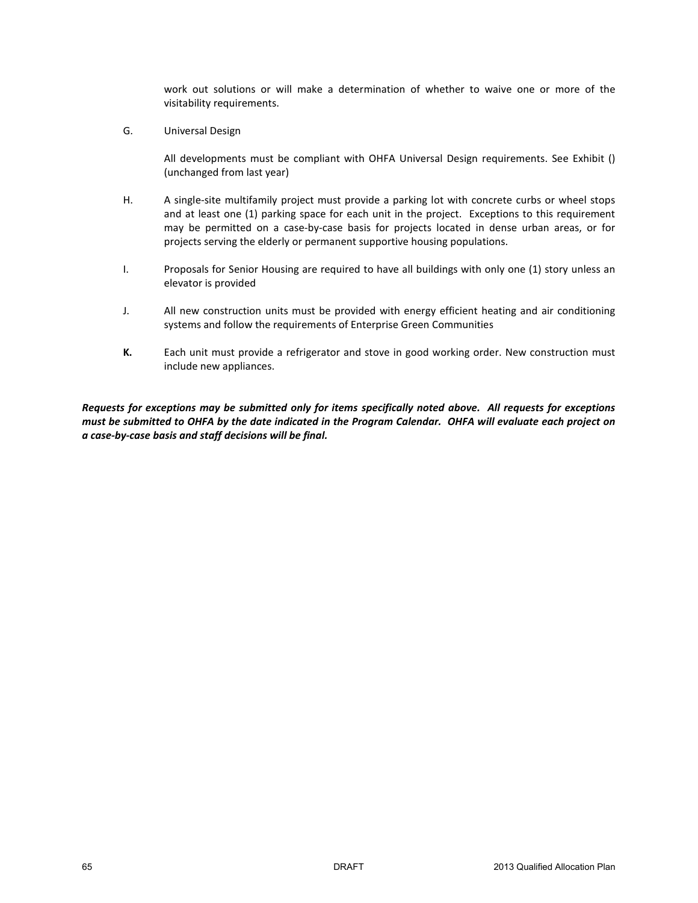work out solutions or will make a determination of whether to waive one or more of the visitability requirements.

G. Universal Design

All developments must be compliant with OHFA Universal Design requirements. See Exhibit () (unchanged from last year)

H. A single-site multifamily project must provide a parking lot with concrete curbs or wheel stops and at least one (1) parking space for each unit in the project. Exceptions to this requirement may be permitted on a case-by-case basis for projects located in dense urban areas, or for projects serving the elderly or permanent supportive housing populations.

I. Proposals for Senior Housing are required to have all buildings with only one (1) story unless an elevator is provided

J. All new construction units must be provided with energy efficient heating and air conditioning systems and follow the requirements of Enterprise Green Communities

**K.** Each unit must provide a refrigerator and stove in good working order. New construction must include new appliances.

***Requests for exceptions may be submitted only for items specifically noted above. All requests for exceptions must be submitted to OHFA by the date indicated in the Program Calendar. OHFA will evaluate each project on a case-by-case basis and staff decisions will be final.***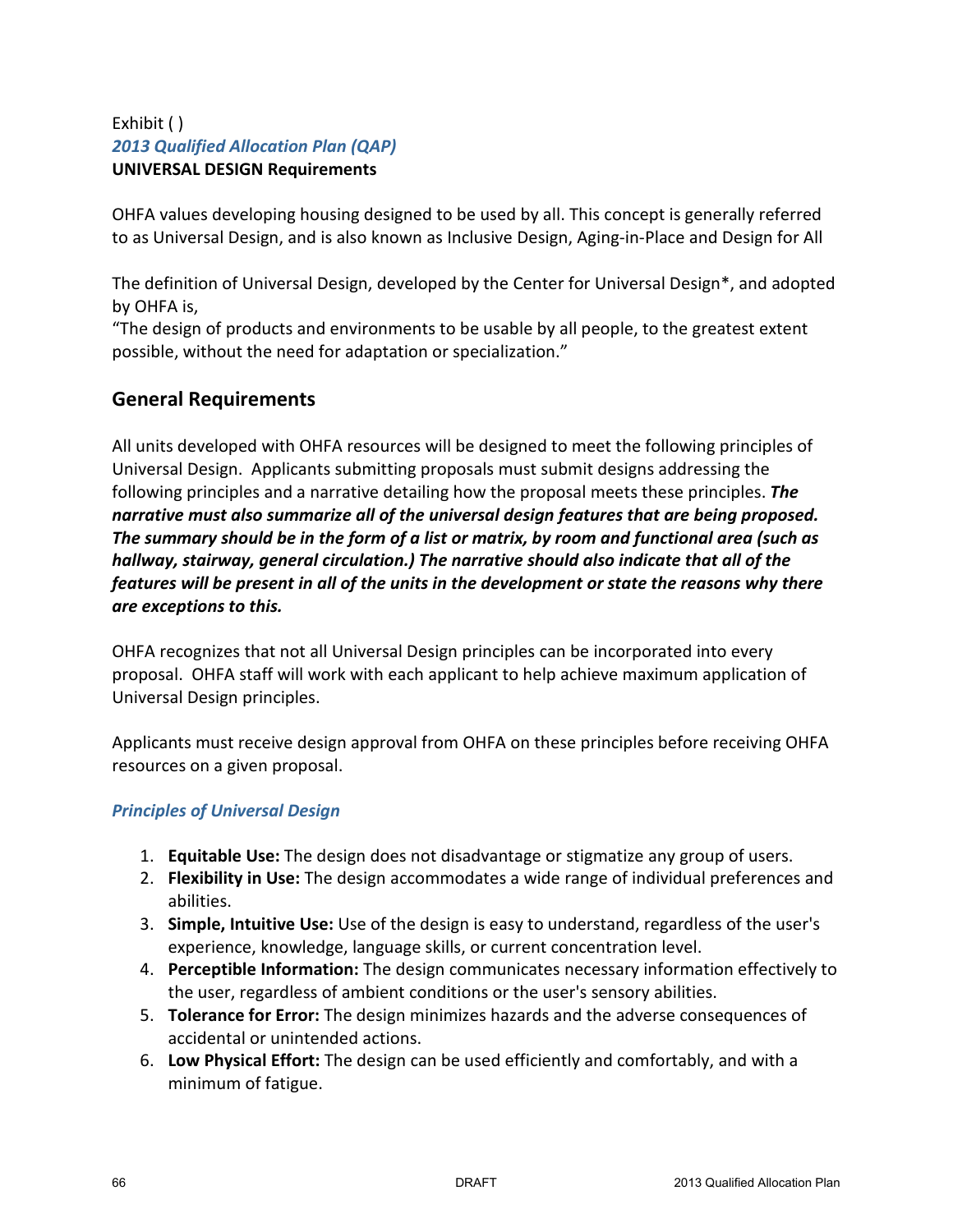Exhibit ( )
*2013 Qualified Allocation Plan (QAP)*
**UNIVERSAL DESIGN Requirements**

OHFA values developing housing designed to be used by all. This concept is generally referred to as Universal Design, and is also known as Inclusive Design, Aging-in-Place and Design for All

The definition of Universal Design, developed by the Center for Universal Design*, and adopted by OHFA is,
"The design of products and environments to be usable by all people, to the greatest extent possible, without the need for adaptation or specialization."

## General Requirements

All units developed with OHFA resources will be designed to meet the following principles of Universal Design. Applicants submitting proposals must submit designs addressing the following principles and a narrative detailing how the proposal meets these principles. ***The narrative must also summarize all of the universal design features that are being proposed. The summary should be in the form of a list or matrix, by room and functional area (such as hallway, stairway, general circulation.) The narrative should also indicate that all of the features will be present in all of the units in the development or state the reasons why there are exceptions to this.***

OHFA recognizes that not all Universal Design principles can be incorporated into every proposal. OHFA staff will work with each applicant to help achieve maximum application of Universal Design principles.

Applicants must receive design approval from OHFA on these principles before receiving OHFA resources on a given proposal.

### *Principles of Universal Design*

1. **Equitable Use:** The design does not disadvantage or stigmatize any group of users.
2. **Flexibility in Use:** The design accommodates a wide range of individual preferences and abilities.
3. **Simple, Intuitive Use:** Use of the design is easy to understand, regardless of the user's experience, knowledge, language skills, or current concentration level.
4. **Perceptible Information:** The design communicates necessary information effectively to the user, regardless of ambient conditions or the user's sensory abilities.
5. **Tolerance for Error:** The design minimizes hazards and the adverse consequences of accidental or unintended actions.
6. **Low Physical Effort:** The design can be used efficiently and comfortably, and with a minimum of fatigue.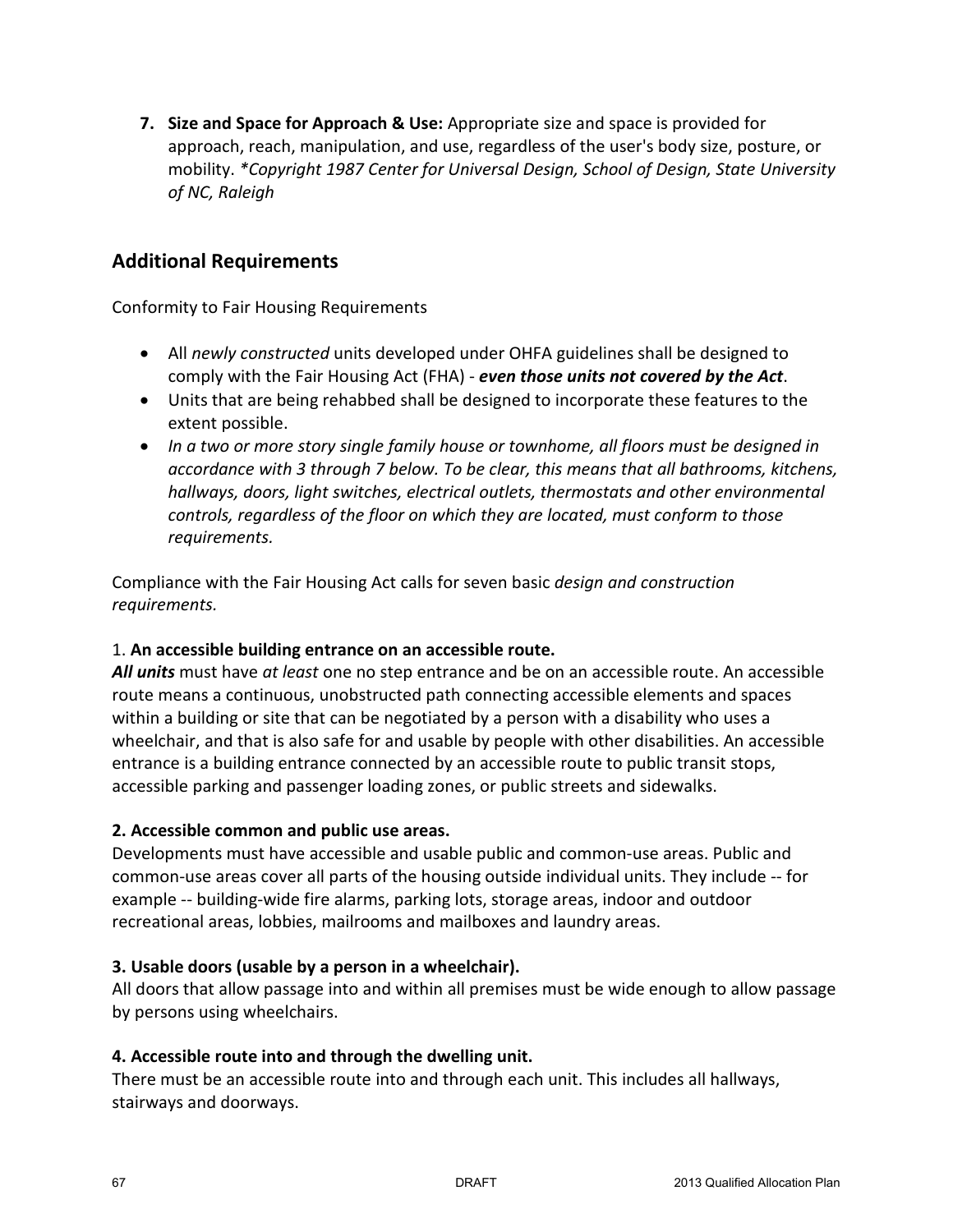7. **Size and Space for Approach & Use:** Appropriate size and space is provided for approach, reach, manipulation, and use, regardless of the user's body size, posture, or mobility. *\*Copyright 1987 Center for Universal Design, School of Design, State University of NC, Raleigh*

## Additional Requirements

Conformity to Fair Housing Requirements

- All *newly constructed* units developed under OHFA guidelines shall be designed to comply with the Fair Housing Act (FHA) - ***even those units not covered by the Act***.
- Units that are being rehabbed shall be designed to incorporate these features to the extent possible.
- *In a two or more story single family house or townhome, all floors must be designed in accordance with 3 through 7 below. To be clear, this means that all bathrooms, kitchens, hallways, doors, light switches, electrical outlets, thermostats and other environmental controls, regardless of the floor on which they are located, must conform to those requirements.*

Compliance with the Fair Housing Act calls for seven basic *design and construction requirements.*

1. **An accessible building entrance on an accessible route.**
***All units*** must have *at least* one no step entrance and be on an accessible route. An accessible route means a continuous, unobstructed path connecting accessible elements and spaces within a building or site that can be negotiated by a person with a disability who uses a wheelchair, and that is also safe for and usable by people with other disabilities. An accessible entrance is a building entrance connected by an accessible route to public transit stops, accessible parking and passenger loading zones, or public streets and sidewalks.

**2. Accessible common and public use areas.**
Developments must have accessible and usable public and common-use areas. Public and common-use areas cover all parts of the housing outside individual units. They include -- for example -- building-wide fire alarms, parking lots, storage areas, indoor and outdoor recreational areas, lobbies, mailrooms and mailboxes and laundry areas.

**3. Usable doors (usable by a person in a wheelchair).**
All doors that allow passage into and within all premises must be wide enough to allow passage by persons using wheelchairs.

**4. Accessible route into and through the dwelling unit.**
There must be an accessible route into and through each unit. This includes all hallways, stairways and doorways.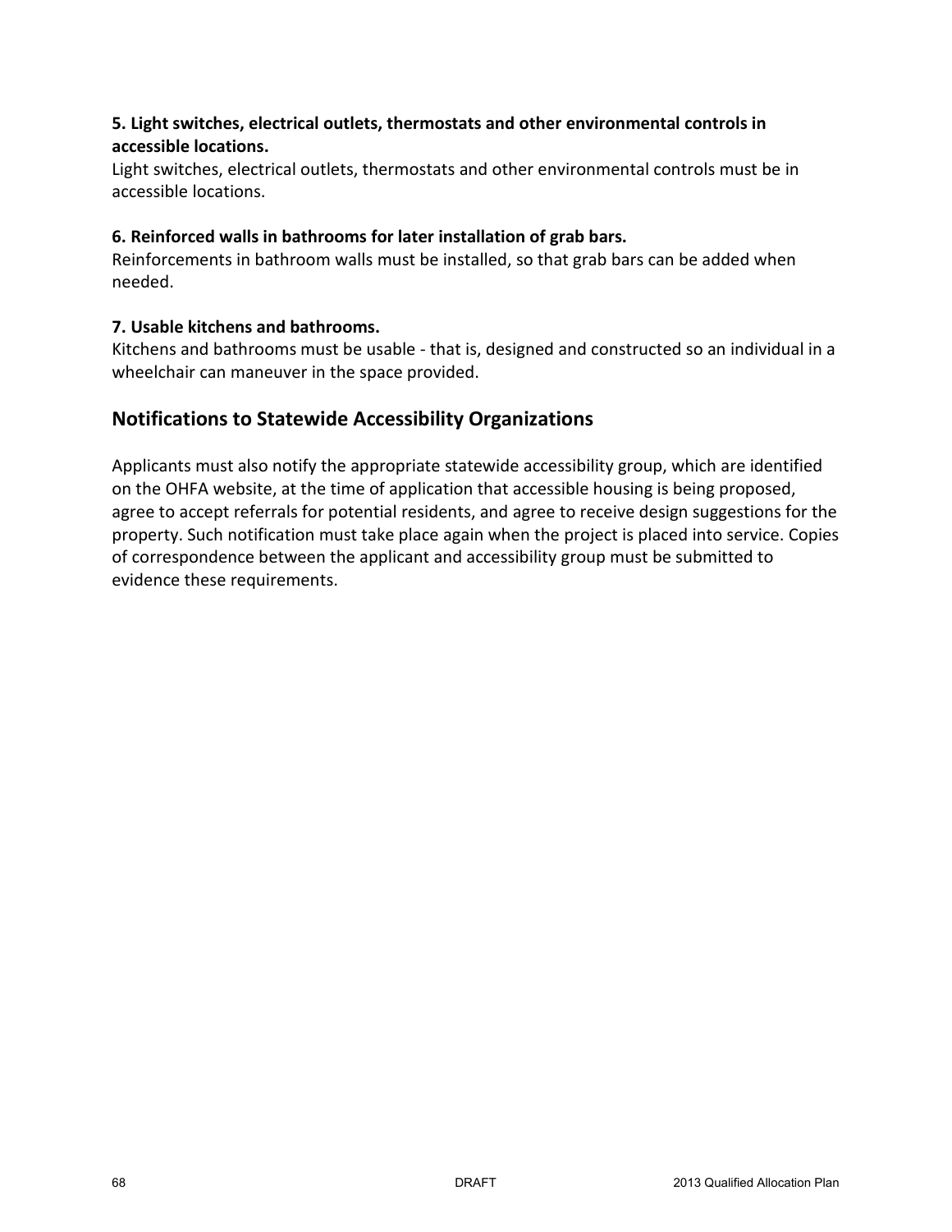**5. Light switches, electrical outlets, thermostats and other environmental controls in accessible locations.**

Light switches, electrical outlets, thermostats and other environmental controls must be in accessible locations.

**6. Reinforced walls in bathrooms for later installation of grab bars.**

Reinforcements in bathroom walls must be installed, so that grab bars can be added when needed.

**7. Usable kitchens and bathrooms.**

Kitchens and bathrooms must be usable - that is, designed and constructed so an individual in a wheelchair can maneuver in the space provided.

## Notifications to Statewide Accessibility Organizations

Applicants must also notify the appropriate statewide accessibility group, which are identified on the OHFA website, at the time of application that accessible housing is being proposed, agree to accept referrals for potential residents, and agree to receive design suggestions for the property. Such notification must take place again when the project is placed into service. Copies of correspondence between the applicant and accessibility group must be submitted to evidence these requirements.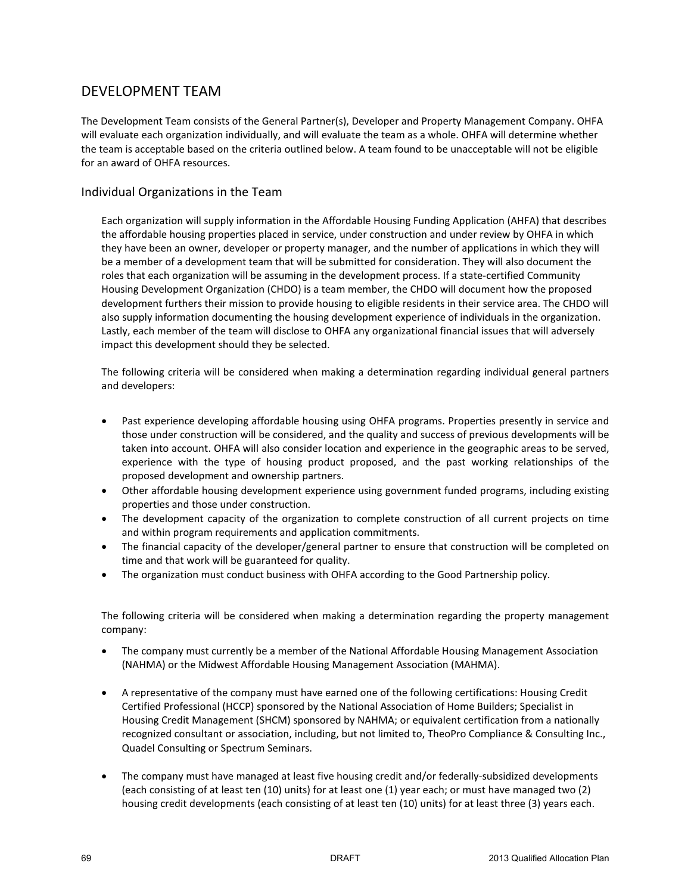# DEVELOPMENT TEAM

The Development Team consists of the General Partner(s), Developer and Property Management Company. OHFA will evaluate each organization individually, and will evaluate the team as a whole. OHFA will determine whether the team is acceptable based on the criteria outlined below. A team found to be unacceptable will not be eligible for an award of OHFA resources.

## Individual Organizations in the Team

Each organization will supply information in the Affordable Housing Funding Application (AHFA) that describes the affordable housing properties placed in service, under construction and under review by OHFA in which they have been an owner, developer or property manager, and the number of applications in which they will be a member of a development team that will be submitted for consideration. They will also document the roles that each organization will be assuming in the development process. If a state-certified Community Housing Development Organization (CHDO) is a team member, the CHDO will document how the proposed development furthers their mission to provide housing to eligible residents in their service area. The CHDO will also supply information documenting the housing development experience of individuals in the organization. Lastly, each member of the team will disclose to OHFA any organizational financial issues that will adversely impact this development should they be selected.

The following criteria will be considered when making a determination regarding individual general partners and developers:

- Past experience developing affordable housing using OHFA programs. Properties presently in service and those under construction will be considered, and the quality and success of previous developments will be taken into account. OHFA will also consider location and experience in the geographic areas to be served, experience with the type of housing product proposed, and the past working relationships of the proposed development and ownership partners.
- Other affordable housing development experience using government funded programs, including existing properties and those under construction.
- The development capacity of the organization to complete construction of all current projects on time and within program requirements and application commitments.
- The financial capacity of the developer/general partner to ensure that construction will be completed on time and that work will be guaranteed for quality.
- The organization must conduct business with OHFA according to the Good Partnership policy.

The following criteria will be considered when making a determination regarding the property management company:

- The company must currently be a member of the National Affordable Housing Management Association (NAHMA) or the Midwest Affordable Housing Management Association (MAHMA).
- A representative of the company must have earned one of the following certifications: Housing Credit Certified Professional (HCCP) sponsored by the National Association of Home Builders; Specialist in Housing Credit Management (SHCM) sponsored by NAHMA; or equivalent certification from a nationally recognized consultant or association, including, but not limited to, TheoPro Compliance & Consulting Inc., Quadel Consulting or Spectrum Seminars.
- The company must have managed at least five housing credit and/or federally-subsidized developments (each consisting of at least ten (10) units) for at least one (1) year each; or must have managed two (2) housing credit developments (each consisting of at least ten (10) units) for at least three (3) years each.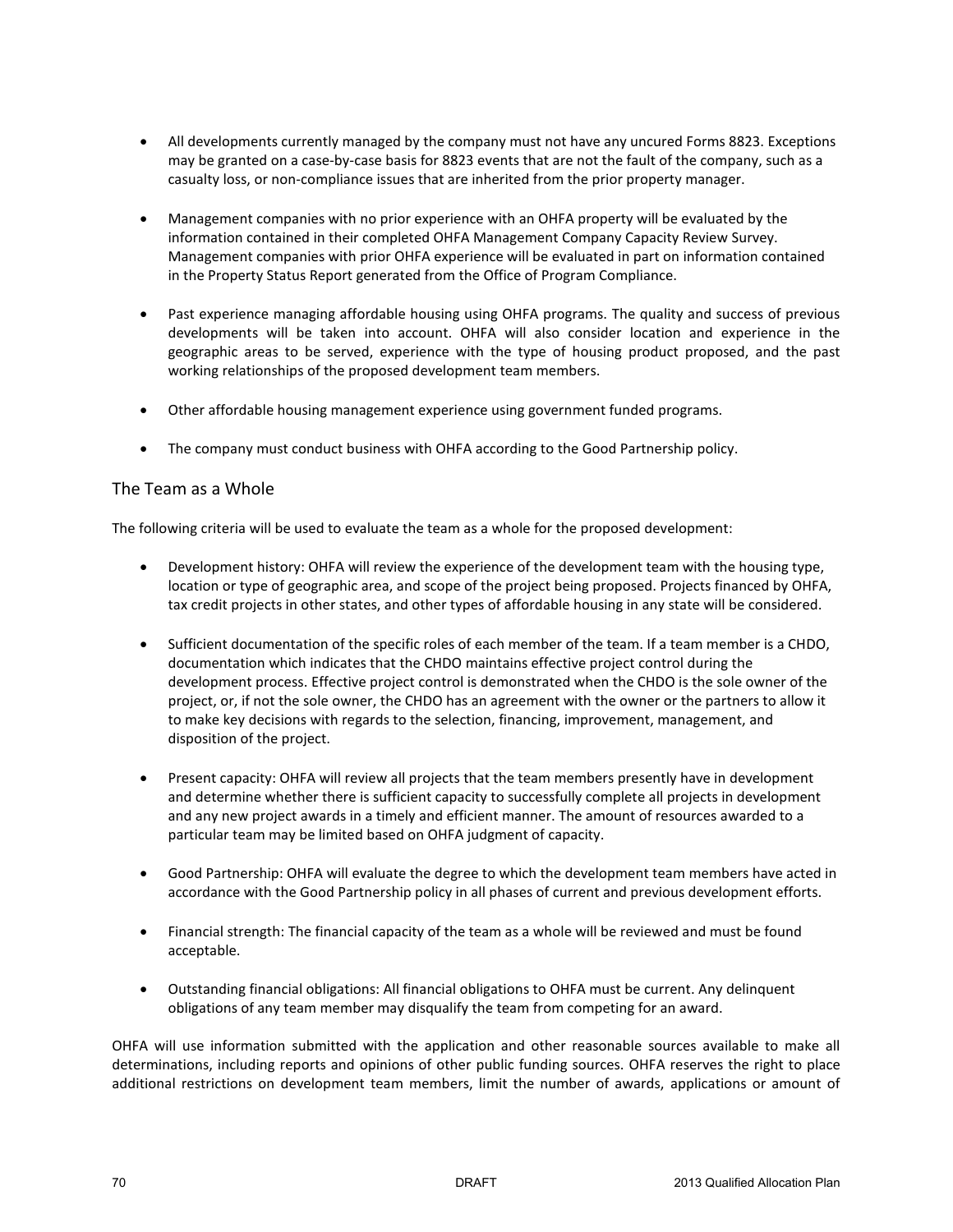- All developments currently managed by the company must not have any uncured Forms 8823. Exceptions may be granted on a case-by-case basis for 8823 events that are not the fault of the company, such as a casualty loss, or non-compliance issues that are inherited from the prior property manager.

- Management companies with no prior experience with an OHFA property will be evaluated by the information contained in their completed OHFA Management Company Capacity Review Survey. Management companies with prior OHFA experience will be evaluated in part on information contained in the Property Status Report generated from the Office of Program Compliance.

- Past experience managing affordable housing using OHFA programs. The quality and success of previous developments will be taken into account. OHFA will also consider location and experience in the geographic areas to be served, experience with the type of housing product proposed, and the past working relationships of the proposed development team members.

- Other affordable housing management experience using government funded programs.

- The company must conduct business with OHFA according to the Good Partnership policy.

## The Team as a Whole

The following criteria will be used to evaluate the team as a whole for the proposed development:

- Development history: OHFA will review the experience of the development team with the housing type, location or type of geographic area, and scope of the project being proposed. Projects financed by OHFA, tax credit projects in other states, and other types of affordable housing in any state will be considered.

- Sufficient documentation of the specific roles of each member of the team. If a team member is a CHDO, documentation which indicates that the CHDO maintains effective project control during the development process. Effective project control is demonstrated when the CHDO is the sole owner of the project, or, if not the sole owner, the CHDO has an agreement with the owner or the partners to allow it to make key decisions with regards to the selection, financing, improvement, management, and disposition of the project.

- Present capacity: OHFA will review all projects that the team members presently have in development and determine whether there is sufficient capacity to successfully complete all projects in development and any new project awards in a timely and efficient manner. The amount of resources awarded to a particular team may be limited based on OHFA judgment of capacity.

- Good Partnership: OHFA will evaluate the degree to which the development team members have acted in accordance with the Good Partnership policy in all phases of current and previous development efforts.

- Financial strength: The financial capacity of the team as a whole will be reviewed and must be found acceptable.

- Outstanding financial obligations: All financial obligations to OHFA must be current. Any delinquent obligations of any team member may disqualify the team from competing for an award.

OHFA will use information submitted with the application and other reasonable sources available to make all determinations, including reports and opinions of other public funding sources. OHFA reserves the right to place additional restrictions on development team members, limit the number of awards, applications or amount of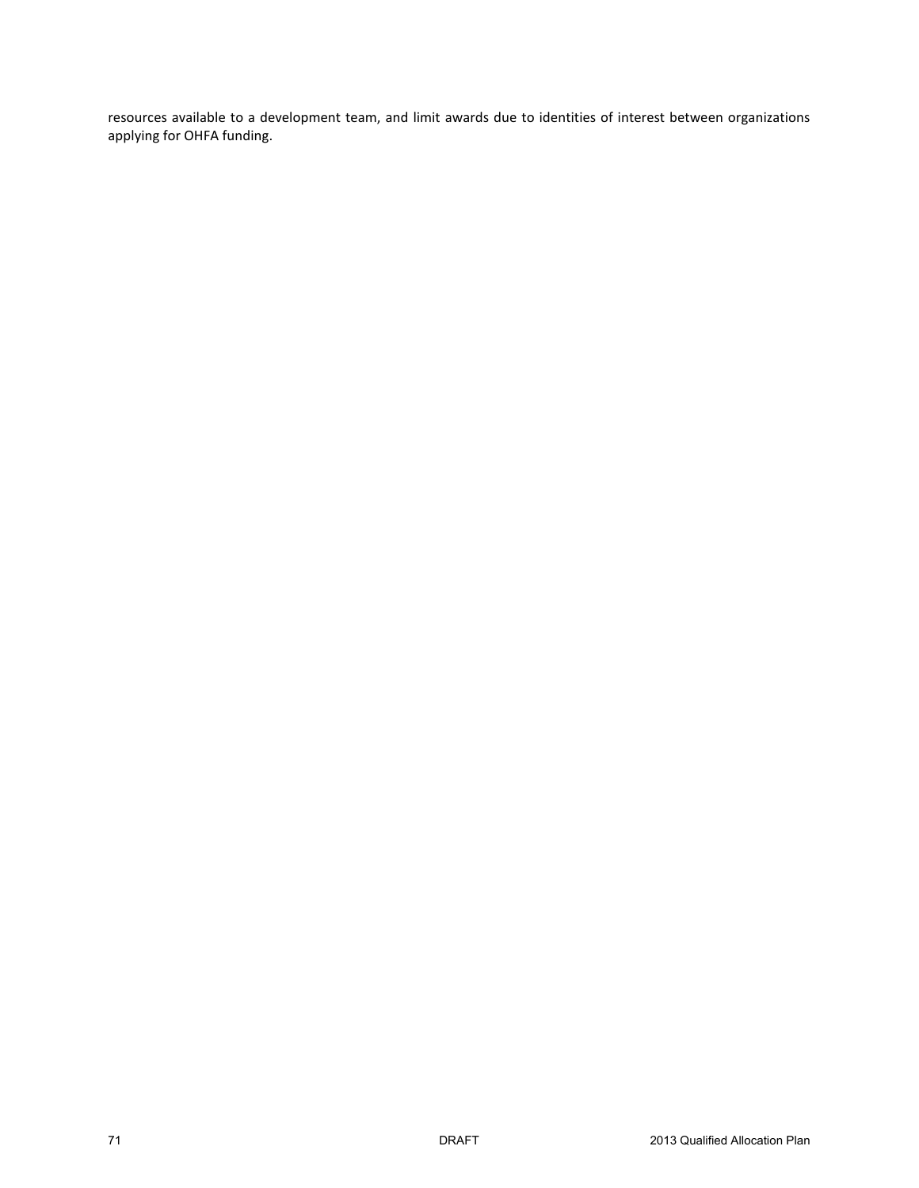resources available to a development team, and limit awards due to identities of interest between organizations applying for OHFA funding.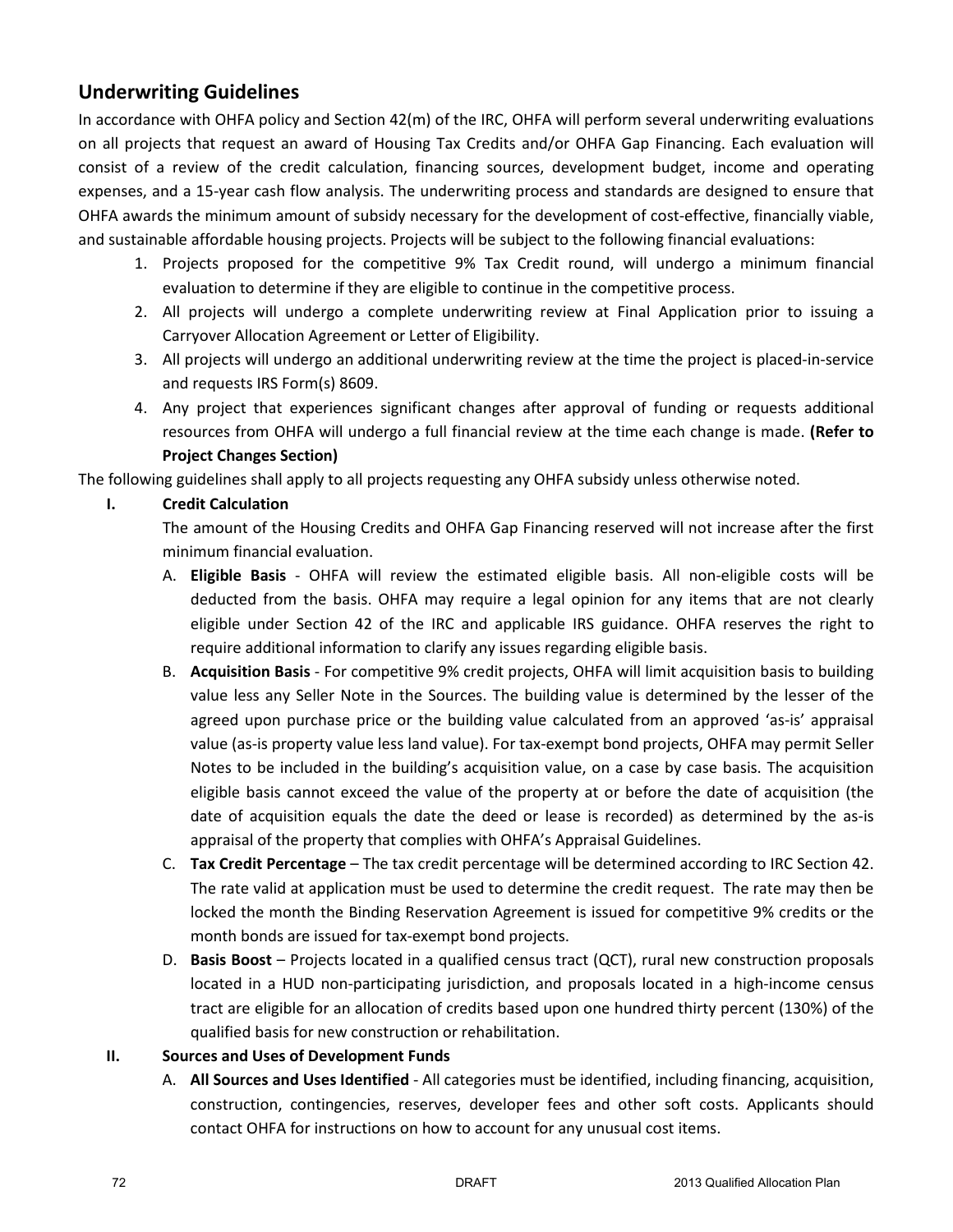## Underwriting Guidelines

In accordance with OHFA policy and Section 42(m) of the IRC, OHFA will perform several underwriting evaluations on all projects that request an award of Housing Tax Credits and/or OHFA Gap Financing. Each evaluation will consist of a review of the credit calculation, financing sources, development budget, income and operating expenses, and a 15-year cash flow analysis. The underwriting process and standards are designed to ensure that OHFA awards the minimum amount of subsidy necessary for the development of cost-effective, financially viable, and sustainable affordable housing projects. Projects will be subject to the following financial evaluations:

1. Projects proposed for the competitive 9% Tax Credit round, will undergo a minimum financial evaluation to determine if they are eligible to continue in the competitive process.
2. All projects will undergo a complete underwriting review at Final Application prior to issuing a Carryover Allocation Agreement or Letter of Eligibility.
3. All projects will undergo an additional underwriting review at the time the project is placed-in-service and requests IRS Form(s) 8609.
4. Any project that experiences significant changes after approval of funding or requests additional resources from OHFA will undergo a full financial review at the time each change is made. **(Refer to Project Changes Section)**

The following guidelines shall apply to all projects requesting any OHFA subsidy unless otherwise noted.

**I. Credit Calculation**

The amount of the Housing Credits and OHFA Gap Financing reserved will not increase after the first minimum financial evaluation.

A. **Eligible Basis** - OHFA will review the estimated eligible basis. All non-eligible costs will be deducted from the basis. OHFA may require a legal opinion for any items that are not clearly eligible under Section 42 of the IRC and applicable IRS guidance. OHFA reserves the right to require additional information to clarify any issues regarding eligible basis.

B. **Acquisition Basis** - For competitive 9% credit projects, OHFA will limit acquisition basis to building value less any Seller Note in the Sources. The building value is determined by the lesser of the agreed upon purchase price or the building value calculated from an approved 'as-is' appraisal value (as-is property value less land value). For tax-exempt bond projects, OHFA may permit Seller Notes to be included in the building's acquisition value, on a case by case basis. The acquisition eligible basis cannot exceed the value of the property at or before the date of acquisition (the date of acquisition equals the date the deed or lease is recorded) as determined by the as-is appraisal of the property that complies with OHFA's Appraisal Guidelines.

C. **Tax Credit Percentage** – The tax credit percentage will be determined according to IRC Section 42. The rate valid at application must be used to determine the credit request. The rate may then be locked the month the Binding Reservation Agreement is issued for competitive 9% credits or the month bonds are issued for tax-exempt bond projects.

D. **Basis Boost** – Projects located in a qualified census tract (QCT), rural new construction proposals located in a HUD non-participating jurisdiction, and proposals located in a high-income census tract are eligible for an allocation of credits based upon one hundred thirty percent (130%) of the qualified basis for new construction or rehabilitation.

**II. Sources and Uses of Development Funds**

A. **All Sources and Uses Identified** - All categories must be identified, including financing, acquisition, construction, contingencies, reserves, developer fees and other soft costs. Applicants should contact OHFA for instructions on how to account for any unusual cost items.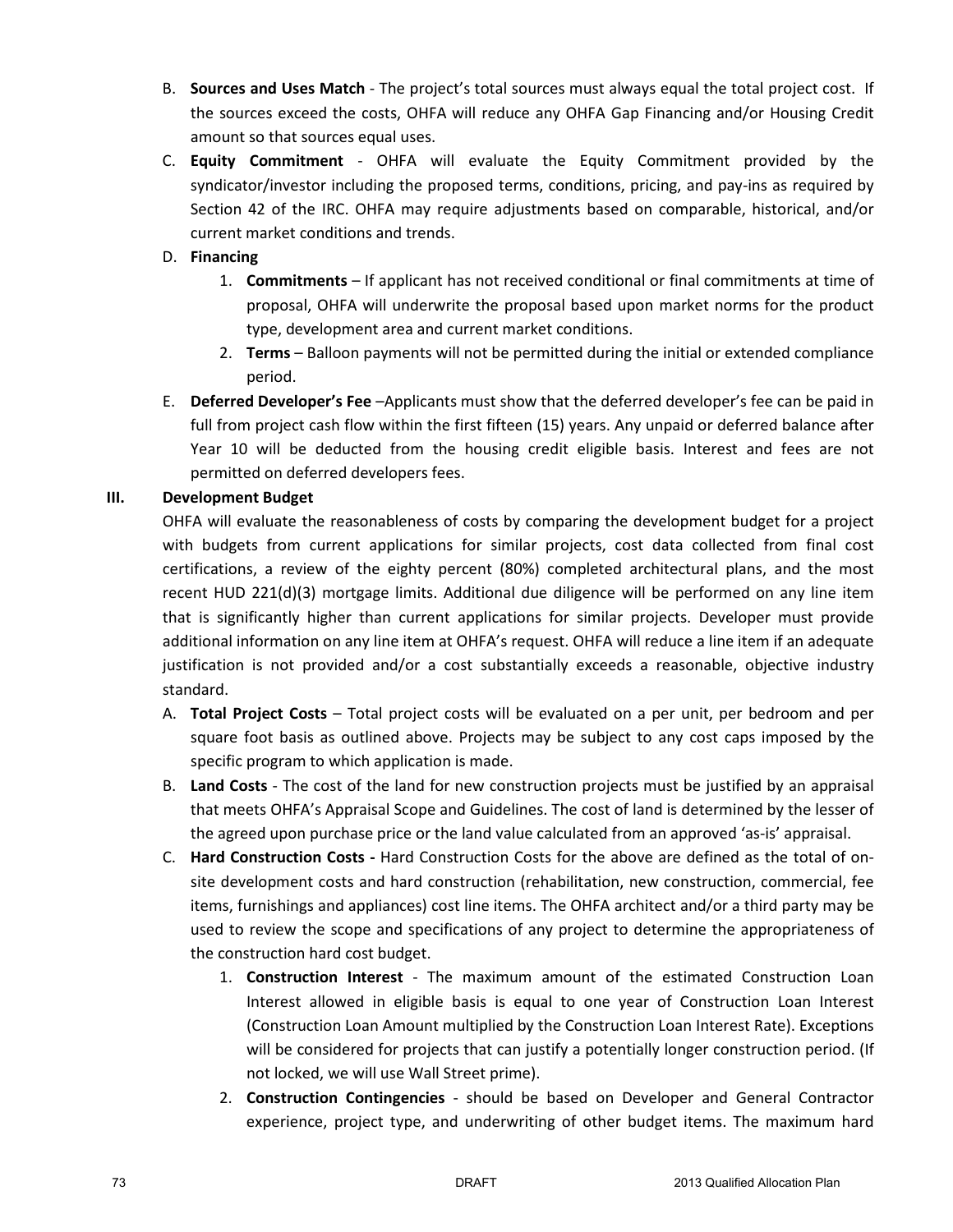B. **Sources and Uses Match** - The project's total sources must always equal the total project cost. If the sources exceed the costs, OHFA will reduce any OHFA Gap Financing and/or Housing Credit amount so that sources equal uses.

C. **Equity Commitment** - OHFA will evaluate the Equity Commitment provided by the syndicator/investor including the proposed terms, conditions, pricing, and pay-ins as required by Section 42 of the IRC. OHFA may require adjustments based on comparable, historical, and/or current market conditions and trends.

D. **Financing**

1. **Commitments** – If applicant has not received conditional or final commitments at time of proposal, OHFA will underwrite the proposal based upon market norms for the product type, development area and current market conditions.
2. **Terms** – Balloon payments will not be permitted during the initial or extended compliance period.

E. **Deferred Developer's Fee** –Applicants must show that the deferred developer's fee can be paid in full from project cash flow within the first fifteen (15) years. Any unpaid or deferred balance after Year 10 will be deducted from the housing credit eligible basis. Interest and fees are not permitted on deferred developers fees.

## III. Development Budget

OHFA will evaluate the reasonableness of costs by comparing the development budget for a project with budgets from current applications for similar projects, cost data collected from final cost certifications, a review of the eighty percent (80%) completed architectural plans, and the most recent HUD 221(d)(3) mortgage limits. Additional due diligence will be performed on any line item that is significantly higher than current applications for similar projects. Developer must provide additional information on any line item at OHFA's request. OHFA will reduce a line item if an adequate justification is not provided and/or a cost substantially exceeds a reasonable, objective industry standard.

A. **Total Project Costs** – Total project costs will be evaluated on a per unit, per bedroom and per square foot basis as outlined above. Projects may be subject to any cost caps imposed by the specific program to which application is made.

B. **Land Costs** - The cost of the land for new construction projects must be justified by an appraisal that meets OHFA's Appraisal Scope and Guidelines. The cost of land is determined by the lesser of the agreed upon purchase price or the land value calculated from an approved 'as-is' appraisal.

C. **Hard Construction Costs -** Hard Construction Costs for the above are defined as the total of on-site development costs and hard construction (rehabilitation, new construction, commercial, fee items, furnishings and appliances) cost line items. The OHFA architect and/or a third party may be used to review the scope and specifications of any project to determine the appropriateness of the construction hard cost budget.

1. **Construction Interest** - The maximum amount of the estimated Construction Loan Interest allowed in eligible basis is equal to one year of Construction Loan Interest (Construction Loan Amount multiplied by the Construction Loan Interest Rate). Exceptions will be considered for projects that can justify a potentially longer construction period. (If not locked, we will use Wall Street prime).
2. **Construction Contingencies** - should be based on Developer and General Contractor experience, project type, and underwriting of other budget items. The maximum hard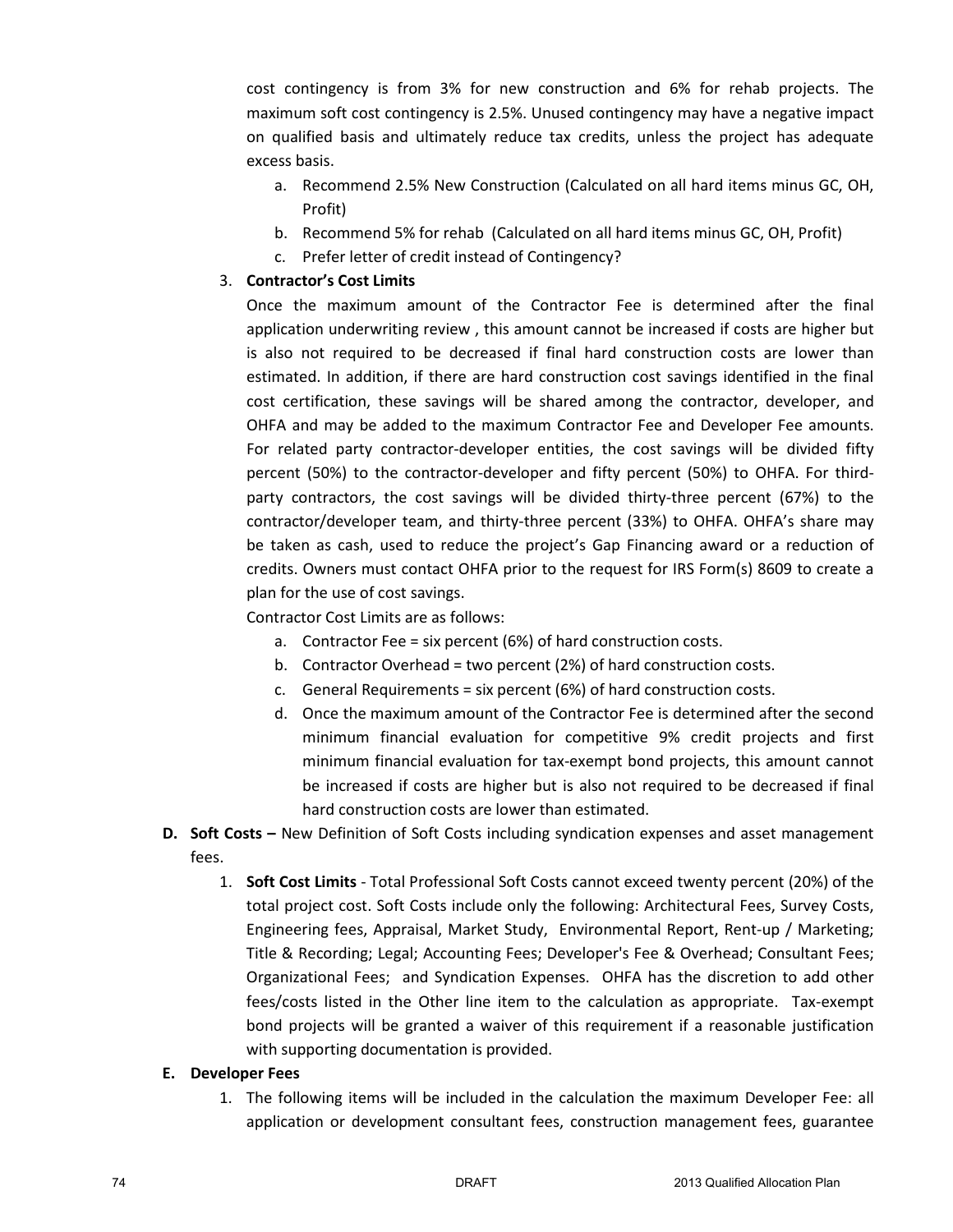cost contingency is from 3% for new construction and 6% for rehab projects. The maximum soft cost contingency is 2.5%. Unused contingency may have a negative impact on qualified basis and ultimately reduce tax credits, unless the project has adequate excess basis.

   a. Recommend 2.5% New Construction (Calculated on all hard items minus GC, OH, Profit)
   b. Recommend 5% for rehab (Calculated on all hard items minus GC, OH, Profit)
   c. Prefer letter of credit instead of Contingency?

3. **Contractor's Cost Limits**

   Once the maximum amount of the Contractor Fee is determined after the final application underwriting review , this amount cannot be increased if costs are higher but is also not required to be decreased if final hard construction costs are lower than estimated. In addition, if there are hard construction cost savings identified in the final cost certification, these savings will be shared among the contractor, developer, and OHFA and may be added to the maximum Contractor Fee and Developer Fee amounts. For related party contractor-developer entities, the cost savings will be divided fifty percent (50%) to the contractor-developer and fifty percent (50%) to OHFA. For third-party contractors, the cost savings will be divided thirty-three percent (67%) to the contractor/developer team, and thirty-three percent (33%) to OHFA. OHFA's share may be taken as cash, used to reduce the project's Gap Financing award or a reduction of credits. Owners must contact OHFA prior to the request for IRS Form(s) 8609 to create a plan for the use of cost savings.

   Contractor Cost Limits are as follows:

   a. Contractor Fee = six percent (6%) of hard construction costs.
   b. Contractor Overhead = two percent (2%) of hard construction costs.
   c. General Requirements = six percent (6%) of hard construction costs.
   d. Once the maximum amount of the Contractor Fee is determined after the second minimum financial evaluation for competitive 9% credit projects and first minimum financial evaluation for tax-exempt bond projects, this amount cannot be increased if costs are higher but is also not required to be decreased if final hard construction costs are lower than estimated.

**D. Soft Costs –** New Definition of Soft Costs including syndication expenses and asset management fees.

1. **Soft Cost Limits** - Total Professional Soft Costs cannot exceed twenty percent (20%) of the total project cost. Soft Costs include only the following: Architectural Fees, Survey Costs, Engineering fees, Appraisal, Market Study, Environmental Report, Rent-up / Marketing; Title & Recording; Legal; Accounting Fees; Developer's Fee & Overhead; Consultant Fees; Organizational Fees; and Syndication Expenses. OHFA has the discretion to add other fees/costs listed in the Other line item to the calculation as appropriate. Tax-exempt bond projects will be granted a waiver of this requirement if a reasonable justification with supporting documentation is provided.

**E. Developer Fees**

1. The following items will be included in the calculation the maximum Developer Fee: all application or development consultant fees, construction management fees, guarantee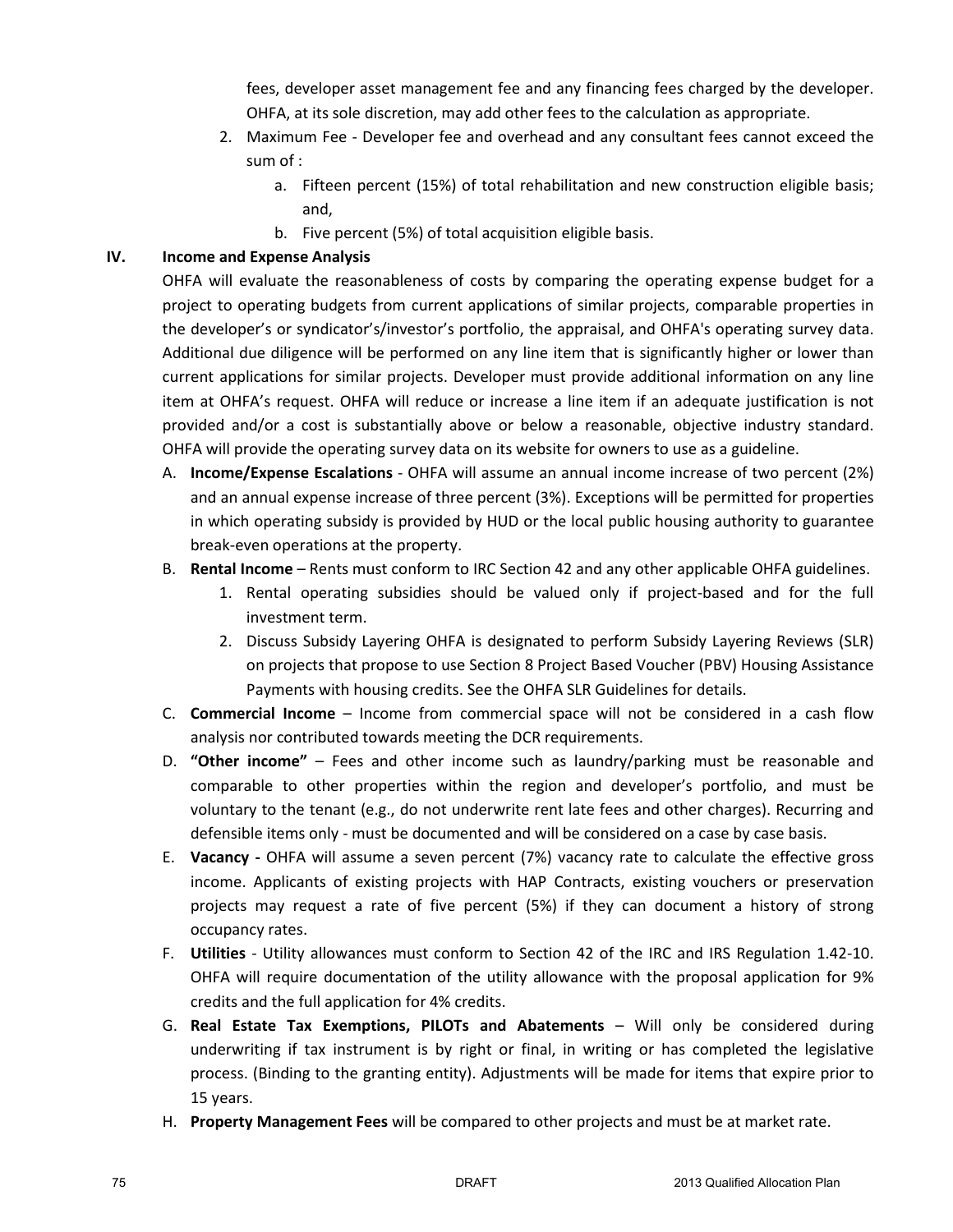fees, developer asset management fee and any financing fees charged by the developer. OHFA, at its sole discretion, may add other fees to the calculation as appropriate.

2. Maximum Fee - Developer fee and overhead and any consultant fees cannot exceed the sum of :
   a. Fifteen percent (15%) of total rehabilitation and new construction eligible basis; and,
   b. Five percent (5%) of total acquisition eligible basis.

## IV. Income and Expense Analysis

OHFA will evaluate the reasonableness of costs by comparing the operating expense budget for a project to operating budgets from current applications of similar projects, comparable properties in the developer's or syndicator's/investor's portfolio, the appraisal, and OHFA's operating survey data. Additional due diligence will be performed on any line item that is significantly higher or lower than current applications for similar projects. Developer must provide additional information on any line item at OHFA's request. OHFA will reduce or increase a line item if an adequate justification is not provided and/or a cost is substantially above or below a reasonable, objective industry standard. OHFA will provide the operating survey data on its website for owners to use as a guideline.

A. **Income/Expense Escalations** - OHFA will assume an annual income increase of two percent (2%) and an annual expense increase of three percent (3%). Exceptions will be permitted for properties in which operating subsidy is provided by HUD or the local public housing authority to guarantee break-even operations at the property.

B. **Rental Income** – Rents must conform to IRC Section 42 and any other applicable OHFA guidelines.
   1. Rental operating subsidies should be valued only if project-based and for the full investment term.
   2. Discuss Subsidy Layering OHFA is designated to perform Subsidy Layering Reviews (SLR) on projects that propose to use Section 8 Project Based Voucher (PBV) Housing Assistance Payments with housing credits. See the OHFA SLR Guidelines for details.

C. **Commercial Income** – Income from commercial space will not be considered in a cash flow analysis nor contributed towards meeting the DCR requirements.

D. **"Other income"** – Fees and other income such as laundry/parking must be reasonable and comparable to other properties within the region and developer's portfolio, and must be voluntary to the tenant (e.g., do not underwrite rent late fees and other charges). Recurring and defensible items only - must be documented and will be considered on a case by case basis.

E. **Vacancy -** OHFA will assume a seven percent (7%) vacancy rate to calculate the effective gross income. Applicants of existing projects with HAP Contracts, existing vouchers or preservation projects may request a rate of five percent (5%) if they can document a history of strong occupancy rates.

F. **Utilities** - Utility allowances must conform to Section 42 of the IRC and IRS Regulation 1.42-10. OHFA will require documentation of the utility allowance with the proposal application for 9% credits and the full application for 4% credits.

G. **Real Estate Tax Exemptions, PILOTs and Abatements** – Will only be considered during underwriting if tax instrument is by right or final, in writing or has completed the legislative process. (Binding to the granting entity). Adjustments will be made for items that expire prior to 15 years.

H. **Property Management Fees** will be compared to other projects and must be at market rate.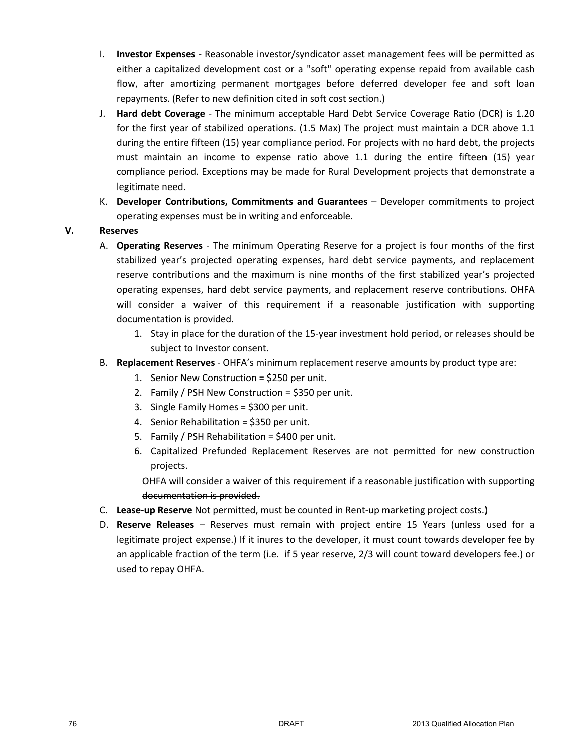I. **Investor Expenses** - Reasonable investor/syndicator asset management fees will be permitted as either a capitalized development cost or a "soft" operating expense repaid from available cash flow, after amortizing permanent mortgages before deferred developer fee and soft loan repayments. (Refer to new definition cited in soft cost section.)

J. **Hard debt Coverage** - The minimum acceptable Hard Debt Service Coverage Ratio (DCR) is 1.20 for the first year of stabilized operations. (1.5 Max) The project must maintain a DCR above 1.1 during the entire fifteen (15) year compliance period. For projects with no hard debt, the projects must maintain an income to expense ratio above 1.1 during the entire fifteen (15) year compliance period. Exceptions may be made for Rural Development projects that demonstrate a legitimate need.

K. **Developer Contributions, Commitments and Guarantees** – Developer commitments to project operating expenses must be in writing and enforceable.

## V. Reserves

A. **Operating Reserves** - The minimum Operating Reserve for a project is four months of the first stabilized year's projected operating expenses, hard debt service payments, and replacement reserve contributions and the maximum is nine months of the first stabilized year's projected operating expenses, hard debt service payments, and replacement reserve contributions. OHFA will consider a waiver of this requirement if a reasonable justification with supporting documentation is provided.

1. Stay in place for the duration of the 15-year investment hold period, or releases should be subject to Investor consent.

B. **Replacement Reserves** - OHFA's minimum replacement reserve amounts by product type are:

1. Senior New Construction = $250 per unit.
2. Family / PSH New Construction = $350 per unit.
3. Single Family Homes = $300 per unit.
4. Senior Rehabilitation = $350 per unit.
5. Family / PSH Rehabilitation = $400 per unit.
6. Capitalized Prefunded Replacement Reserves are not permitted for new construction projects.

~~OHFA will consider a waiver of this requirement if a reasonable justification with supporting documentation is provided.~~

C. **Lease-up Reserve** Not permitted, must be counted in Rent-up marketing project costs.)

D. **Reserve Releases** – Reserves must remain with project entire 15 Years (unless used for a legitimate project expense.) If it inures to the developer, it must count towards developer fee by an applicable fraction of the term (i.e. if 5 year reserve, 2/3 will count toward developers fee.) or used to repay OHFA.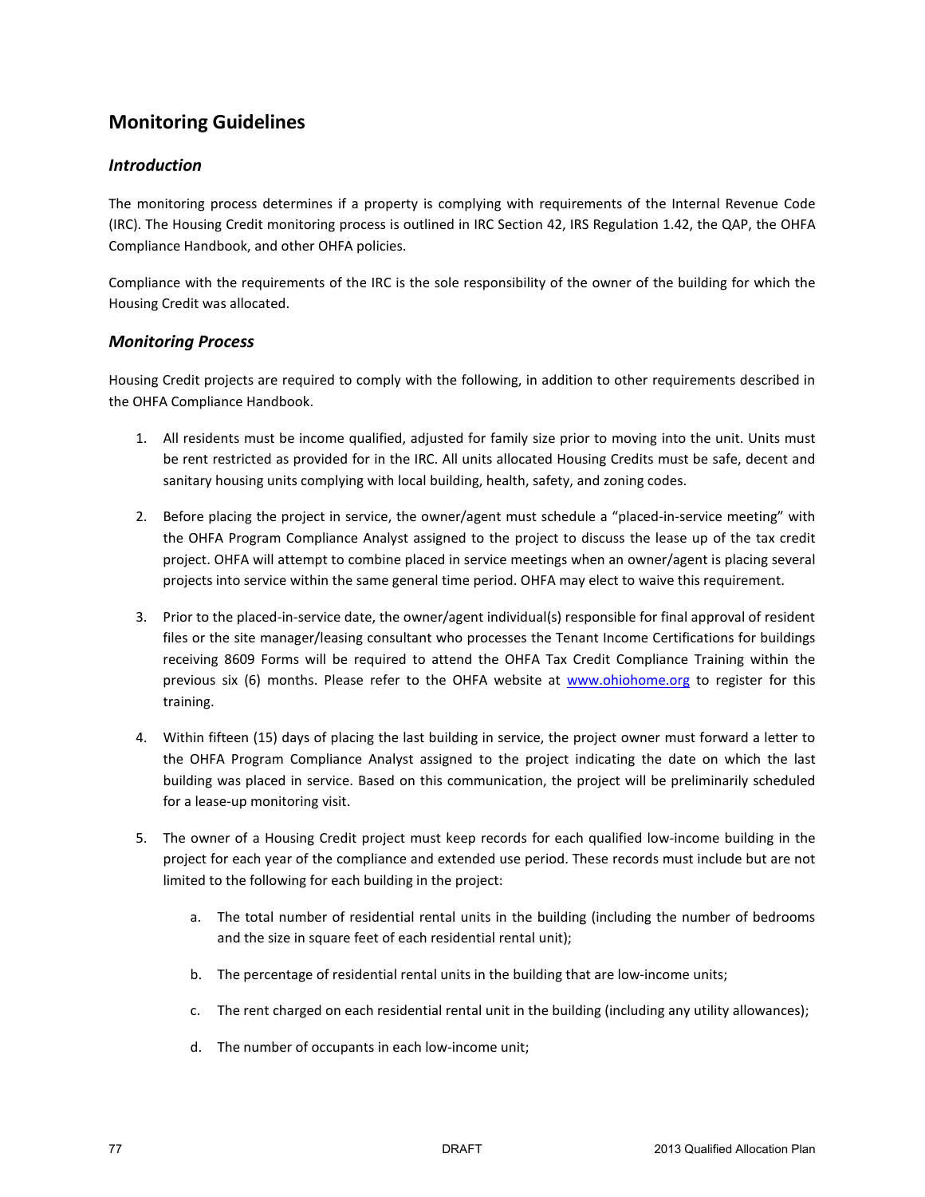## Monitoring Guidelines

### *Introduction*

The monitoring process determines if a property is complying with requirements of the Internal Revenue Code (IRC). The Housing Credit monitoring process is outlined in IRC Section 42, IRS Regulation 1.42, the QAP, the OHFA Compliance Handbook, and other OHFA policies.

Compliance with the requirements of the IRC is the sole responsibility of the owner of the building for which the Housing Credit was allocated.

### *Monitoring Process*

Housing Credit projects are required to comply with the following, in addition to other requirements described in the OHFA Compliance Handbook.

1. All residents must be income qualified, adjusted for family size prior to moving into the unit. Units must be rent restricted as provided for in the IRC. All units allocated Housing Credits must be safe, decent and sanitary housing units complying with local building, health, safety, and zoning codes.

2. Before placing the project in service, the owner/agent must schedule a "placed-in-service meeting" with the OHFA Program Compliance Analyst assigned to the project to discuss the lease up of the tax credit project. OHFA will attempt to combine placed in service meetings when an owner/agent is placing several projects into service within the same general time period. OHFA may elect to waive this requirement.

3. Prior to the placed-in-service date, the owner/agent individual(s) responsible for final approval of resident files or the site manager/leasing consultant who processes the Tenant Income Certifications for buildings receiving 8609 Forms will be required to attend the OHFA Tax Credit Compliance Training within the previous six (6) months. Please refer to the OHFA website at [www.ohiohome.org](http://www.ohiohome.org) to register for this training.

4. Within fifteen (15) days of placing the last building in service, the project owner must forward a letter to the OHFA Program Compliance Analyst assigned to the project indicating the date on which the last building was placed in service. Based on this communication, the project will be preliminarily scheduled for a lease-up monitoring visit.

5. The owner of a Housing Credit project must keep records for each qualified low-income building in the project for each year of the compliance and extended use period. These records must include but are not limited to the following for each building in the project:

    a. The total number of residential rental units in the building (including the number of bedrooms and the size in square feet of each residential rental unit);

    b. The percentage of residential rental units in the building that are low-income units;

    c. The rent charged on each residential rental unit in the building (including any utility allowances);

    d. The number of occupants in each low-income unit;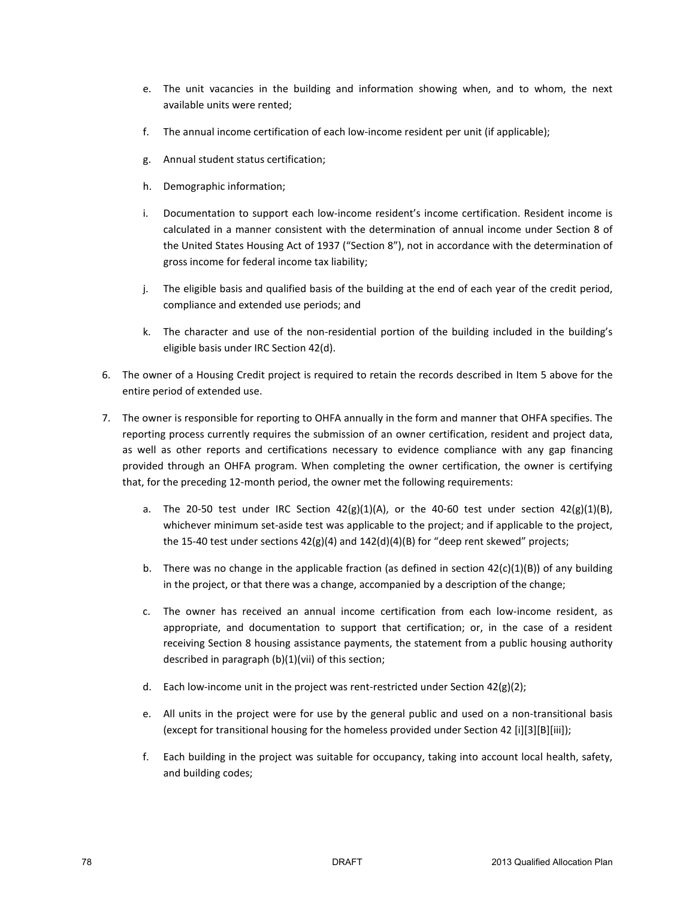e. The unit vacancies in the building and information showing when, and to whom, the next available units were rented;

f. The annual income certification of each low-income resident per unit (if applicable);

g. Annual student status certification;

h. Demographic information;

i. Documentation to support each low-income resident's income certification. Resident income is calculated in a manner consistent with the determination of annual income under Section 8 of the United States Housing Act of 1937 ("Section 8"), not in accordance with the determination of gross income for federal income tax liability;

j. The eligible basis and qualified basis of the building at the end of each year of the credit period, compliance and extended use periods; and

k. The character and use of the non-residential portion of the building included in the building's eligible basis under IRC Section 42(d).

6. The owner of a Housing Credit project is required to retain the records described in Item 5 above for the entire period of extended use.

7. The owner is responsible for reporting to OHFA annually in the form and manner that OHFA specifies. The reporting process currently requires the submission of an owner certification, resident and project data, as well as other reports and certifications necessary to evidence compliance with any gap financing provided through an OHFA program. When completing the owner certification, the owner is certifying that, for the preceding 12-month period, the owner met the following requirements:

   a. The 20-50 test under IRC Section 42(g)(1)(A), or the 40-60 test under section 42(g)(1)(B), whichever minimum set-aside test was applicable to the project; and if applicable to the project, the 15-40 test under sections 42(g)(4) and 142(d)(4)(B) for "deep rent skewed" projects;

   b. There was no change in the applicable fraction (as defined in section 42(c)(1)(B)) of any building in the project, or that there was a change, accompanied by a description of the change;

   c. The owner has received an annual income certification from each low-income resident, as appropriate, and documentation to support that certification; or, in the case of a resident receiving Section 8 housing assistance payments, the statement from a public housing authority described in paragraph (b)(1)(vii) of this section;

   d. Each low-income unit in the project was rent-restricted under Section 42(g)(2);

   e. All units in the project were for use by the general public and used on a non-transitional basis (except for transitional housing for the homeless provided under Section 42 [i][3][B][iii]);

   f. Each building in the project was suitable for occupancy, taking into account local health, safety, and building codes;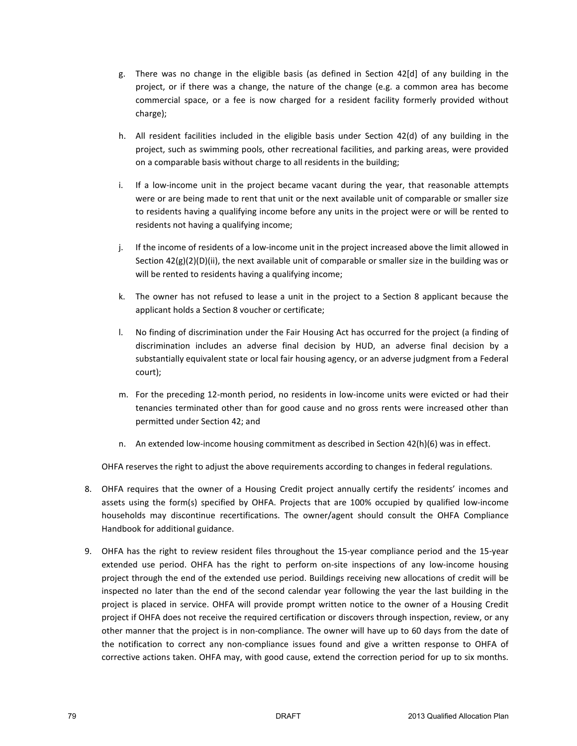g. There was no change in the eligible basis (as defined in Section 42[d] of any building in the project, or if there was a change, the nature of the change (e.g. a common area has become commercial space, or a fee is now charged for a resident facility formerly provided without charge);

h. All resident facilities included in the eligible basis under Section 42(d) of any building in the project, such as swimming pools, other recreational facilities, and parking areas, were provided on a comparable basis without charge to all residents in the building;

i. If a low-income unit in the project became vacant during the year, that reasonable attempts were or are being made to rent that unit or the next available unit of comparable or smaller size to residents having a qualifying income before any units in the project were or will be rented to residents not having a qualifying income;

j. If the income of residents of a low-income unit in the project increased above the limit allowed in Section 42(g)(2)(D)(ii), the next available unit of comparable or smaller size in the building was or will be rented to residents having a qualifying income;

k. The owner has not refused to lease a unit in the project to a Section 8 applicant because the applicant holds a Section 8 voucher or certificate;

l. No finding of discrimination under the Fair Housing Act has occurred for the project (a finding of discrimination includes an adverse final decision by HUD, an adverse final decision by a substantially equivalent state or local fair housing agency, or an adverse judgment from a Federal court);

m. For the preceding 12-month period, no residents in low-income units were evicted or had their tenancies terminated other than for good cause and no gross rents were increased other than permitted under Section 42; and

n. An extended low-income housing commitment as described in Section 42(h)(6) was in effect.

OHFA reserves the right to adjust the above requirements according to changes in federal regulations.

8. OHFA requires that the owner of a Housing Credit project annually certify the residents' incomes and assets using the form(s) specified by OHFA. Projects that are 100% occupied by qualified low-income households may discontinue recertifications. The owner/agent should consult the OHFA Compliance Handbook for additional guidance.

9. OHFA has the right to review resident files throughout the 15-year compliance period and the 15-year extended use period. OHFA has the right to perform on-site inspections of any low-income housing project through the end of the extended use period. Buildings receiving new allocations of credit will be inspected no later than the end of the second calendar year following the year the last building in the project is placed in service. OHFA will provide prompt written notice to the owner of a Housing Credit project if OHFA does not receive the required certification or discovers through inspection, review, or any other manner that the project is in non-compliance. The owner will have up to 60 days from the date of the notification to correct any non-compliance issues found and give a written response to OHFA of corrective actions taken. OHFA may, with good cause, extend the correction period for up to six months.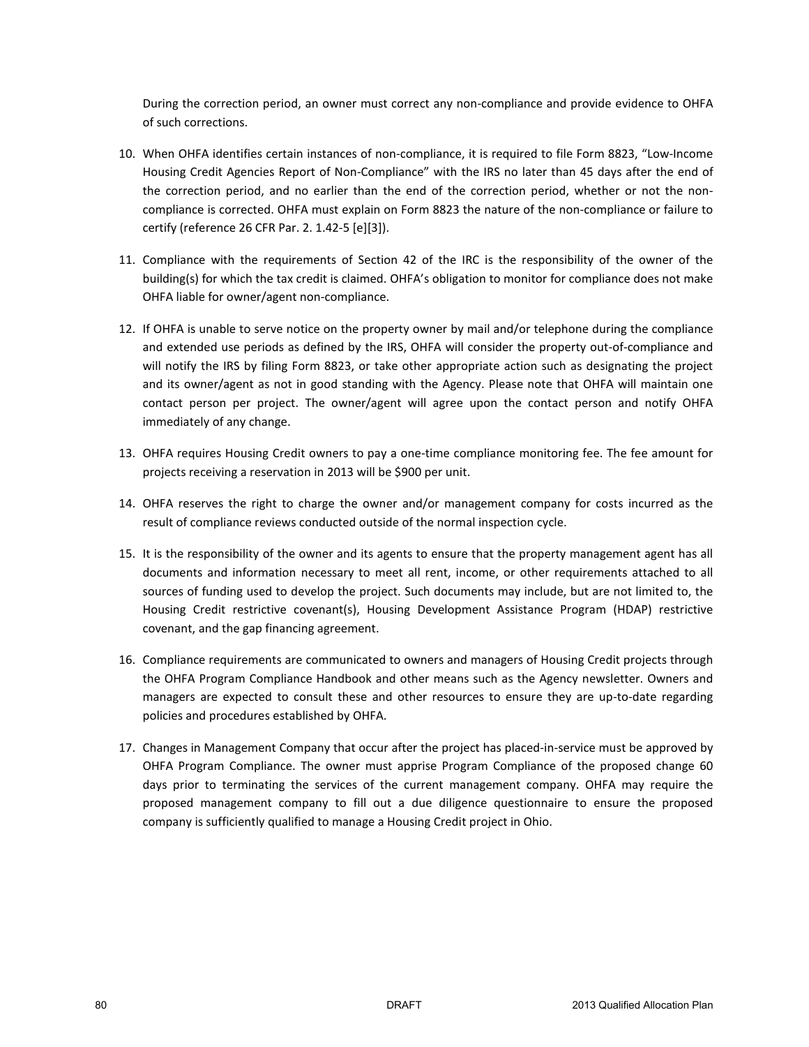During the correction period, an owner must correct any non-compliance and provide evidence to OHFA of such corrections.

10. When OHFA identifies certain instances of non-compliance, it is required to file Form 8823, "Low-Income Housing Credit Agencies Report of Non-Compliance" with the IRS no later than 45 days after the end of the correction period, and no earlier than the end of the correction period, whether or not the non-compliance is corrected. OHFA must explain on Form 8823 the nature of the non-compliance or failure to certify (reference 26 CFR Par. 2. 1.42-5 [e][3]).

11. Compliance with the requirements of Section 42 of the IRC is the responsibility of the owner of the building(s) for which the tax credit is claimed. OHFA's obligation to monitor for compliance does not make OHFA liable for owner/agent non-compliance.

12. If OHFA is unable to serve notice on the property owner by mail and/or telephone during the compliance and extended use periods as defined by the IRS, OHFA will consider the property out-of-compliance and will notify the IRS by filing Form 8823, or take other appropriate action such as designating the project and its owner/agent as not in good standing with the Agency. Please note that OHFA will maintain one contact person per project. The owner/agent will agree upon the contact person and notify OHFA immediately of any change.

13. OHFA requires Housing Credit owners to pay a one-time compliance monitoring fee. The fee amount for projects receiving a reservation in 2013 will be $900 per unit.

14. OHFA reserves the right to charge the owner and/or management company for costs incurred as the result of compliance reviews conducted outside of the normal inspection cycle.

15. It is the responsibility of the owner and its agents to ensure that the property management agent has all documents and information necessary to meet all rent, income, or other requirements attached to all sources of funding used to develop the project. Such documents may include, but are not limited to, the Housing Credit restrictive covenant(s), Housing Development Assistance Program (HDAP) restrictive covenant, and the gap financing agreement.

16. Compliance requirements are communicated to owners and managers of Housing Credit projects through the OHFA Program Compliance Handbook and other means such as the Agency newsletter. Owners and managers are expected to consult these and other resources to ensure they are up-to-date regarding policies and procedures established by OHFA.

17. Changes in Management Company that occur after the project has placed-in-service must be approved by OHFA Program Compliance. The owner must apprise Program Compliance of the proposed change 60 days prior to terminating the services of the current management company. OHFA may require the proposed management company to fill out a due diligence questionnaire to ensure the proposed company is sufficiently qualified to manage a Housing Credit project in Ohio.